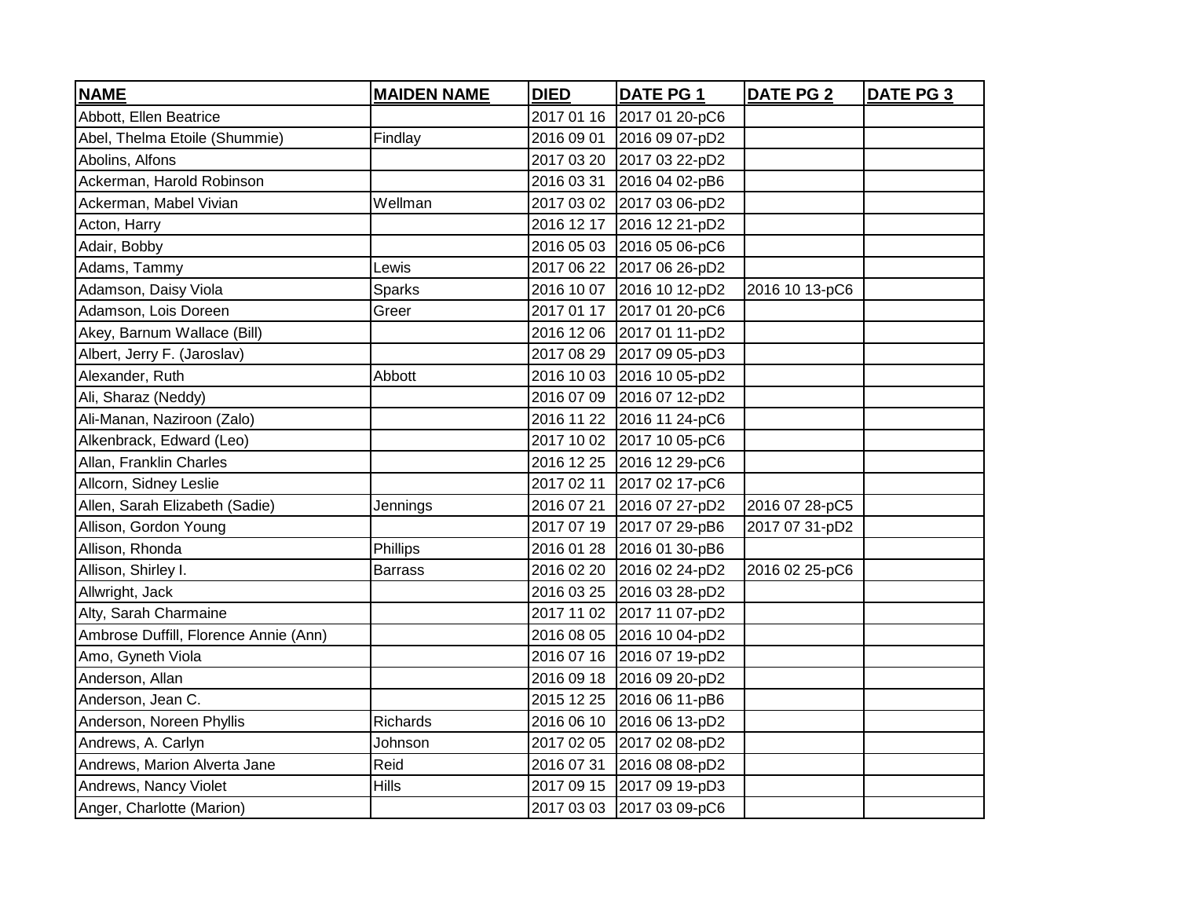| NAME | MAIDEN NAME | DIED | DATE PG 1 | DATE PG 2 | DATE PG 3 |
|---|---|---|---|---|---|
| Abbott, Ellen Beatrice | | 2017 01 16 | 2017 01 20-pC6 | | |
| Abel, Thelma Etoile (Shummie) | Findlay | 2016 09 01 | 2016 09 07-pD2 | | |
| Abolins, Alfons | | 2017 03 20 | 2017 03 22-pD2 | | |
| Ackerman, Harold Robinson | | 2016 03 31 | 2016 04 02-pB6 | | |
| Ackerman, Mabel Vivian | Wellman | 2017 03 02 | 2017 03 06-pD2 | | |
| Acton, Harry | | 2016 12 17 | 2016 12 21-pD2 | | |
| Adair, Bobby | | 2016 05 03 | 2016 05 06-pC6 | | |
| Adams, Tammy | Lewis | 2017 06 22 | 2017 06 26-pD2 | | |
| Adamson, Daisy Viola | Sparks | 2016 10 07 | 2016 10 12-pD2 | 2016 10 13-pC6 | |
| Adamson, Lois Doreen | Greer | 2017 01 17 | 2017 01 20-pC6 | | |
| Akey, Barnum Wallace (Bill) | | 2016 12 06 | 2017 01 11-pD2 | | |
| Albert, Jerry F. (Jaroslav) | | 2017 08 29 | 2017 09 05-pD3 | | |
| Alexander, Ruth | Abbott | 2016 10 03 | 2016 10 05-pD2 | | |
| Ali, Sharaz (Neddy) | | 2016 07 09 | 2016 07 12-pD2 | | |
| Ali-Manan, Naziroon (Zalo) | | 2016 11 22 | 2016 11 24-pC6 | | |
| Alkenbrack, Edward (Leo) | | 2017 10 02 | 2017 10 05-pC6 | | |
| Allan, Franklin Charles | | 2016 12 25 | 2016 12 29-pC6 | | |
| Allcorn, Sidney Leslie | | 2017 02 11 | 2017 02 17-pC6 | | |
| Allen, Sarah Elizabeth (Sadie) | Jennings | 2016 07 21 | 2016 07 27-pD2 | 2016 07 28-pC5 | |
| Allison, Gordon Young | | 2017 07 19 | 2017 07 29-pB6 | 2017 07 31-pD2 | |
| Allison, Rhonda | Phillips | 2016 01 28 | 2016 01 30-pB6 | | |
| Allison, Shirley I. | Barrass | 2016 02 20 | 2016 02 24-pD2 | 2016 02 25-pC6 | |
| Allwright, Jack | | 2016 03 25 | 2016 03 28-pD2 | | |
| Alty, Sarah Charmaine | | 2017 11 02 | 2017 11 07-pD2 | | |
| Ambrose Duffill, Florence Annie (Ann) | | 2016 08 05 | 2016 10 04-pD2 | | |
| Amo, Gyneth Viola | | 2016 07 16 | 2016 07 19-pD2 | | |
| Anderson, Allan | | 2016 09 18 | 2016 09 20-pD2 | | |
| Anderson, Jean C. | | 2015 12 25 | 2016 06 11-pB6 | | |
| Anderson, Noreen Phyllis | Richards | 2016 06 10 | 2016 06 13-pD2 | | |
| Andrews, A. Carlyn | Johnson | 2017 02 05 | 2017 02 08-pD2 | | |
| Andrews, Marion Alverta Jane | Reid | 2016 07 31 | 2016 08 08-pD2 | | |
| Andrews, Nancy Violet | Hills | 2017 09 15 | 2017 09 19-pD3 | | |
| Anger, Charlotte (Marion) | | 2017 03 03 | 2017 03 09-pC6 | | |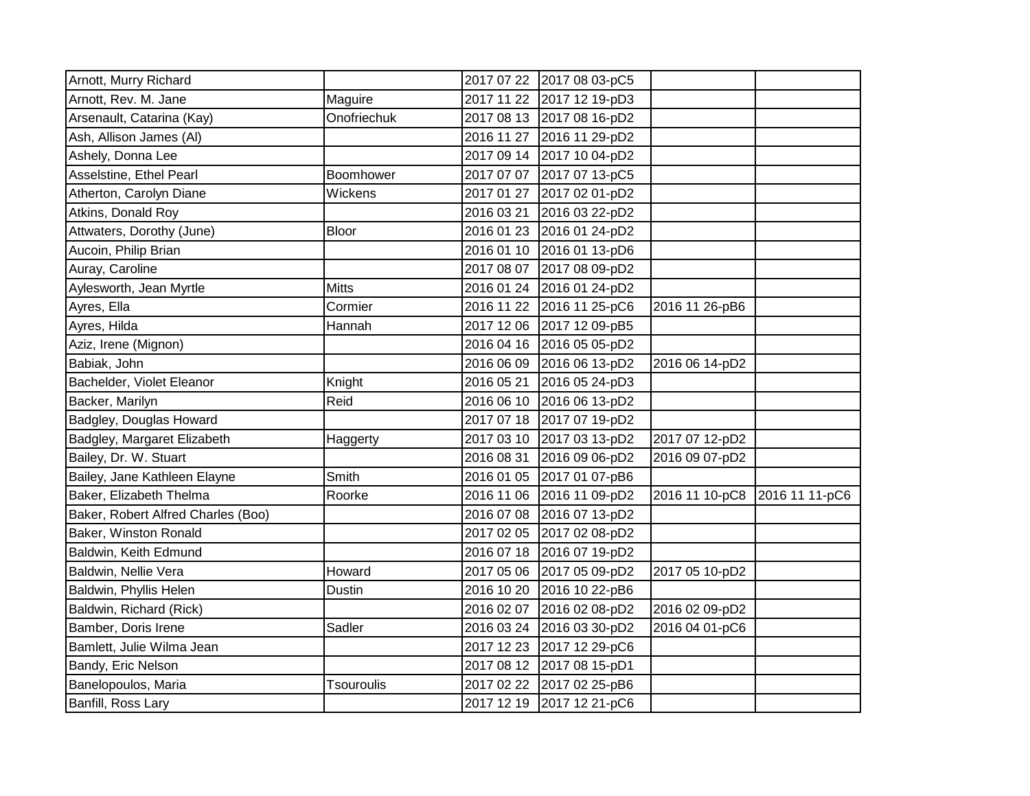| | | | | | |
|---|---|---|---|---|---|
| Arnott, Murry Richard | | 2017 07 22 | 2017 08 03-pC5 | | |
| Arnott, Rev. M. Jane | Maguire | 2017 11 22 | 2017 12 19-pD3 | | |
| Arsenault, Catarina (Kay) | Onofriechuk | 2017 08 13 | 2017 08 16-pD2 | | |
| Ash, Allison James (Al) | | 2016 11 27 | 2016 11 29-pD2 | | |
| Ashely, Donna Lee | | 2017 09 14 | 2017 10 04-pD2 | | |
| Asselstine, Ethel Pearl | Boomhower | 2017 07 07 | 2017 07 13-pC5 | | |
| Atherton, Carolyn Diane | Wickens | 2017 01 27 | 2017 02 01-pD2 | | |
| Atkins, Donald Roy | | 2016 03 21 | 2016 03 22-pD2 | | |
| Attwaters, Dorothy (June) | Bloor | 2016 01 23 | 2016 01 24-pD2 | | |
| Aucoin, Philip Brian | | 2016 01 10 | 2016 01 13-pD6 | | |
| Auray, Caroline | | 2017 08 07 | 2017 08 09-pD2 | | |
| Aylesworth, Jean Myrtle | Mitts | 2016 01 24 | 2016 01 24-pD2 | | |
| Ayres, Ella | Cormier | 2016 11 22 | 2016 11 25-pC6 | 2016 11 26-pB6 | |
| Ayres, Hilda | Hannah | 2017 12 06 | 2017 12 09-pB5 | | |
| Aziz, Irene (Mignon) | | 2016 04 16 | 2016 05 05-pD2 | | |
| Babiak, John | | 2016 06 09 | 2016 06 13-pD2 | 2016 06 14-pD2 | |
| Bachelder, Violet Eleanor | Knight | 2016 05 21 | 2016 05 24-pD3 | | |
| Backer, Marilyn | Reid | 2016 06 10 | 2016 06 13-pD2 | | |
| Badgley, Douglas Howard | | 2017 07 18 | 2017 07 19-pD2 | | |
| Badgley, Margaret Elizabeth | Haggerty | 2017 03 10 | 2017 03 13-pD2 | 2017 07 12-pD2 | |
| Bailey, Dr. W. Stuart | | 2016 08 31 | 2016 09 06-pD2 | 2016 09 07-pD2 | |
| Bailey, Jane Kathleen Elayne | Smith | 2016 01 05 | 2017 01 07-pB6 | | |
| Baker, Elizabeth Thelma | Roorke | 2016 11 06 | 2016 11 09-pD2 | 2016 11 10-pC8 | 2016 11 11-pC6 |
| Baker, Robert Alfred Charles (Boo) | | 2016 07 08 | 2016 07 13-pD2 | | |
| Baker, Winston Ronald | | 2017 02 05 | 2017 02 08-pD2 | | |
| Baldwin, Keith Edmund | | 2016 07 18 | 2016 07 19-pD2 | | |
| Baldwin, Nellie Vera | Howard | 2017 05 06 | 2017 05 09-pD2 | 2017 05 10-pD2 | |
| Baldwin, Phyllis Helen | Dustin | 2016 10 20 | 2016 10 22-pB6 | | |
| Baldwin, Richard (Rick) | | 2016 02 07 | 2016 02 08-pD2 | 2016 02 09-pD2 | |
| Bamber, Doris Irene | Sadler | 2016 03 24 | 2016 03 30-pD2 | 2016 04 01-pC6 | |
| Bamlett, Julie Wilma Jean | | 2017 12 23 | 2017 12 29-pC6 | | |
| Bandy, Eric Nelson | | 2017 08 12 | 2017 08 15-pD1 | | |
| Banelopoulos, Maria | Tsouroulis | 2017 02 22 | 2017 02 25-pB6 | | |
| Banfill, Ross Lary | | 2017 12 19 | 2017 12 21-pC6 | | |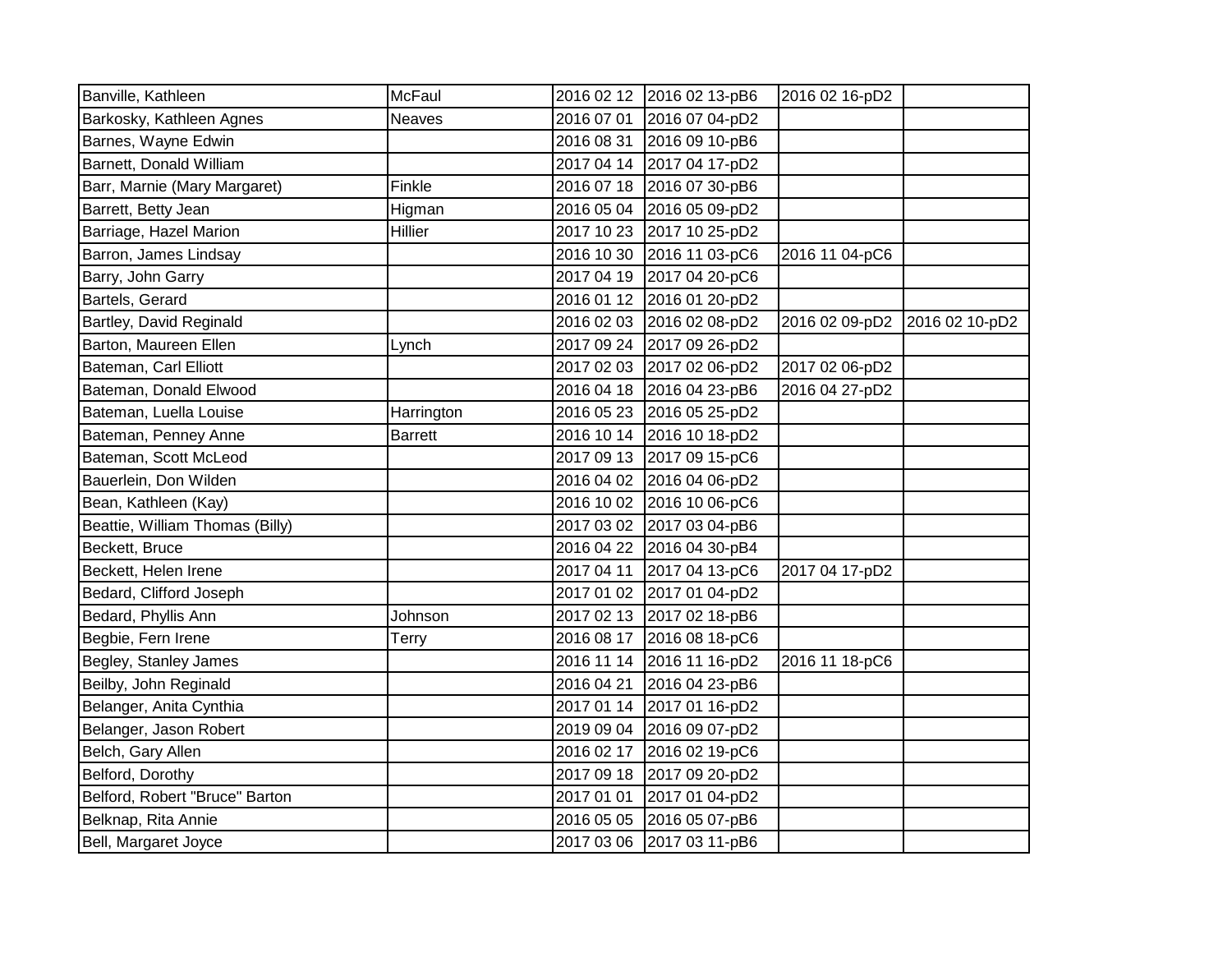| | | | | | |
|---|---|---|---|---|---|
| Banville, Kathleen | McFaul | 2016 02 12 | 2016 02 13-pB6 | 2016 02 16-pD2 | |
| Barkosky, Kathleen Agnes | Neaves | 2016 07 01 | 2016 07 04-pD2 | | |
| Barnes, Wayne Edwin | | 2016 08 31 | 2016 09 10-pB6 | | |
| Barnett, Donald William | | 2017 04 14 | 2017 04 17-pD2 | | |
| Barr, Marnie (Mary Margaret) | Finkle | 2016 07 18 | 2016 07 30-pB6 | | |
| Barrett, Betty Jean | Higman | 2016 05 04 | 2016 05 09-pD2 | | |
| Barriage, Hazel Marion | Hillier | 2017 10 23 | 2017 10 25-pD2 | | |
| Barron, James Lindsay | | 2016 10 30 | 2016 11 03-pC6 | 2016 11 04-pC6 | |
| Barry, John Garry | | 2017 04 19 | 2017 04 20-pC6 | | |
| Bartels, Gerard | | 2016 01 12 | 2016 01 20-pD2 | | |
| Bartley, David Reginald | | 2016 02 03 | 2016 02 08-pD2 | 2016 02 09-pD2 | 2016 02 10-pD2 |
| Barton, Maureen Ellen | Lynch | 2017 09 24 | 2017 09 26-pD2 | | |
| Bateman, Carl Elliott | | 2017 02 03 | 2017 02 06-pD2 | 2017 02 06-pD2 | |
| Bateman, Donald Elwood | | 2016 04 18 | 2016 04 23-pB6 | 2016 04 27-pD2 | |
| Bateman, Luella Louise | Harrington | 2016 05 23 | 2016 05 25-pD2 | | |
| Bateman, Penney Anne | Barrett | 2016 10 14 | 2016 10 18-pD2 | | |
| Bateman, Scott McLeod | | 2017 09 13 | 2017 09 15-pC6 | | |
| Bauerlein, Don Wilden | | 2016 04 02 | 2016 04 06-pD2 | | |
| Bean, Kathleen (Kay) | | 2016 10 02 | 2016 10 06-pC6 | | |
| Beattie, William Thomas (Billy) | | 2017 03 02 | 2017 03 04-pB6 | | |
| Beckett, Bruce | | 2016 04 22 | 2016 04 30-pB4 | | |
| Beckett, Helen Irene | | 2017 04 11 | 2017 04 13-pC6 | 2017 04 17-pD2 | |
| Bedard, Clifford Joseph | | 2017 01 02 | 2017 01 04-pD2 | | |
| Bedard, Phyllis Ann | Johnson | 2017 02 13 | 2017 02 18-pB6 | | |
| Begbie, Fern Irene | Terry | 2016 08 17 | 2016 08 18-pC6 | | |
| Begley, Stanley James | | 2016 11 14 | 2016 11 16-pD2 | 2016 11 18-pC6 | |
| Beilby, John Reginald | | 2016 04 21 | 2016 04 23-pB6 | | |
| Belanger, Anita Cynthia | | 2017 01 14 | 2017 01 16-pD2 | | |
| Belanger, Jason Robert | | 2019 09 04 | 2016 09 07-pD2 | | |
| Belch, Gary Allen | | 2016 02 17 | 2016 02 19-pC6 | | |
| Belford, Dorothy | | 2017 09 18 | 2017 09 20-pD2 | | |
| Belford, Robert "Bruce" Barton | | 2017 01 01 | 2017 01 04-pD2 | | |
| Belknap, Rita Annie | | 2016 05 05 | 2016 05 07-pB6 | | |
| Bell, Margaret Joyce | | 2017 03 06 | 2017 03 11-pB6 | | |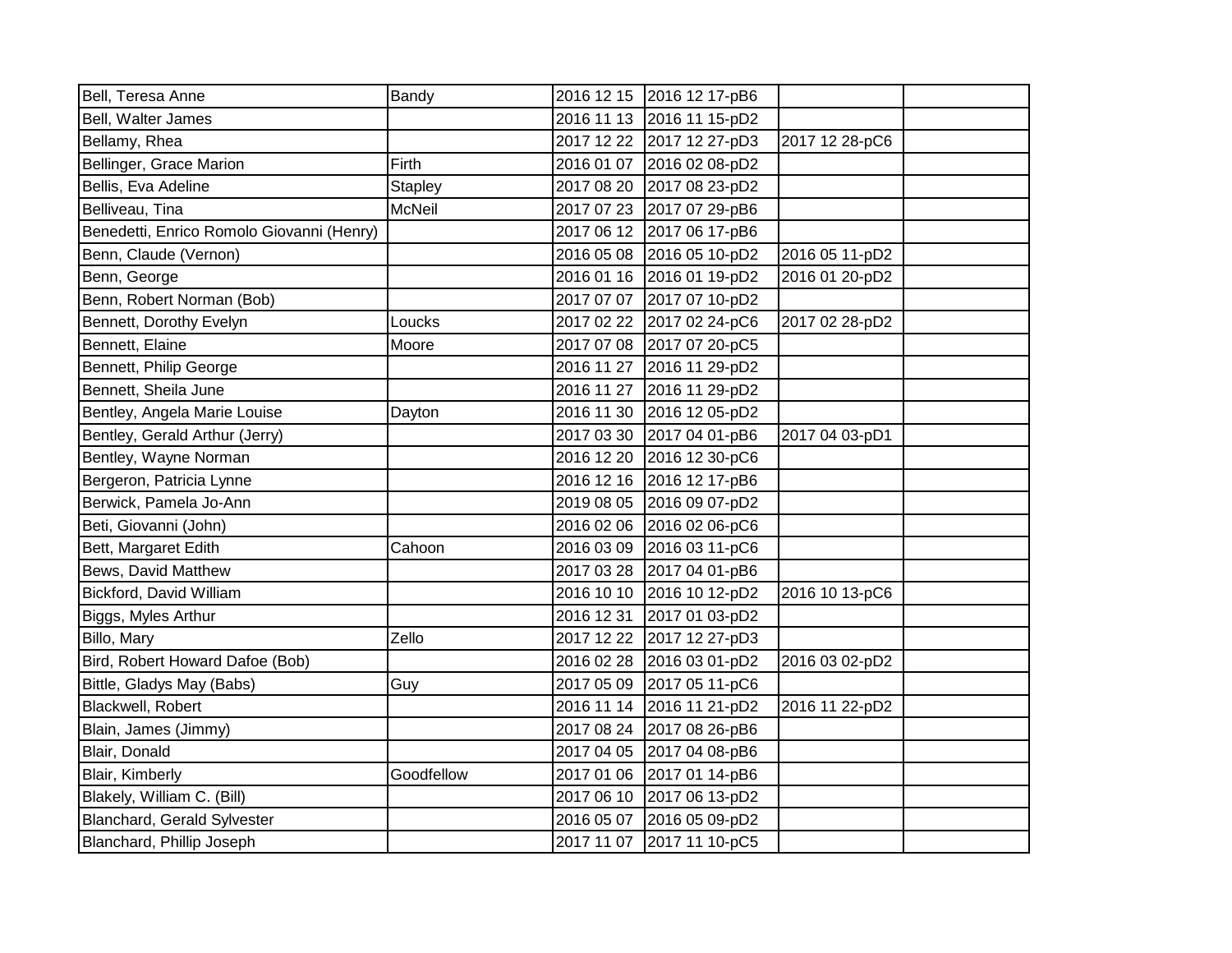| | | | | | |
|---|---|---|---|---|---|
| Bell, Teresa Anne | Bandy | 2016 12 15 | 2016 12 17-pB6 | | |
| Bell, Walter James | | 2016 11 13 | 2016 11 15-pD2 | | |
| Bellamy, Rhea | | 2017 12 22 | 2017 12 27-pD3 | 2017 12 28-pC6 | |
| Bellinger, Grace Marion | Firth | 2016 01 07 | 2016 02 08-pD2 | | |
| Bellis, Eva Adeline | Stapley | 2017 08 20 | 2017 08 23-pD2 | | |
| Belliveau, Tina | McNeil | 2017 07 23 | 2017 07 29-pB6 | | |
| Benedetti, Enrico Romolo Giovanni (Henry) | | 2017 06 12 | 2017 06 17-pB6 | | |
| Benn, Claude (Vernon) | | 2016 05 08 | 2016 05 10-pD2 | 2016 05 11-pD2 | |
| Benn, George | | 2016 01 16 | 2016 01 19-pD2 | 2016 01 20-pD2 | |
| Benn, Robert Norman (Bob) | | 2017 07 07 | 2017 07 10-pD2 | | |
| Bennett, Dorothy Evelyn | Loucks | 2017 02 22 | 2017 02 24-pC6 | 2017 02 28-pD2 | |
| Bennett, Elaine | Moore | 2017 07 08 | 2017 07 20-pC5 | | |
| Bennett, Philip George | | 2016 11 27 | 2016 11 29-pD2 | | |
| Bennett, Sheila June | | 2016 11 27 | 2016 11 29-pD2 | | |
| Bentley, Angela Marie Louise | Dayton | 2016 11 30 | 2016 12 05-pD2 | | |
| Bentley, Gerald Arthur (Jerry) | | 2017 03 30 | 2017 04 01-pB6 | 2017 04 03-pD1 | |
| Bentley, Wayne Norman | | 2016 12 20 | 2016 12 30-pC6 | | |
| Bergeron, Patricia Lynne | | 2016 12 16 | 2016 12 17-pB6 | | |
| Berwick, Pamela Jo-Ann | | 2019 08 05 | 2016 09 07-pD2 | | |
| Beti, Giovanni (John) | | 2016 02 06 | 2016 02 06-pC6 | | |
| Bett, Margaret Edith | Cahoon | 2016 03 09 | 2016 03 11-pC6 | | |
| Bews, David Matthew | | 2017 03 28 | 2017 04 01-pB6 | | |
| Bickford, David William | | 2016 10 10 | 2016 10 12-pD2 | 2016 10 13-pC6 | |
| Biggs, Myles Arthur | | 2016 12 31 | 2017 01 03-pD2 | | |
| Billo, Mary | Zello | 2017 12 22 | 2017 12 27-pD3 | | |
| Bird, Robert Howard Dafoe (Bob) | | 2016 02 28 | 2016 03 01-pD2 | 2016 03 02-pD2 | |
| Bittle, Gladys May (Babs) | Guy | 2017 05 09 | 2017 05 11-pC6 | | |
| Blackwell, Robert | | 2016 11 14 | 2016 11 21-pD2 | 2016 11 22-pD2 | |
| Blain, James (Jimmy) | | 2017 08 24 | 2017 08 26-pB6 | | |
| Blair, Donald | | 2017 04 05 | 2017 04 08-pB6 | | |
| Blair, Kimberly | Goodfellow | 2017 01 06 | 2017 01 14-pB6 | | |
| Blakely, William C. (Bill) | | 2017 06 10 | 2017 06 13-pD2 | | |
| Blanchard, Gerald Sylvester | | 2016 05 07 | 2016 05 09-pD2 | | |
| Blanchard, Phillip Joseph | | 2017 11 07 | 2017 11 10-pC5 | | |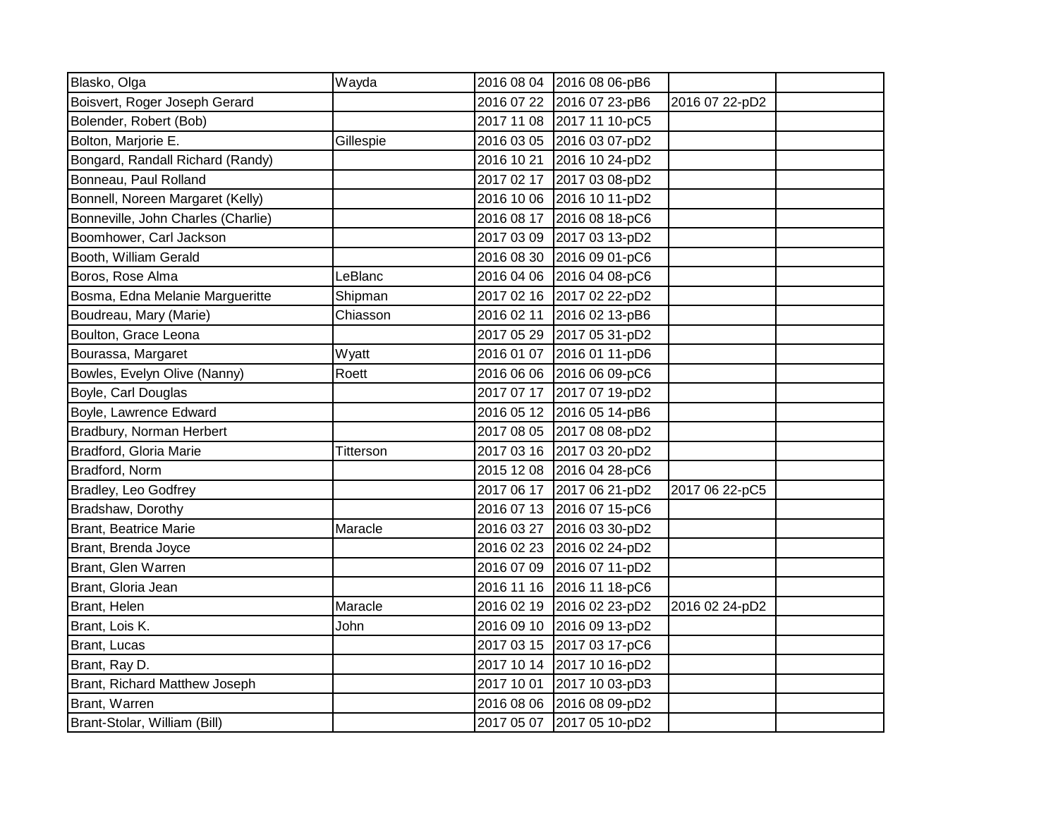| | | | | | |
|---|---|---|---|---|---|
| Blasko, Olga | Wayda | 2016 08 04 | 2016 08 06-pB6 | | |
| Boisvert, Roger Joseph Gerard | | 2016 07 22 | 2016 07 23-pB6 | 2016 07 22-pD2 | |
| Bolender, Robert (Bob) | | 2017 11 08 | 2017 11 10-pC5 | | |
| Bolton, Marjorie E. | Gillespie | 2016 03 05 | 2016 03 07-pD2 | | |
| Bongard, Randall Richard (Randy) | | 2016 10 21 | 2016 10 24-pD2 | | |
| Bonneau, Paul Rolland | | 2017 02 17 | 2017 03 08-pD2 | | |
| Bonnell, Noreen Margaret (Kelly) | | 2016 10 06 | 2016 10 11-pD2 | | |
| Bonneville, John Charles (Charlie) | | 2016 08 17 | 2016 08 18-pC6 | | |
| Boomhower, Carl Jackson | | 2017 03 09 | 2017 03 13-pD2 | | |
| Booth, William Gerald | | 2016 08 30 | 2016 09 01-pC6 | | |
| Boros, Rose Alma | LeBlanc | 2016 04 06 | 2016 04 08-pC6 | | |
| Bosma, Edna Melanie Margueritte | Shipman | 2017 02 16 | 2017 02 22-pD2 | | |
| Boudreau, Mary (Marie) | Chiasson | 2016 02 11 | 2016 02 13-pB6 | | |
| Boulton, Grace Leona | | 2017 05 29 | 2017 05 31-pD2 | | |
| Bourassa, Margaret | Wyatt | 2016 01 07 | 2016 01 11-pD6 | | |
| Bowles, Evelyn Olive (Nanny) | Roett | 2016 06 06 | 2016 06 09-pC6 | | |
| Boyle, Carl Douglas | | 2017 07 17 | 2017 07 19-pD2 | | |
| Boyle, Lawrence Edward | | 2016 05 12 | 2016 05 14-pB6 | | |
| Bradbury, Norman Herbert | | 2017 08 05 | 2017 08 08-pD2 | | |
| Bradford, Gloria Marie | Titterson | 2017 03 16 | 2017 03 20-pD2 | | |
| Bradford, Norm | | 2015 12 08 | 2016 04 28-pC6 | | |
| Bradley, Leo Godfrey | | 2017 06 17 | 2017 06 21-pD2 | 2017 06 22-pC5 | |
| Bradshaw, Dorothy | | 2016 07 13 | 2016 07 15-pC6 | | |
| Brant, Beatrice Marie | Maracle | 2016 03 27 | 2016 03 30-pD2 | | |
| Brant, Brenda Joyce | | 2016 02 23 | 2016 02 24-pD2 | | |
| Brant, Glen Warren | | 2016 07 09 | 2016 07 11-pD2 | | |
| Brant, Gloria Jean | | 2016 11 16 | 2016 11 18-pC6 | | |
| Brant, Helen | Maracle | 2016 02 19 | 2016 02 23-pD2 | 2016 02 24-pD2 | |
| Brant, Lois K. | John | 2016 09 10 | 2016 09 13-pD2 | | |
| Brant, Lucas | | 2017 03 15 | 2017 03 17-pC6 | | |
| Brant, Ray D. | | 2017 10 14 | 2017 10 16-pD2 | | |
| Brant, Richard Matthew Joseph | | 2017 10 01 | 2017 10 03-pD3 | | |
| Brant, Warren | | 2016 08 06 | 2016 08 09-pD2 | | |
| Brant-Stolar, William (Bill) | | 2017 05 07 | 2017 05 10-pD2 | | |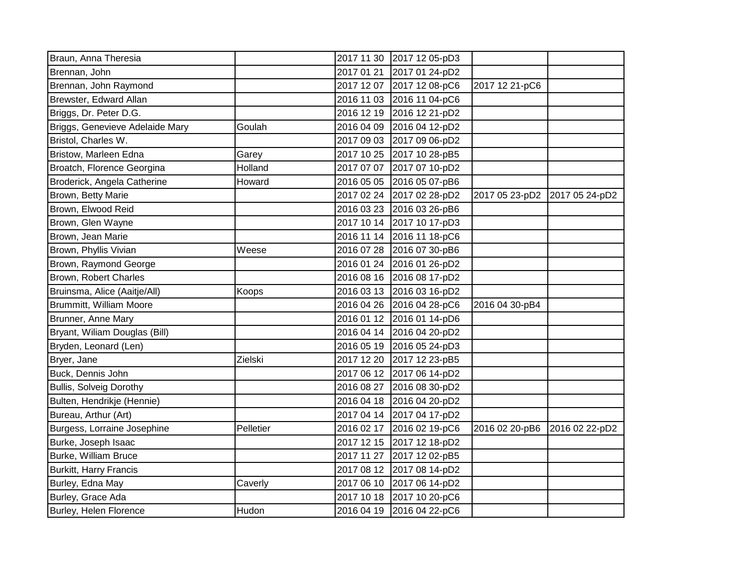| | | | | | |
|---|---|---|---|---|---|
| Braun, Anna Theresia | | 2017 11 30 | 2017 12 05-pD3 | | |
| Brennan, John | | 2017 01 21 | 2017 01 24-pD2 | | |
| Brennan, John Raymond | | 2017 12 07 | 2017 12 08-pC6 | 2017 12 21-pC6 | |
| Brewster, Edward Allan | | 2016 11 03 | 2016 11 04-pC6 | | |
| Briggs, Dr. Peter D.G. | | 2016 12 19 | 2016 12 21-pD2 | | |
| Briggs, Genevieve Adelaide Mary | Goulah | 2016 04 09 | 2016 04 12-pD2 | | |
| Bristol, Charles W. | | 2017 09 03 | 2017 09 06-pD2 | | |
| Bristow, Marleen Edna | Garey | 2017 10 25 | 2017 10 28-pB5 | | |
| Broatch, Florence Georgina | Holland | 2017 07 07 | 2017 07 10-pD2 | | |
| Broderick, Angela Catherine | Howard | 2016 05 05 | 2016 05 07-pB6 | | |
| Brown, Betty Marie | | 2017 02 24 | 2017 02 28-pD2 | 2017 05 23-pD2 | 2017 05 24-pD2 |
| Brown, Elwood Reid | | 2016 03 23 | 2016 03 26-pB6 | | |
| Brown, Glen Wayne | | 2017 10 14 | 2017 10 17-pD3 | | |
| Brown, Jean Marie | | 2016 11 14 | 2016 11 18-pC6 | | |
| Brown, Phyllis Vivian | Weese | 2016 07 28 | 2016 07 30-pB6 | | |
| Brown, Raymond George | | 2016 01 24 | 2016 01 26-pD2 | | |
| Brown, Robert Charles | | 2016 08 16 | 2016 08 17-pD2 | | |
| Bruinsma, Alice (Aaitje/All) | Koops | 2016 03 13 | 2016 03 16-pD2 | | |
| Brummitt, William Moore | | 2016 04 26 | 2016 04 28-pC6 | 2016 04 30-pB4 | |
| Brunner, Anne Mary | | 2016 01 12 | 2016 01 14-pD6 | | |
| Bryant, Wiliam Douglas (Bill) | | 2016 04 14 | 2016 04 20-pD2 | | |
| Bryden, Leonard (Len) | | 2016 05 19 | 2016 05 24-pD3 | | |
| Bryer, Jane | Zielski | 2017 12 20 | 2017 12 23-pB5 | | |
| Buck, Dennis John | | 2017 06 12 | 2017 06 14-pD2 | | |
| Bullis, Solveig Dorothy | | 2016 08 27 | 2016 08 30-pD2 | | |
| Bulten, Hendrikje (Hennie) | | 2016 04 18 | 2016 04 20-pD2 | | |
| Bureau, Arthur (Art) | | 2017 04 14 | 2017 04 17-pD2 | | |
| Burgess, Lorraine Josephine | Pelletier | 2016 02 17 | 2016 02 19-pC6 | 2016 02 20-pB6 | 2016 02 22-pD2 |
| Burke, Joseph Isaac | | 2017 12 15 | 2017 12 18-pD2 | | |
| Burke, William Bruce | | 2017 11 27 | 2017 12 02-pB5 | | |
| Burkitt, Harry Francis | | 2017 08 12 | 2017 08 14-pD2 | | |
| Burley, Edna May | Caverly | 2017 06 10 | 2017 06 14-pD2 | | |
| Burley, Grace Ada | | 2017 10 18 | 2017 10 20-pC6 | | |
| Burley, Helen Florence | Hudon | 2016 04 19 | 2016 04 22-pC6 | | |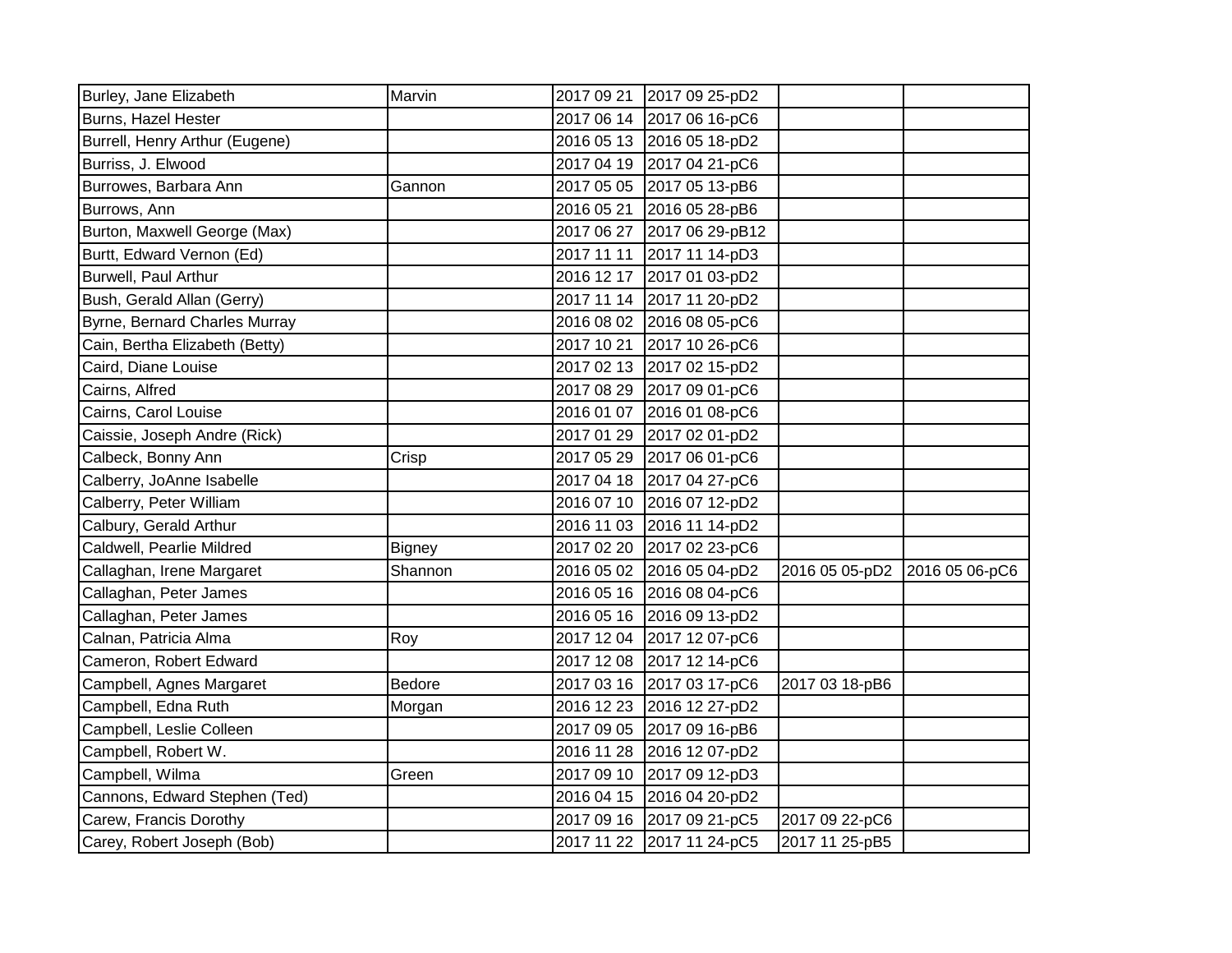| | | | | | |
|---|---|---|---|---|---|
| Burley, Jane Elizabeth | Marvin | 2017 09 21 | 2017 09 25-pD2 | | |
| Burns, Hazel Hester | | 2017 06 14 | 2017 06 16-pC6 | | |
| Burrell, Henry Arthur (Eugene) | | 2016 05 13 | 2016 05 18-pD2 | | |
| Burriss, J. Elwood | | 2017 04 19 | 2017 04 21-pC6 | | |
| Burrowes, Barbara Ann | Gannon | 2017 05 05 | 2017 05 13-pB6 | | |
| Burrows, Ann | | 2016 05 21 | 2016 05 28-pB6 | | |
| Burton, Maxwell George (Max) | | 2017 06 27 | 2017 06 29-pB12 | | |
| Burtt, Edward Vernon (Ed) | | 2017 11 11 | 2017 11 14-pD3 | | |
| Burwell, Paul Arthur | | 2016 12 17 | 2017 01 03-pD2 | | |
| Bush, Gerald Allan (Gerry) | | 2017 11 14 | 2017 11 20-pD2 | | |
| Byrne, Bernard Charles Murray | | 2016 08 02 | 2016 08 05-pC6 | | |
| Cain, Bertha Elizabeth (Betty) | | 2017 10 21 | 2017 10 26-pC6 | | |
| Caird, Diane Louise | | 2017 02 13 | 2017 02 15-pD2 | | |
| Cairns, Alfred | | 2017 08 29 | 2017 09 01-pC6 | | |
| Cairns, Carol Louise | | 2016 01 07 | 2016 01 08-pC6 | | |
| Caissie, Joseph Andre (Rick) | | 2017 01 29 | 2017 02 01-pD2 | | |
| Calbeck, Bonny Ann | Crisp | 2017 05 29 | 2017 06 01-pC6 | | |
| Calberry, JoAnne Isabelle | | 2017 04 18 | 2017 04 27-pC6 | | |
| Calberry, Peter William | | 2016 07 10 | 2016 07 12-pD2 | | |
| Calbury, Gerald Arthur | | 2016 11 03 | 2016 11 14-pD2 | | |
| Caldwell, Pearlie Mildred | Bigney | 2017 02 20 | 2017 02 23-pC6 | | |
| Callaghan, Irene Margaret | Shannon | 2016 05 02 | 2016 05 04-pD2 | 2016 05 05-pD2 | 2016 05 06-pC6 |
| Callaghan, Peter James | | 2016 05 16 | 2016 08 04-pC6 | | |
| Callaghan, Peter James | | 2016 05 16 | 2016 09 13-pD2 | | |
| Calnan, Patricia Alma | Roy | 2017 12 04 | 2017 12 07-pC6 | | |
| Cameron, Robert Edward | | 2017 12 08 | 2017 12 14-pC6 | | |
| Campbell, Agnes Margaret | Bedore | 2017 03 16 | 2017 03 17-pC6 | 2017 03 18-pB6 | |
| Campbell, Edna Ruth | Morgan | 2016 12 23 | 2016 12 27-pD2 | | |
| Campbell, Leslie Colleen | | 2017 09 05 | 2017 09 16-pB6 | | |
| Campbell, Robert W. | | 2016 11 28 | 2016 12 07-pD2 | | |
| Campbell, Wilma | Green | 2017 09 10 | 2017 09 12-pD3 | | |
| Cannons, Edward Stephen (Ted) | | 2016 04 15 | 2016 04 20-pD2 | | |
| Carew, Francis Dorothy | | 2017 09 16 | 2017 09 21-pC5 | 2017 09 22-pC6 | |
| Carey, Robert Joseph (Bob) | | 2017 11 22 | 2017 11 24-pC5 | 2017 11 25-pB5 | |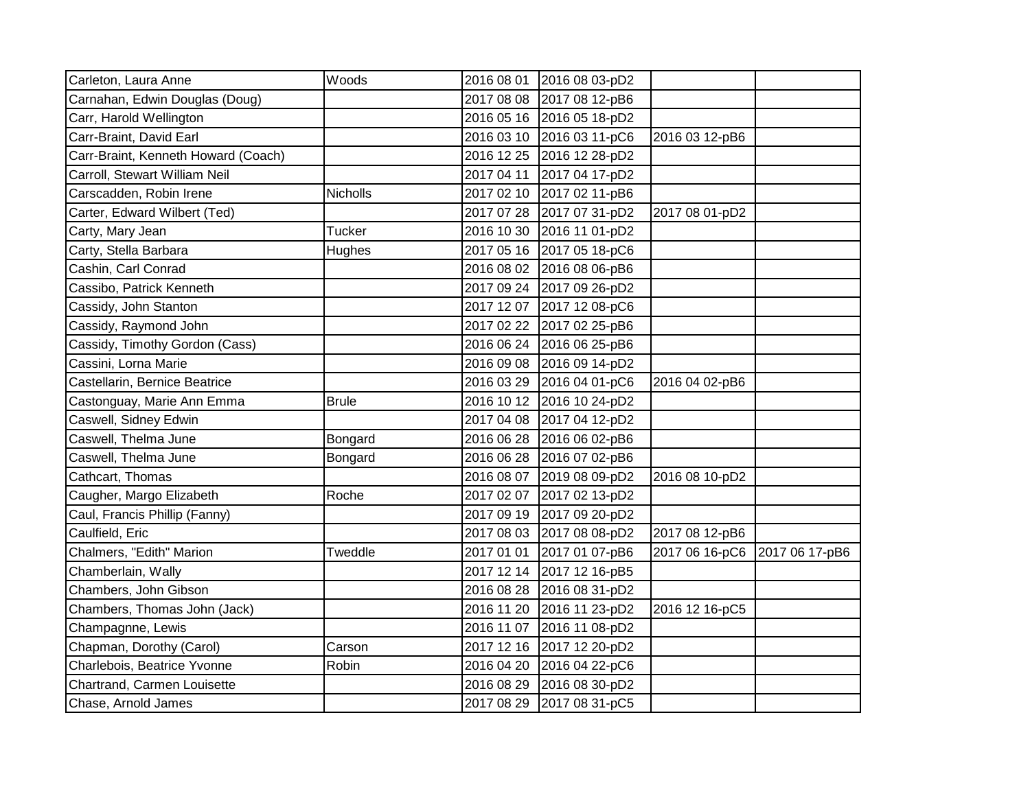| | | | | | |
|---|---|---|---|---|---|
| Carleton, Laura Anne | Woods | 2016 08 01 | 2016 08 03-pD2 | | |
| Carnahan, Edwin Douglas (Doug) | | 2017 08 08 | 2017 08 12-pB6 | | |
| Carr, Harold Wellington | | 2016 05 16 | 2016 05 18-pD2 | | |
| Carr-Braint, David Earl | | 2016 03 10 | 2016 03 11-pC6 | 2016 03 12-pB6 | |
| Carr-Braint, Kenneth Howard (Coach) | | 2016 12 25 | 2016 12 28-pD2 | | |
| Carroll, Stewart William Neil | | 2017 04 11 | 2017 04 17-pD2 | | |
| Carscadden, Robin Irene | Nicholls | 2017 02 10 | 2017 02 11-pB6 | | |
| Carter, Edward Wilbert (Ted) | | 2017 07 28 | 2017 07 31-pD2 | 2017 08 01-pD2 | |
| Carty, Mary Jean | Tucker | 2016 10 30 | 2016 11 01-pD2 | | |
| Carty, Stella Barbara | Hughes | 2017 05 16 | 2017 05 18-pC6 | | |
| Cashin, Carl Conrad | | 2016 08 02 | 2016 08 06-pB6 | | |
| Cassibo, Patrick Kenneth | | 2017 09 24 | 2017 09 26-pD2 | | |
| Cassidy, John Stanton | | 2017 12 07 | 2017 12 08-pC6 | | |
| Cassidy, Raymond John | | 2017 02 22 | 2017 02 25-pB6 | | |
| Cassidy, Timothy Gordon (Cass) | | 2016 06 24 | 2016 06 25-pB6 | | |
| Cassini, Lorna Marie | | 2016 09 08 | 2016 09 14-pD2 | | |
| Castellarin, Bernice Beatrice | | 2016 03 29 | 2016 04 01-pC6 | 2016 04 02-pB6 | |
| Castonguay, Marie Ann Emma | Brule | 2016 10 12 | 2016 10 24-pD2 | | |
| Caswell, Sidney Edwin | | 2017 04 08 | 2017 04 12-pD2 | | |
| Caswell, Thelma June | Bongard | 2016 06 28 | 2016 06 02-pB6 | | |
| Caswell, Thelma June | Bongard | 2016 06 28 | 2016 07 02-pB6 | | |
| Cathcart, Thomas | | 2016 08 07 | 2019 08 09-pD2 | 2016 08 10-pD2 | |
| Caugher, Margo Elizabeth | Roche | 2017 02 07 | 2017 02 13-pD2 | | |
| Caul, Francis Phillip (Fanny) | | 2017 09 19 | 2017 09 20-pD2 | | |
| Caulfield, Eric | | 2017 08 03 | 2017 08 08-pD2 | 2017 08 12-pB6 | |
| Chalmers, "Edith" Marion | Tweddle | 2017 01 01 | 2017 01 07-pB6 | 2017 06 16-pC6 | 2017 06 17-pB6 |
| Chamberlain, Wally | | 2017 12 14 | 2017 12 16-pB5 | | |
| Chambers, John Gibson | | 2016 08 28 | 2016 08 31-pD2 | | |
| Chambers, Thomas John (Jack) | | 2016 11 20 | 2016 11 23-pD2 | 2016 12 16-pC5 | |
| Champagnne, Lewis | | 2016 11 07 | 2016 11 08-pD2 | | |
| Chapman, Dorothy (Carol) | Carson | 2017 12 16 | 2017 12 20-pD2 | | |
| Charlebois, Beatrice Yvonne | Robin | 2016 04 20 | 2016 04 22-pC6 | | |
| Chartrand, Carmen Louisette | | 2016 08 29 | 2016 08 30-pD2 | | |
| Chase, Arnold James | | 2017 08 29 | 2017 08 31-pC5 | | |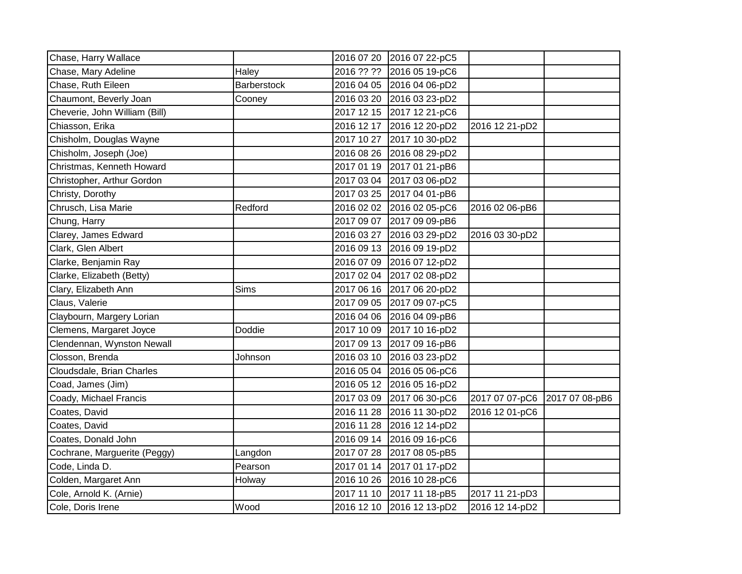| | | | | | |
|---|---|---|---|---|---|
| Chase, Harry Wallace | | 2016 07 20 | 2016 07 22-pC5 | | |
| Chase, Mary Adeline | Haley | 2016 ?? ?? | 2016 05 19-pC6 | | |
| Chase, Ruth Eileen | Barberstock | 2016 04 05 | 2016 04 06-pD2 | | |
| Chaumont, Beverly Joan | Cooney | 2016 03 20 | 2016 03 23-pD2 | | |
| Cheverie, John William (Bill) | | 2017 12 15 | 2017 12 21-pC6 | | |
| Chiasson, Erika | | 2016 12 17 | 2016 12 20-pD2 | 2016 12 21-pD2 | |
| Chisholm, Douglas Wayne | | 2017 10 27 | 2017 10 30-pD2 | | |
| Chisholm, Joseph (Joe) | | 2016 08 26 | 2016 08 29-pD2 | | |
| Christmas, Kenneth Howard | | 2017 01 19 | 2017 01 21-pB6 | | |
| Christopher, Arthur Gordon | | 2017 03 04 | 2017 03 06-pD2 | | |
| Christy, Dorothy | | 2017 03 25 | 2017 04 01-pB6 | | |
| Chrusch, Lisa Marie | Redford | 2016 02 02 | 2016 02 05-pC6 | 2016 02 06-pB6 | |
| Chung, Harry | | 2017 09 07 | 2017 09 09-pB6 | | |
| Clarey, James Edward | | 2016 03 27 | 2016 03 29-pD2 | 2016 03 30-pD2 | |
| Clark, Glen Albert | | 2016 09 13 | 2016 09 19-pD2 | | |
| Clarke, Benjamin Ray | | 2016 07 09 | 2016 07 12-pD2 | | |
| Clarke, Elizabeth (Betty) | | 2017 02 04 | 2017 02 08-pD2 | | |
| Clary, Elizabeth Ann | Sims | 2017 06 16 | 2017 06 20-pD2 | | |
| Claus, Valerie | | 2017 09 05 | 2017 09 07-pC5 | | |
| Claybourn, Margery Lorian | | 2016 04 06 | 2016 04 09-pB6 | | |
| Clemens, Margaret Joyce | Doddie | 2017 10 09 | 2017 10 16-pD2 | | |
| Clendennan, Wynston Newall | | 2017 09 13 | 2017 09 16-pB6 | | |
| Closson, Brenda | Johnson | 2016 03 10 | 2016 03 23-pD2 | | |
| Cloudsdale, Brian Charles | | 2016 05 04 | 2016 05 06-pC6 | | |
| Coad, James (Jim) | | 2016 05 12 | 2016 05 16-pD2 | | |
| Coady, Michael Francis | | 2017 03 09 | 2017 06 30-pC6 | 2017 07 07-pC6 | 2017 07 08-pB6 |
| Coates, David | | 2016 11 28 | 2016 11 30-pD2 | 2016 12 01-pC6 | |
| Coates, David | | 2016 11 28 | 2016 12 14-pD2 | | |
| Coates, Donald John | | 2016 09 14 | 2016 09 16-pC6 | | |
| Cochrane, Marguerite (Peggy) | Langdon | 2017 07 28 | 2017 08 05-pB5 | | |
| Code, Linda D. | Pearson | 2017 01 14 | 2017 01 17-pD2 | | |
| Colden, Margaret Ann | Holway | 2016 10 26 | 2016 10 28-pC6 | | |
| Cole, Arnold K. (Arnie) | | 2017 11 10 | 2017 11 18-pB5 | 2017 11 21-pD3 | |
| Cole, Doris Irene | Wood | 2016 12 10 | 2016 12 13-pD2 | 2016 12 14-pD2 | |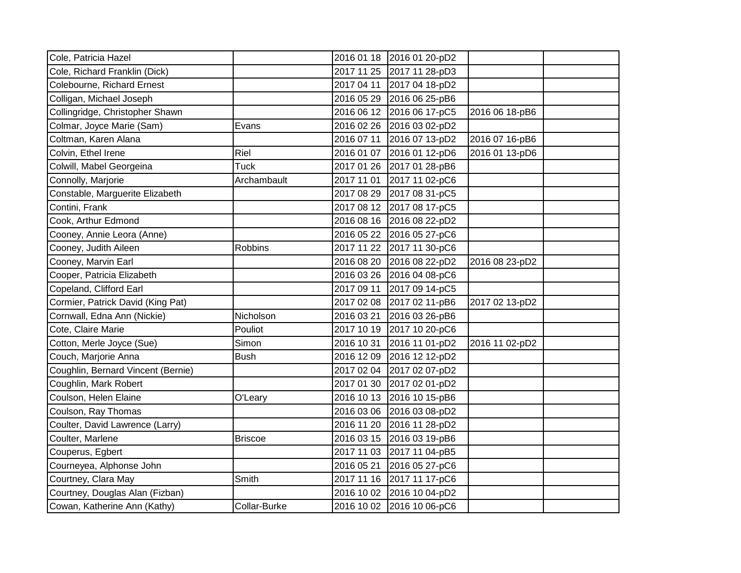| | | | | | |
|---|---|---|---|---|---|
| Cole, Patricia Hazel | | 2016 01 18 | 2016 01 20-pD2 | | |
| Cole, Richard Franklin (Dick) | | 2017 11 25 | 2017 11 28-pD3 | | |
| Colebourne, Richard Ernest | | 2017 04 11 | 2017 04 18-pD2 | | |
| Colligan, Michael Joseph | | 2016 05 29 | 2016 06 25-pB6 | | |
| Collingridge, Christopher Shawn | | 2016 06 12 | 2016 06 17-pC5 | 2016 06 18-pB6 | |
| Colmar, Joyce Marie (Sam) | Evans | 2016 02 26 | 2016 03 02-pD2 | | |
| Coltman, Karen Alana | | 2016 07 11 | 2016 07 13-pD2 | 2016 07 16-pB6 | |
| Colvin, Ethel Irene | Riel | 2016 01 07 | 2016 01 12-pD6 | 2016 01 13-pD6 | |
| Colwill, Mabel Georgeina | Tuck | 2017 01 26 | 2017 01 28-pB6 | | |
| Connolly, Marjorie | Archambault | 2017 11 01 | 2017 11 02-pC6 | | |
| Constable, Marguerite Elizabeth | | 2017 08 29 | 2017 08 31-pC5 | | |
| Contini, Frank | | 2017 08 12 | 2017 08 17-pC5 | | |
| Cook, Arthur Edmond | | 2016 08 16 | 2016 08 22-pD2 | | |
| Cooney, Annie Leora (Anne) | | 2016 05 22 | 2016 05 27-pC6 | | |
| Cooney, Judith Aileen | Robbins | 2017 11 22 | 2017 11 30-pC6 | | |
| Cooney, Marvin Earl | | 2016 08 20 | 2016 08 22-pD2 | 2016 08 23-pD2 | |
| Cooper, Patricia Elizabeth | | 2016 03 26 | 2016 04 08-pC6 | | |
| Copeland, Clifford Earl | | 2017 09 11 | 2017 09 14-pC5 | | |
| Cormier, Patrick David (King Pat) | | 2017 02 08 | 2017 02 11-pB6 | 2017 02 13-pD2 | |
| Cornwall, Edna Ann (Nickie) | Nicholson | 2016 03 21 | 2016 03 26-pB6 | | |
| Cote, Claire Marie | Pouliot | 2017 10 19 | 2017 10 20-pC6 | | |
| Cotton, Merle Joyce (Sue) | Simon | 2016 10 31 | 2016 11 01-pD2 | 2016 11 02-pD2 | |
| Couch, Marjorie Anna | Bush | 2016 12 09 | 2016 12 12-pD2 | | |
| Coughlin, Bernard Vincent (Bernie) | | 2017 02 04 | 2017 02 07-pD2 | | |
| Coughlin, Mark Robert | | 2017 01 30 | 2017 02 01-pD2 | | |
| Coulson, Helen Elaine | O'Leary | 2016 10 13 | 2016 10 15-pB6 | | |
| Coulson, Ray Thomas | | 2016 03 06 | 2016 03 08-pD2 | | |
| Coulter, David Lawrence (Larry) | | 2016 11 20 | 2016 11 28-pD2 | | |
| Coulter, Marlene | Briscoe | 2016 03 15 | 2016 03 19-pB6 | | |
| Couperus, Egbert | | 2017 11 03 | 2017 11 04-pB5 | | |
| Courneyea, Alphonse John | | 2016 05 21 | 2016 05 27-pC6 | | |
| Courtney, Clara May | Smith | 2017 11 16 | 2017 11 17-pC6 | | |
| Courtney, Douglas Alan (Fizban) | | 2016 10 02 | 2016 10 04-pD2 | | |
| Cowan, Katherine Ann (Kathy) | Collar-Burke | 2016 10 02 | 2016 10 06-pC6 | | |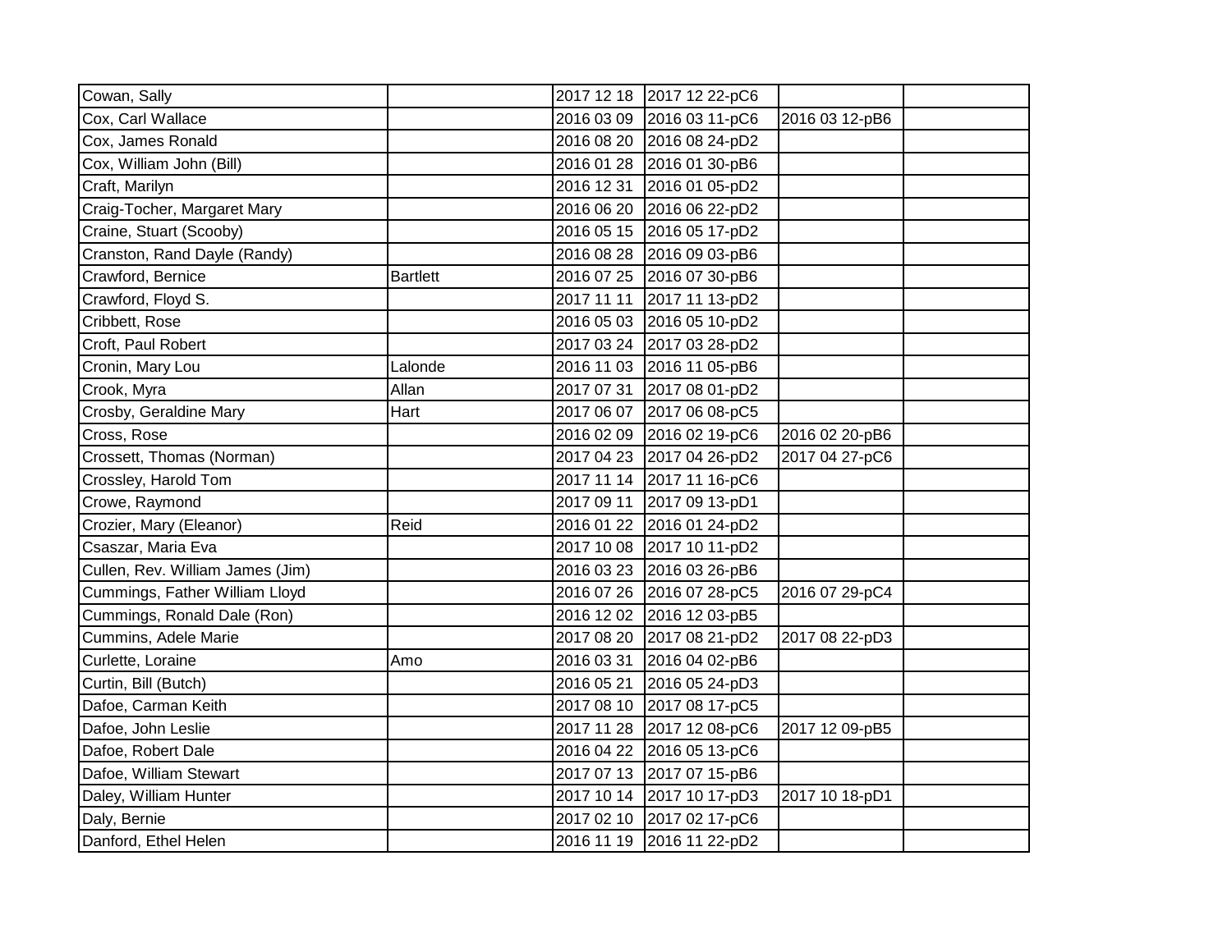| | | | | | |
|---|---|---|---|---|---|
| Cowan, Sally | | 2017 12 18 | 2017 12 22-pC6 | | |
| Cox, Carl Wallace | | 2016 03 09 | 2016 03 11-pC6 | 2016 03 12-pB6 | |
| Cox, James Ronald | | 2016 08 20 | 2016 08 24-pD2 | | |
| Cox, William John (Bill) | | 2016 01 28 | 2016 01 30-pB6 | | |
| Craft, Marilyn | | 2016 12 31 | 2016 01 05-pD2 | | |
| Craig-Tocher, Margaret Mary | | 2016 06 20 | 2016 06 22-pD2 | | |
| Craine, Stuart (Scooby) | | 2016 05 15 | 2016 05 17-pD2 | | |
| Cranston, Rand Dayle (Randy) | | 2016 08 28 | 2016 09 03-pB6 | | |
| Crawford, Bernice | Bartlett | 2016 07 25 | 2016 07 30-pB6 | | |
| Crawford, Floyd S. | | 2017 11 11 | 2017 11 13-pD2 | | |
| Cribbett, Rose | | 2016 05 03 | 2016 05 10-pD2 | | |
| Croft, Paul Robert | | 2017 03 24 | 2017 03 28-pD2 | | |
| Cronin, Mary Lou | Lalonde | 2016 11 03 | 2016 11 05-pB6 | | |
| Crook, Myra | Allan | 2017 07 31 | 2017 08 01-pD2 | | |
| Crosby, Geraldine Mary | Hart | 2017 06 07 | 2017 06 08-pC5 | | |
| Cross, Rose | | 2016 02 09 | 2016 02 19-pC6 | 2016 02 20-pB6 | |
| Crossett, Thomas (Norman) | | 2017 04 23 | 2017 04 26-pD2 | 2017 04 27-pC6 | |
| Crossley, Harold Tom | | 2017 11 14 | 2017 11 16-pC6 | | |
| Crowe, Raymond | | 2017 09 11 | 2017 09 13-pD1 | | |
| Crozier, Mary (Eleanor) | Reid | 2016 01 22 | 2016 01 24-pD2 | | |
| Csaszar, Maria Eva | | 2017 10 08 | 2017 10 11-pD2 | | |
| Cullen, Rev. William James (Jim) | | 2016 03 23 | 2016 03 26-pB6 | | |
| Cummings, Father William Lloyd | | 2016 07 26 | 2016 07 28-pC5 | 2016 07 29-pC4 | |
| Cummings, Ronald Dale (Ron) | | 2016 12 02 | 2016 12 03-pB5 | | |
| Cummins, Adele Marie | | 2017 08 20 | 2017 08 21-pD2 | 2017 08 22-pD3 | |
| Curlette, Loraine | Amo | 2016 03 31 | 2016 04 02-pB6 | | |
| Curtin, Bill (Butch) | | 2016 05 21 | 2016 05 24-pD3 | | |
| Dafoe, Carman Keith | | 2017 08 10 | 2017 08 17-pC5 | | |
| Dafoe, John Leslie | | 2017 11 28 | 2017 12 08-pC6 | 2017 12 09-pB5 | |
| Dafoe, Robert Dale | | 2016 04 22 | 2016 05 13-pC6 | | |
| Dafoe, William Stewart | | 2017 07 13 | 2017 07 15-pB6 | | |
| Daley, William Hunter | | 2017 10 14 | 2017 10 17-pD3 | 2017 10 18-pD1 | |
| Daly, Bernie | | 2017 02 10 | 2017 02 17-pC6 | | |
| Danford, Ethel Helen | | 2016 11 19 | 2016 11 22-pD2 | | |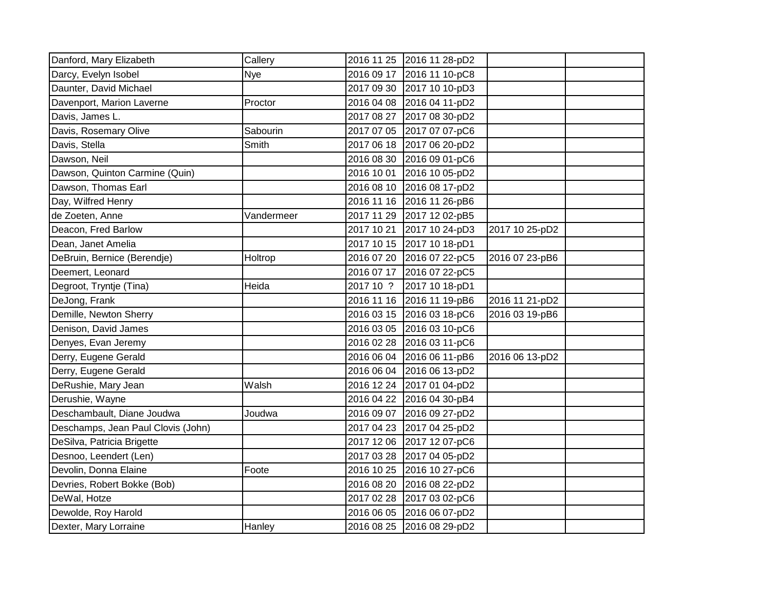| | | | | | |
|---|---|---|---|---|---|
| Danford, Mary Elizabeth | Callery | 2016 11 25 | 2016 11 28-pD2 | | |
| Darcy, Evelyn Isobel | Nye | 2016 09 17 | 2016 11 10-pC8 | | |
| Daunter, David Michael | | 2017 09 30 | 2017 10 10-pD3 | | |
| Davenport, Marion Laverne | Proctor | 2016 04 08 | 2016 04 11-pD2 | | |
| Davis, James L. | | 2017 08 27 | 2017 08 30-pD2 | | |
| Davis, Rosemary Olive | Sabourin | 2017 07 05 | 2017 07 07-pC6 | | |
| Davis, Stella | Smith | 2017 06 18 | 2017 06 20-pD2 | | |
| Dawson, Neil | | 2016 08 30 | 2016 09 01-pC6 | | |
| Dawson, Quinton Carmine (Quin) | | 2016 10 01 | 2016 10 05-pD2 | | |
| Dawson, Thomas Earl | | 2016 08 10 | 2016 08 17-pD2 | | |
| Day, Wilfred Henry | | 2016 11 16 | 2016 11 26-pB6 | | |
| de Zoeten, Anne | Vandermeer | 2017 11 29 | 2017 12 02-pB5 | | |
| Deacon, Fred Barlow | | 2017 10 21 | 2017 10 24-pD3 | 2017 10 25-pD2 | |
| Dean, Janet Amelia | | 2017 10 15 | 2017 10 18-pD1 | | |
| DeBruin, Bernice (Berendje) | Holtrop | 2016 07 20 | 2016 07 22-pC5 | 2016 07 23-pB6 | |
| Deemert, Leonard | | 2016 07 17 | 2016 07 22-pC5 | | |
| Degroot, Tryntje (Tina) | Heida | 2017 10 ? | 2017 10 18-pD1 | | |
| DeJong, Frank | | 2016 11 16 | 2016 11 19-pB6 | 2016 11 21-pD2 | |
| Demille, Newton Sherry | | 2016 03 15 | 2016 03 18-pC6 | 2016 03 19-pB6 | |
| Denison, David James | | 2016 03 05 | 2016 03 10-pC6 | | |
| Denyes, Evan Jeremy | | 2016 02 28 | 2016 03 11-pC6 | | |
| Derry, Eugene Gerald | | 2016 06 04 | 2016 06 11-pB6 | 2016 06 13-pD2 | |
| Derry, Eugene Gerald | | 2016 06 04 | 2016 06 13-pD2 | | |
| DeRushie, Mary Jean | Walsh | 2016 12 24 | 2017 01 04-pD2 | | |
| Derushie, Wayne | | 2016 04 22 | 2016 04 30-pB4 | | |
| Deschambault, Diane Joudwa | Joudwa | 2016 09 07 | 2016 09 27-pD2 | | |
| Deschamps, Jean Paul Clovis (John) | | 2017 04 23 | 2017 04 25-pD2 | | |
| DeSilva, Patricia Brigette | | 2017 12 06 | 2017 12 07-pC6 | | |
| Desnoo, Leendert (Len) | | 2017 03 28 | 2017 04 05-pD2 | | |
| Devolin, Donna Elaine | Foote | 2016 10 25 | 2016 10 27-pC6 | | |
| Devries, Robert Bokke (Bob) | | 2016 08 20 | 2016 08 22-pD2 | | |
| DeWal, Hotze | | 2017 02 28 | 2017 03 02-pC6 | | |
| Dewolde, Roy Harold | | 2016 06 05 | 2016 06 07-pD2 | | |
| Dexter, Mary Lorraine | Hanley | 2016 08 25 | 2016 08 29-pD2 | | |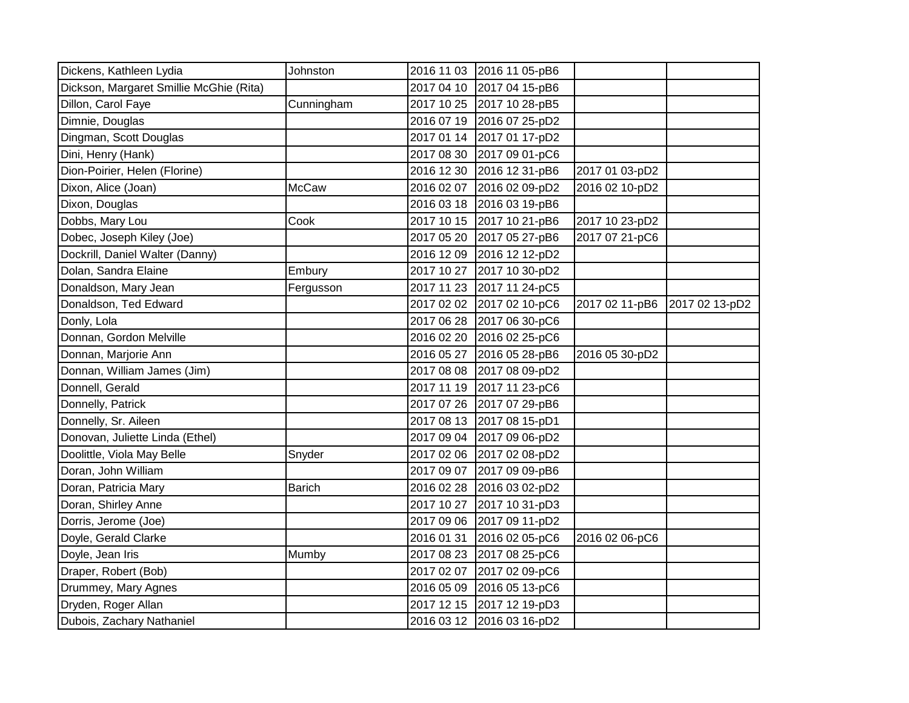| | | | | | |
|---|---|---|---|---|---|
| Dickens, Kathleen Lydia | Johnston | 2016 11 03 | 2016 11 05-pB6 | | |
| Dickson, Margaret Smillie McGhie (Rita) | | 2017 04 10 | 2017 04 15-pB6 | | |
| Dillon, Carol Faye | Cunningham | 2017 10 25 | 2017 10 28-pB5 | | |
| Dimnie, Douglas | | 2016 07 19 | 2016 07 25-pD2 | | |
| Dingman, Scott Douglas | | 2017 01 14 | 2017 01 17-pD2 | | |
| Dini, Henry (Hank) | | 2017 08 30 | 2017 09 01-pC6 | | |
| Dion-Poirier, Helen (Florine) | | 2016 12 30 | 2016 12 31-pB6 | 2017 01 03-pD2 | |
| Dixon, Alice (Joan) | McCaw | 2016 02 07 | 2016 02 09-pD2 | 2016 02 10-pD2 | |
| Dixon, Douglas | | 2016 03 18 | 2016 03 19-pB6 | | |
| Dobbs, Mary Lou | Cook | 2017 10 15 | 2017 10 21-pB6 | 2017 10 23-pD2 | |
| Dobec, Joseph Kiley (Joe) | | 2017 05 20 | 2017 05 27-pB6 | 2017 07 21-pC6 | |
| Dockrill, Daniel Walter (Danny) | | 2016 12 09 | 2016 12 12-pD2 | | |
| Dolan, Sandra Elaine | Embury | 2017 10 27 | 2017 10 30-pD2 | | |
| Donaldson, Mary Jean | Fergusson | 2017 11 23 | 2017 11 24-pC5 | | |
| Donaldson, Ted Edward | | 2017 02 02 | 2017 02 10-pC6 | 2017 02 11-pB6 | 2017 02 13-pD2 |
| Donly, Lola | | 2017 06 28 | 2017 06 30-pC6 | | |
| Donnan, Gordon Melville | | 2016 02 20 | 2016 02 25-pC6 | | |
| Donnan, Marjorie Ann | | 2016 05 27 | 2016 05 28-pB6 | 2016 05 30-pD2 | |
| Donnan, William James (Jim) | | 2017 08 08 | 2017 08 09-pD2 | | |
| Donnell, Gerald | | 2017 11 19 | 2017 11 23-pC6 | | |
| Donnelly, Patrick | | 2017 07 26 | 2017 07 29-pB6 | | |
| Donnelly, Sr. Aileen | | 2017 08 13 | 2017 08 15-pD1 | | |
| Donovan, Juliette Linda (Ethel) | | 2017 09 04 | 2017 09 06-pD2 | | |
| Doolittle, Viola May Belle | Snyder | 2017 02 06 | 2017 02 08-pD2 | | |
| Doran, John William | | 2017 09 07 | 2017 09 09-pB6 | | |
| Doran, Patricia Mary | Barich | 2016 02 28 | 2016 03 02-pD2 | | |
| Doran, Shirley Anne | | 2017 10 27 | 2017 10 31-pD3 | | |
| Dorris, Jerome (Joe) | | 2017 09 06 | 2017 09 11-pD2 | | |
| Doyle, Gerald Clarke | | 2016 01 31 | 2016 02 05-pC6 | 2016 02 06-pC6 | |
| Doyle, Jean Iris | Mumby | 2017 08 23 | 2017 08 25-pC6 | | |
| Draper, Robert (Bob) | | 2017 02 07 | 2017 02 09-pC6 | | |
| Drummey, Mary Agnes | | 2016 05 09 | 2016 05 13-pC6 | | |
| Dryden, Roger Allan | | 2017 12 15 | 2017 12 19-pD3 | | |
| Dubois, Zachary Nathaniel | | 2016 03 12 | 2016 03 16-pD2 | | |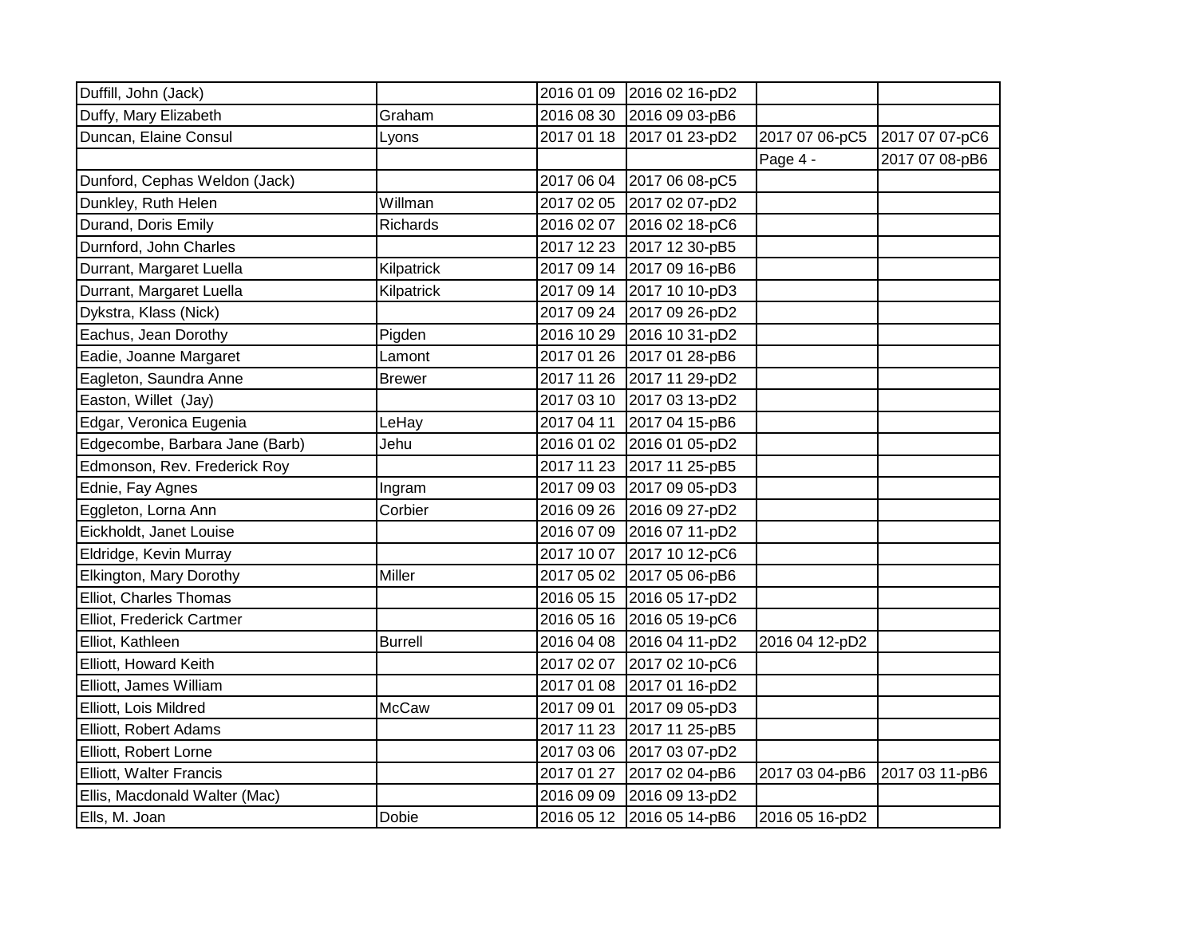| | | | | | |
|---|---|---|---|---|---|
| Duffill, John (Jack) | | 2016 01 09 | 2016 02 16-pD2 | | |
| Duffy, Mary Elizabeth | Graham | 2016 08 30 | 2016 09 03-pB6 | | |
| Duncan, Elaine Consul | Lyons | 2017 01 18 | 2017 01 23-pD2 | 2017 07 06-pC5 | 2017 07 07-pC6 |
| | | | | Page 4 - | 2017 07 08-pB6 |
| Dunford, Cephas Weldon (Jack) | | 2017 06 04 | 2017 06 08-pC5 | | |
| Dunkley, Ruth Helen | Willman | 2017 02 05 | 2017 02 07-pD2 | | |
| Durand, Doris Emily | Richards | 2016 02 07 | 2016 02 18-pC6 | | |
| Durnford, John Charles | | 2017 12 23 | 2017 12 30-pB5 | | |
| Durrant, Margaret Luella | Kilpatrick | 2017 09 14 | 2017 09 16-pB6 | | |
| Durrant, Margaret Luella | Kilpatrick | 2017 09 14 | 2017 10 10-pD3 | | |
| Dykstra, Klass (Nick) | | 2017 09 24 | 2017 09 26-pD2 | | |
| Eachus, Jean Dorothy | Pigden | 2016 10 29 | 2016 10 31-pD2 | | |
| Eadie, Joanne Margaret | Lamont | 2017 01 26 | 2017 01 28-pB6 | | |
| Eagleton, Saundra Anne | Brewer | 2017 11 26 | 2017 11 29-pD2 | | |
| Easton, Willet (Jay) | | 2017 03 10 | 2017 03 13-pD2 | | |
| Edgar, Veronica Eugenia | LeHay | 2017 04 11 | 2017 04 15-pB6 | | |
| Edgecombe, Barbara Jane (Barb) | Jehu | 2016 01 02 | 2016 01 05-pD2 | | |
| Edmonson, Rev. Frederick Roy | | 2017 11 23 | 2017 11 25-pB5 | | |
| Ednie, Fay Agnes | Ingram | 2017 09 03 | 2017 09 05-pD3 | | |
| Eggleton, Lorna Ann | Corbier | 2016 09 26 | 2016 09 27-pD2 | | |
| Eickholdt, Janet Louise | | 2016 07 09 | 2016 07 11-pD2 | | |
| Eldridge, Kevin Murray | | 2017 10 07 | 2017 10 12-pC6 | | |
| Elkington, Mary Dorothy | Miller | 2017 05 02 | 2017 05 06-pB6 | | |
| Elliot, Charles Thomas | | 2016 05 15 | 2016 05 17-pD2 | | |
| Elliot, Frederick Cartmer | | 2016 05 16 | 2016 05 19-pC6 | | |
| Elliot, Kathleen | Burrell | 2016 04 08 | 2016 04 11-pD2 | 2016 04 12-pD2 | |
| Elliott, Howard Keith | | 2017 02 07 | 2017 02 10-pC6 | | |
| Elliott, James William | | 2017 01 08 | 2017 01 16-pD2 | | |
| Elliott, Lois Mildred | McCaw | 2017 09 01 | 2017 09 05-pD3 | | |
| Elliott, Robert Adams | | 2017 11 23 | 2017 11 25-pB5 | | |
| Elliott, Robert Lorne | | 2017 03 06 | 2017 03 07-pD2 | | |
| Elliott, Walter Francis | | 2017 01 27 | 2017 02 04-pB6 | 2017 03 04-pB6 | 2017 03 11-pB6 |
| Ellis, Macdonald Walter (Mac) | | 2016 09 09 | 2016 09 13-pD2 | | |
| Ells, M. Joan | Dobie | 2016 05 12 | 2016 05 14-pB6 | 2016 05 16-pD2 | |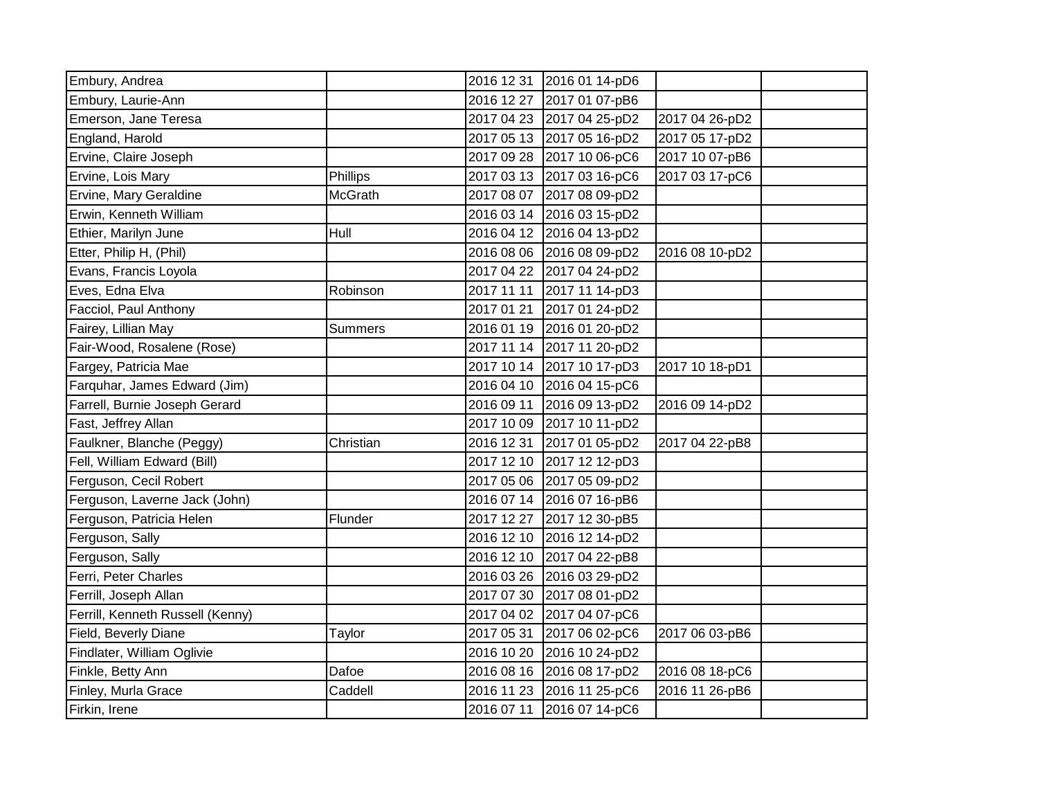| | | | | | |
|---|---|---|---|---|---|
| Embury, Andrea | | 2016 12 31 | 2016 01 14-pD6 | | |
| Embury, Laurie-Ann | | 2016 12 27 | 2017 01 07-pB6 | | |
| Emerson, Jane Teresa | | 2017 04 23 | 2017 04 25-pD2 | 2017 04 26-pD2 | |
| England, Harold | | 2017 05 13 | 2017 05 16-pD2 | 2017 05 17-pD2 | |
| Ervine, Claire Joseph | | 2017 09 28 | 2017 10 06-pC6 | 2017 10 07-pB6 | |
| Ervine, Lois Mary | Phillips | 2017 03 13 | 2017 03 16-pC6 | 2017 03 17-pC6 | |
| Ervine, Mary Geraldine | McGrath | 2017 08 07 | 2017 08 09-pD2 | | |
| Erwin, Kenneth William | | 2016 03 14 | 2016 03 15-pD2 | | |
| Ethier, Marilyn June | Hull | 2016 04 12 | 2016 04 13-pD2 | | |
| Etter, Philip H, (Phil) | | 2016 08 06 | 2016 08 09-pD2 | 2016 08 10-pD2 | |
| Evans, Francis Loyola | | 2017 04 22 | 2017 04 24-pD2 | | |
| Eves, Edna Elva | Robinson | 2017 11 11 | 2017 11 14-pD3 | | |
| Facciol, Paul Anthony | | 2017 01 21 | 2017 01 24-pD2 | | |
| Fairey, Lillian May | Summers | 2016 01 19 | 2016 01 20-pD2 | | |
| Fair-Wood, Rosalene (Rose) | | 2017 11 14 | 2017 11 20-pD2 | | |
| Fargey, Patricia Mae | | 2017 10 14 | 2017 10 17-pD3 | 2017 10 18-pD1 | |
| Farquhar, James Edward (Jim) | | 2016 04 10 | 2016 04 15-pC6 | | |
| Farrell, Burnie Joseph Gerard | | 2016 09 11 | 2016 09 13-pD2 | 2016 09 14-pD2 | |
| Fast, Jeffrey Allan | | 2017 10 09 | 2017 10 11-pD2 | | |
| Faulkner, Blanche (Peggy) | Christian | 2016 12 31 | 2017 01 05-pD2 | 2017 04 22-pB8 | |
| Fell, William Edward (Bill) | | 2017 12 10 | 2017 12 12-pD3 | | |
| Ferguson, Cecil Robert | | 2017 05 06 | 2017 05 09-pD2 | | |
| Ferguson, Laverne Jack (John) | | 2016 07 14 | 2016 07 16-pB6 | | |
| Ferguson, Patricia Helen | Flunder | 2017 12 27 | 2017 12 30-pB5 | | |
| Ferguson, Sally | | 2016 12 10 | 2016 12 14-pD2 | | |
| Ferguson, Sally | | 2016 12 10 | 2017 04 22-pB8 | | |
| Ferri, Peter Charles | | 2016 03 26 | 2016 03 29-pD2 | | |
| Ferrill, Joseph Allan | | 2017 07 30 | 2017 08 01-pD2 | | |
| Ferrill, Kenneth Russell (Kenny) | | 2017 04 02 | 2017 04 07-pC6 | | |
| Field, Beverly Diane | Taylor | 2017 05 31 | 2017 06 02-pC6 | 2017 06 03-pB6 | |
| Findlater, William Oglivie | | 2016 10 20 | 2016 10 24-pD2 | | |
| Finkle, Betty Ann | Dafoe | 2016 08 16 | 2016 08 17-pD2 | 2016 08 18-pC6 | |
| Finley, Murla Grace | Caddell | 2016 11 23 | 2016 11 25-pC6 | 2016 11 26-pB6 | |
| Firkin, Irene | | 2016 07 11 | 2016 07 14-pC6 | | |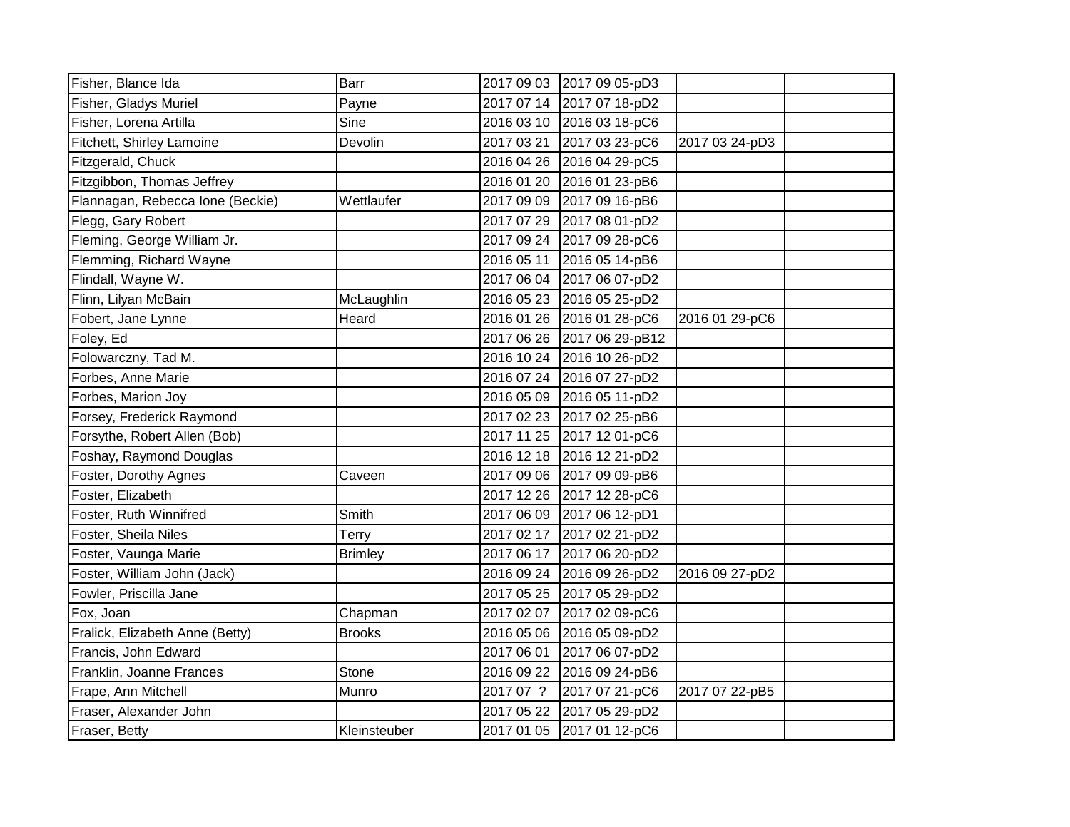| | | | | | |
|---|---|---|---|---|---|
| Fisher, Blance Ida | Barr | 2017 09 03 | 2017 09 05-pD3 | | |
| Fisher, Gladys Muriel | Payne | 2017 07 14 | 2017 07 18-pD2 | | |
| Fisher, Lorena Artilla | Sine | 2016 03 10 | 2016 03 18-pC6 | | |
| Fitchett, Shirley Lamoine | Devolin | 2017 03 21 | 2017 03 23-pC6 | 2017 03 24-pD3 | |
| Fitzgerald, Chuck | | 2016 04 26 | 2016 04 29-pC5 | | |
| Fitzgibbon, Thomas Jeffrey | | 2016 01 20 | 2016 01 23-pB6 | | |
| Flannagan, Rebecca Ione (Beckie) | Wettlaufer | 2017 09 09 | 2017 09 16-pB6 | | |
| Flegg, Gary Robert | | 2017 07 29 | 2017 08 01-pD2 | | |
| Fleming, George William Jr. | | 2017 09 24 | 2017 09 28-pC6 | | |
| Flemming, Richard Wayne | | 2016 05 11 | 2016 05 14-pB6 | | |
| Flindall, Wayne W. | | 2017 06 04 | 2017 06 07-pD2 | | |
| Flinn, Lilyan McBain | McLaughlin | 2016 05 23 | 2016 05 25-pD2 | | |
| Fobert, Jane Lynne | Heard | 2016 01 26 | 2016 01 28-pC6 | 2016 01 29-pC6 | |
| Foley, Ed | | 2017 06 26 | 2017 06 29-pB12 | | |
| Folowarczny, Tad M. | | 2016 10 24 | 2016 10 26-pD2 | | |
| Forbes, Anne Marie | | 2016 07 24 | 2016 07 27-pD2 | | |
| Forbes, Marion Joy | | 2016 05 09 | 2016 05 11-pD2 | | |
| Forsey, Frederick Raymond | | 2017 02 23 | 2017 02 25-pB6 | | |
| Forsythe, Robert Allen (Bob) | | 2017 11 25 | 2017 12 01-pC6 | | |
| Foshay, Raymond Douglas | | 2016 12 18 | 2016 12 21-pD2 | | |
| Foster, Dorothy Agnes | Caveen | 2017 09 06 | 2017 09 09-pB6 | | |
| Foster, Elizabeth | | 2017 12 26 | 2017 12 28-pC6 | | |
| Foster, Ruth Winnifred | Smith | 2017 06 09 | 2017 06 12-pD1 | | |
| Foster, Sheila Niles | Terry | 2017 02 17 | 2017 02 21-pD2 | | |
| Foster, Vaunga Marie | Brimley | 2017 06 17 | 2017 06 20-pD2 | | |
| Foster, William John (Jack) | | 2016 09 24 | 2016 09 26-pD2 | 2016 09 27-pD2 | |
| Fowler, Priscilla Jane | | 2017 05 25 | 2017 05 29-pD2 | | |
| Fox, Joan | Chapman | 2017 02 07 | 2017 02 09-pC6 | | |
| Fralick, Elizabeth Anne (Betty) | Brooks | 2016 05 06 | 2016 05 09-pD2 | | |
| Francis, John Edward | | 2017 06 01 | 2017 06 07-pD2 | | |
| Franklin, Joanne Frances | Stone | 2016 09 22 | 2016 09 24-pB6 | | |
| Frape, Ann Mitchell | Munro | 2017 07 ? | 2017 07 21-pC6 | 2017 07 22-pB5 | |
| Fraser, Alexander John | | 2017 05 22 | 2017 05 29-pD2 | | |
| Fraser, Betty | Kleinsteuber | 2017 01 05 | 2017 01 12-pC6 | | |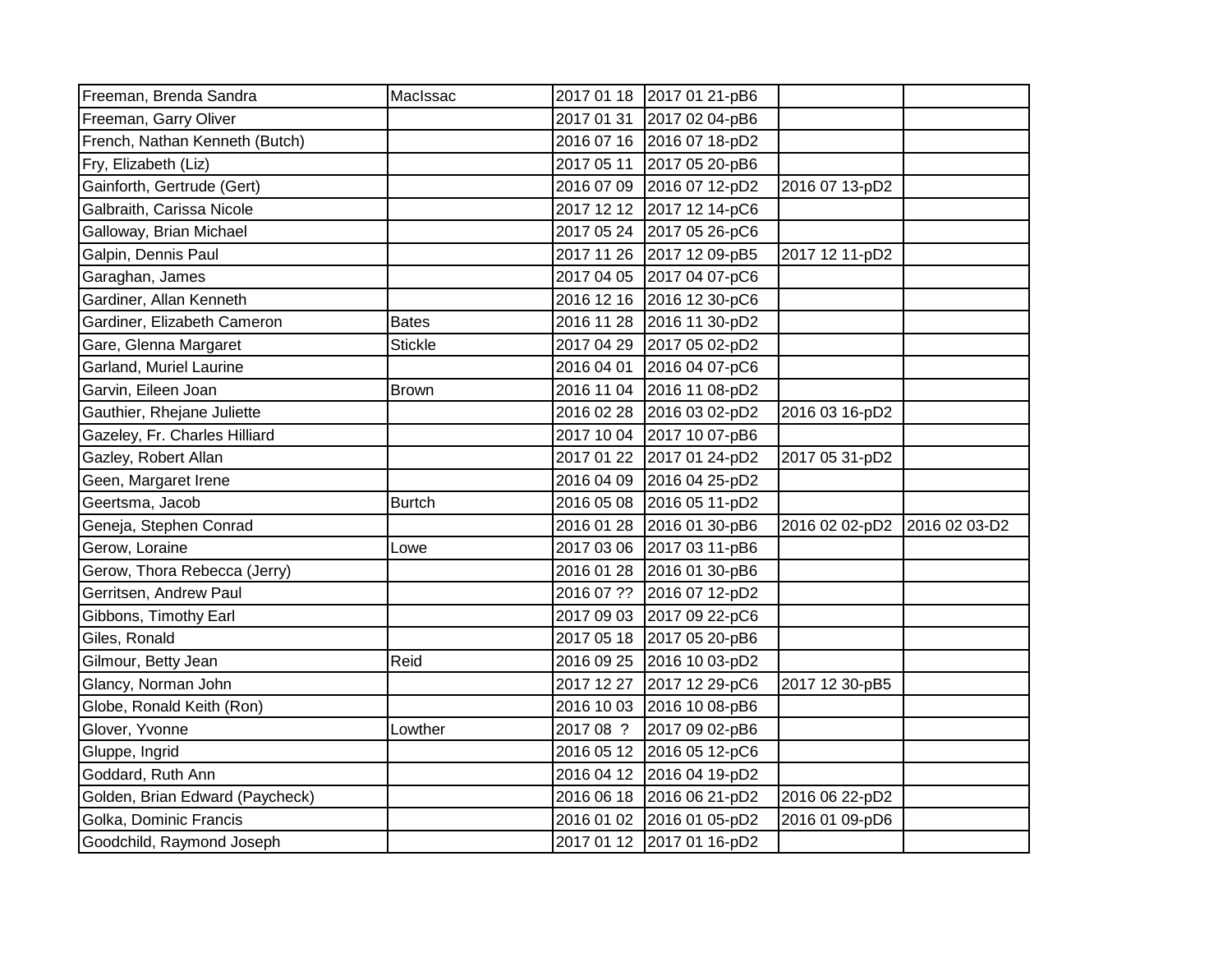| | | | | | |
|---|---|---|---|---|---|
| Freeman, Brenda Sandra | MacIssac | 2017 01 18 | 2017 01 21-pB6 | | |
| Freeman, Garry Oliver | | 2017 01 31 | 2017 02 04-pB6 | | |
| French, Nathan Kenneth (Butch) | | 2016 07 16 | 2016 07 18-pD2 | | |
| Fry, Elizabeth (Liz) | | 2017 05 11 | 2017 05 20-pB6 | | |
| Gainforth, Gertrude (Gert) | | 2016 07 09 | 2016 07 12-pD2 | 2016 07 13-pD2 | |
| Galbraith, Carissa Nicole | | 2017 12 12 | 2017 12 14-pC6 | | |
| Galloway, Brian Michael | | 2017 05 24 | 2017 05 26-pC6 | | |
| Galpin, Dennis Paul | | 2017 11 26 | 2017 12 09-pB5 | 2017 12 11-pD2 | |
| Garaghan, James | | 2017 04 05 | 2017 04 07-pC6 | | |
| Gardiner, Allan Kenneth | | 2016 12 16 | 2016 12 30-pC6 | | |
| Gardiner, Elizabeth Cameron | Bates | 2016 11 28 | 2016 11 30-pD2 | | |
| Gare, Glenna Margaret | Stickle | 2017 04 29 | 2017 05 02-pD2 | | |
| Garland, Muriel Laurine | | 2016 04 01 | 2016 04 07-pC6 | | |
| Garvin, Eileen Joan | Brown | 2016 11 04 | 2016 11 08-pD2 | | |
| Gauthier, Rhejane Juliette | | 2016 02 28 | 2016 03 02-pD2 | 2016 03 16-pD2 | |
| Gazeley, Fr. Charles Hilliard | | 2017 10 04 | 2017 10 07-pB6 | | |
| Gazley, Robert Allan | | 2017 01 22 | 2017 01 24-pD2 | 2017 05 31-pD2 | |
| Geen, Margaret Irene | | 2016 04 09 | 2016 04 25-pD2 | | |
| Geertsma, Jacob | Burtch | 2016 05 08 | 2016 05 11-pD2 | | |
| Geneja, Stephen Conrad | | 2016 01 28 | 2016 01 30-pB6 | 2016 02 02-pD2 | 2016 02 03-D2 |
| Gerow, Loraine | Lowe | 2017 03 06 | 2017 03 11-pB6 | | |
| Gerow, Thora Rebecca (Jerry) | | 2016 01 28 | 2016 01 30-pB6 | | |
| Gerritsen, Andrew Paul | | 2016 07 ?? | 2016 07 12-pD2 | | |
| Gibbons, Timothy Earl | | 2017 09 03 | 2017 09 22-pC6 | | |
| Giles, Ronald | | 2017 05 18 | 2017 05 20-pB6 | | |
| Gilmour, Betty Jean | Reid | 2016 09 25 | 2016 10 03-pD2 | | |
| Glancy, Norman John | | 2017 12 27 | 2017 12 29-pC6 | 2017 12 30-pB5 | |
| Globe, Ronald Keith (Ron) | | 2016 10 03 | 2016 10 08-pB6 | | |
| Glover, Yvonne | Lowther | 2017 08 ? | 2017 09 02-pB6 | | |
| Gluppe, Ingrid | | 2016 05 12 | 2016 05 12-pC6 | | |
| Goddard, Ruth Ann | | 2016 04 12 | 2016 04 19-pD2 | | |
| Golden, Brian Edward (Paycheck) | | 2016 06 18 | 2016 06 21-pD2 | 2016 06 22-pD2 | |
| Golka, Dominic Francis | | 2016 01 02 | 2016 01 05-pD2 | 2016 01 09-pD6 | |
| Goodchild, Raymond Joseph | | 2017 01 12 | 2017 01 16-pD2 | | |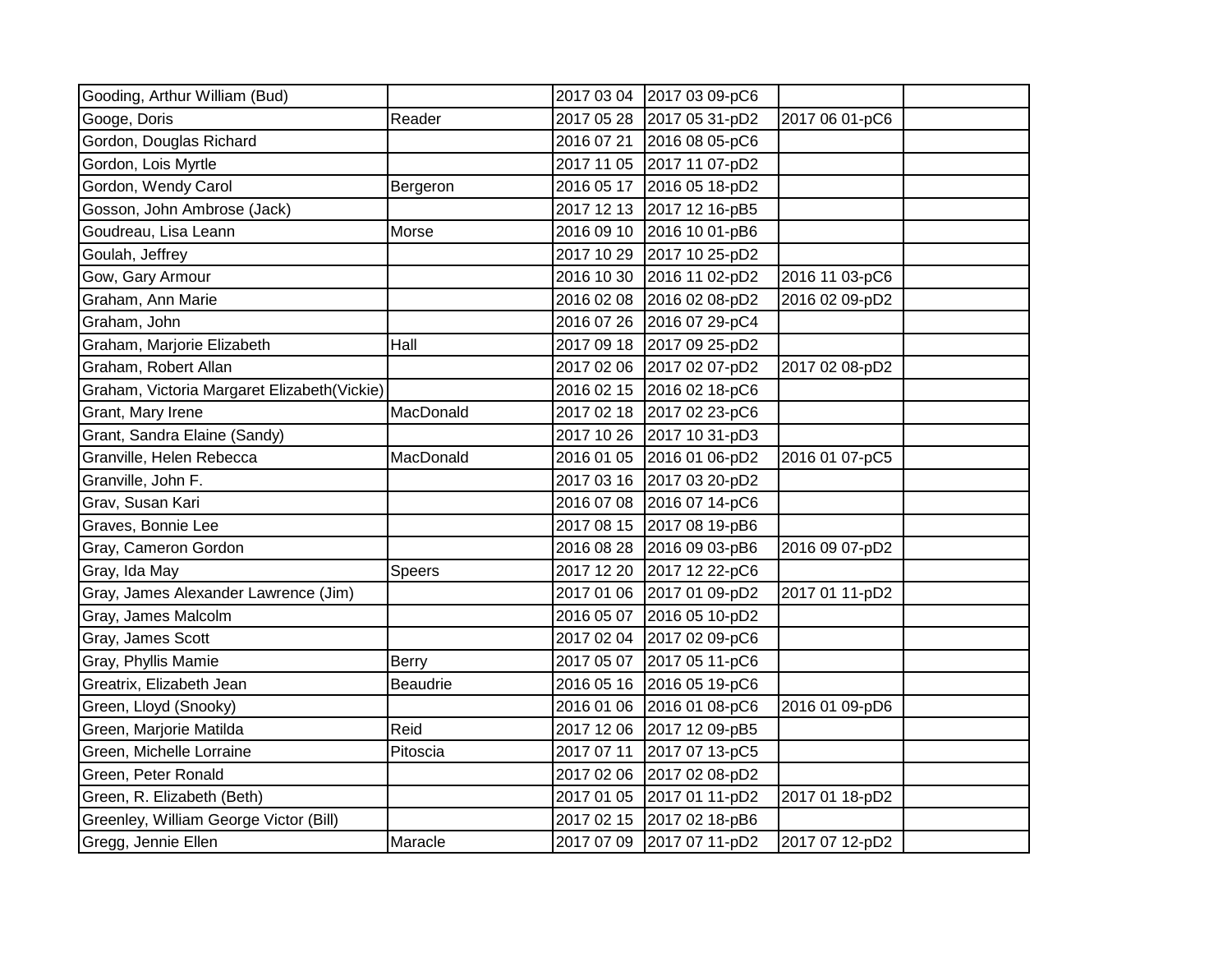| | | | | | |
|---|---|---|---|---|---|
| Gooding, Arthur William (Bud) | | 2017 03 04 | 2017 03 09-pC6 | | |
| Googe, Doris | Reader | 2017 05 28 | 2017 05 31-pD2 | 2017 06 01-pC6 | |
| Gordon, Douglas Richard | | 2016 07 21 | 2016 08 05-pC6 | | |
| Gordon, Lois Myrtle | | 2017 11 05 | 2017 11 07-pD2 | | |
| Gordon, Wendy Carol | Bergeron | 2016 05 17 | 2016 05 18-pD2 | | |
| Gosson, John Ambrose (Jack) | | 2017 12 13 | 2017 12 16-pB5 | | |
| Goudreau, Lisa Leann | Morse | 2016 09 10 | 2016 10 01-pB6 | | |
| Goulah, Jeffrey | | 2017 10 29 | 2017 10 25-pD2 | | |
| Gow, Gary Armour | | 2016 10 30 | 2016 11 02-pD2 | 2016 11 03-pC6 | |
| Graham, Ann Marie | | 2016 02 08 | 2016 02 08-pD2 | 2016 02 09-pD2 | |
| Graham, John | | 2016 07 26 | 2016 07 29-pC4 | | |
| Graham, Marjorie Elizabeth | Hall | 2017 09 18 | 2017 09 25-pD2 | | |
| Graham, Robert Allan | | 2017 02 06 | 2017 02 07-pD2 | 2017 02 08-pD2 | |
| Graham, Victoria Margaret Elizabeth(Vickie) | | 2016 02 15 | 2016 02 18-pC6 | | |
| Grant, Mary Irene | MacDonald | 2017 02 18 | 2017 02 23-pC6 | | |
| Grant, Sandra Elaine (Sandy) | | 2017 10 26 | 2017 10 31-pD3 | | |
| Granville, Helen Rebecca | MacDonald | 2016 01 05 | 2016 01 06-pD2 | 2016 01 07-pC5 | |
| Granville, John F. | | 2017 03 16 | 2017 03 20-pD2 | | |
| Grav, Susan Kari | | 2016 07 08 | 2016 07 14-pC6 | | |
| Graves, Bonnie Lee | | 2017 08 15 | 2017 08 19-pB6 | | |
| Gray, Cameron Gordon | | 2016 08 28 | 2016 09 03-pB6 | 2016 09 07-pD2 | |
| Gray, Ida May | Speers | 2017 12 20 | 2017 12 22-pC6 | | |
| Gray, James Alexander Lawrence (Jim) | | 2017 01 06 | 2017 01 09-pD2 | 2017 01 11-pD2 | |
| Gray, James Malcolm | | 2016 05 07 | 2016 05 10-pD2 | | |
| Gray, James Scott | | 2017 02 04 | 2017 02 09-pC6 | | |
| Gray, Phyllis Mamie | Berry | 2017 05 07 | 2017 05 11-pC6 | | |
| Greatrix, Elizabeth Jean | Beaudrie | 2016 05 16 | 2016 05 19-pC6 | | |
| Green, Lloyd (Snooky) | | 2016 01 06 | 2016 01 08-pC6 | 2016 01 09-pD6 | |
| Green, Marjorie Matilda | Reid | 2017 12 06 | 2017 12 09-pB5 | | |
| Green, Michelle Lorraine | Pitoscia | 2017 07 11 | 2017 07 13-pC5 | | |
| Green, Peter Ronald | | 2017 02 06 | 2017 02 08-pD2 | | |
| Green, R. Elizabeth (Beth) | | 2017 01 05 | 2017 01 11-pD2 | 2017 01 18-pD2 | |
| Greenley, William George Victor (Bill) | | 2017 02 15 | 2017 02 18-pB6 | | |
| Gregg, Jennie Ellen | Maracle | 2017 07 09 | 2017 07 11-pD2 | 2017 07 12-pD2 | |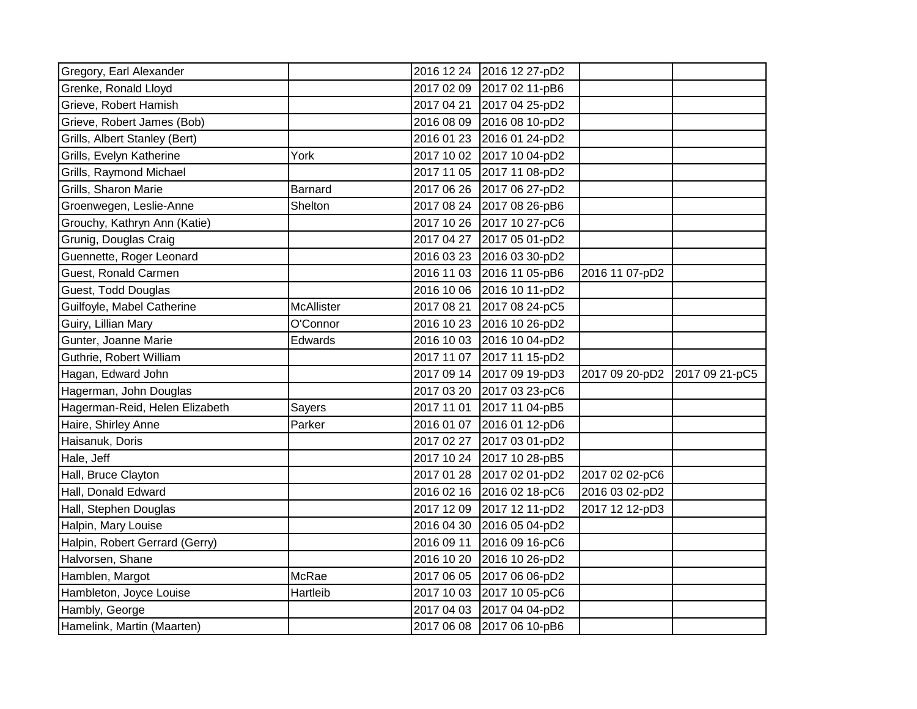| | | | | | |
|---|---|---|---|---|---|
| Gregory, Earl Alexander | | 2016 12 24 | 2016 12 27-pD2 | | |
| Grenke, Ronald Lloyd | | 2017 02 09 | 2017 02 11-pB6 | | |
| Grieve, Robert Hamish | | 2017 04 21 | 2017 04 25-pD2 | | |
| Grieve, Robert James (Bob) | | 2016 08 09 | 2016 08 10-pD2 | | |
| Grills, Albert Stanley (Bert) | | 2016 01 23 | 2016 01 24-pD2 | | |
| Grills, Evelyn Katherine | York | 2017 10 02 | 2017 10 04-pD2 | | |
| Grills, Raymond Michael | | 2017 11 05 | 2017 11 08-pD2 | | |
| Grills, Sharon Marie | Barnard | 2017 06 26 | 2017 06 27-pD2 | | |
| Groenwegen, Leslie-Anne | Shelton | 2017 08 24 | 2017 08 26-pB6 | | |
| Grouchy, Kathryn Ann (Katie) | | 2017 10 26 | 2017 10 27-pC6 | | |
| Grunig, Douglas Craig | | 2017 04 27 | 2017 05 01-pD2 | | |
| Guennette, Roger Leonard | | 2016 03 23 | 2016 03 30-pD2 | | |
| Guest, Ronald Carmen | | 2016 11 03 | 2016 11 05-pB6 | 2016 11 07-pD2 | |
| Guest, Todd Douglas | | 2016 10 06 | 2016 10 11-pD2 | | |
| Guilfoyle, Mabel Catherine | McAllister | 2017 08 21 | 2017 08 24-pC5 | | |
| Guiry, Lillian Mary | O'Connor | 2016 10 23 | 2016 10 26-pD2 | | |
| Gunter, Joanne Marie | Edwards | 2016 10 03 | 2016 10 04-pD2 | | |
| Guthrie, Robert William | | 2017 11 07 | 2017 11 15-pD2 | | |
| Hagan, Edward John | | 2017 09 14 | 2017 09 19-pD3 | 2017 09 20-pD2 | 2017 09 21-pC5 |
| Hagerman, John Douglas | | 2017 03 20 | 2017 03 23-pC6 | | |
| Hagerman-Reid, Helen Elizabeth | Sayers | 2017 11 01 | 2017 11 04-pB5 | | |
| Haire, Shirley Anne | Parker | 2016 01 07 | 2016 01 12-pD6 | | |
| Haisanuk, Doris | | 2017 02 27 | 2017 03 01-pD2 | | |
| Hale, Jeff | | 2017 10 24 | 2017 10 28-pB5 | | |
| Hall, Bruce Clayton | | 2017 01 28 | 2017 02 01-pD2 | 2017 02 02-pC6 | |
| Hall, Donald Edward | | 2016 02 16 | 2016 02 18-pC6 | 2016 03 02-pD2 | |
| Hall, Stephen Douglas | | 2017 12 09 | 2017 12 11-pD2 | 2017 12 12-pD3 | |
| Halpin, Mary Louise | | 2016 04 30 | 2016 05 04-pD2 | | |
| Halpin, Robert Gerrard (Gerry) | | 2016 09 11 | 2016 09 16-pC6 | | |
| Halvorsen, Shane | | 2016 10 20 | 2016 10 26-pD2 | | |
| Hamblen, Margot | McRae | 2017 06 05 | 2017 06 06-pD2 | | |
| Hambleton, Joyce Louise | Hartleib | 2017 10 03 | 2017 10 05-pC6 | | |
| Hambly, George | | 2017 04 03 | 2017 04 04-pD2 | | |
| Hamelink, Martin (Maarten) | | 2017 06 08 | 2017 06 10-pB6 | | |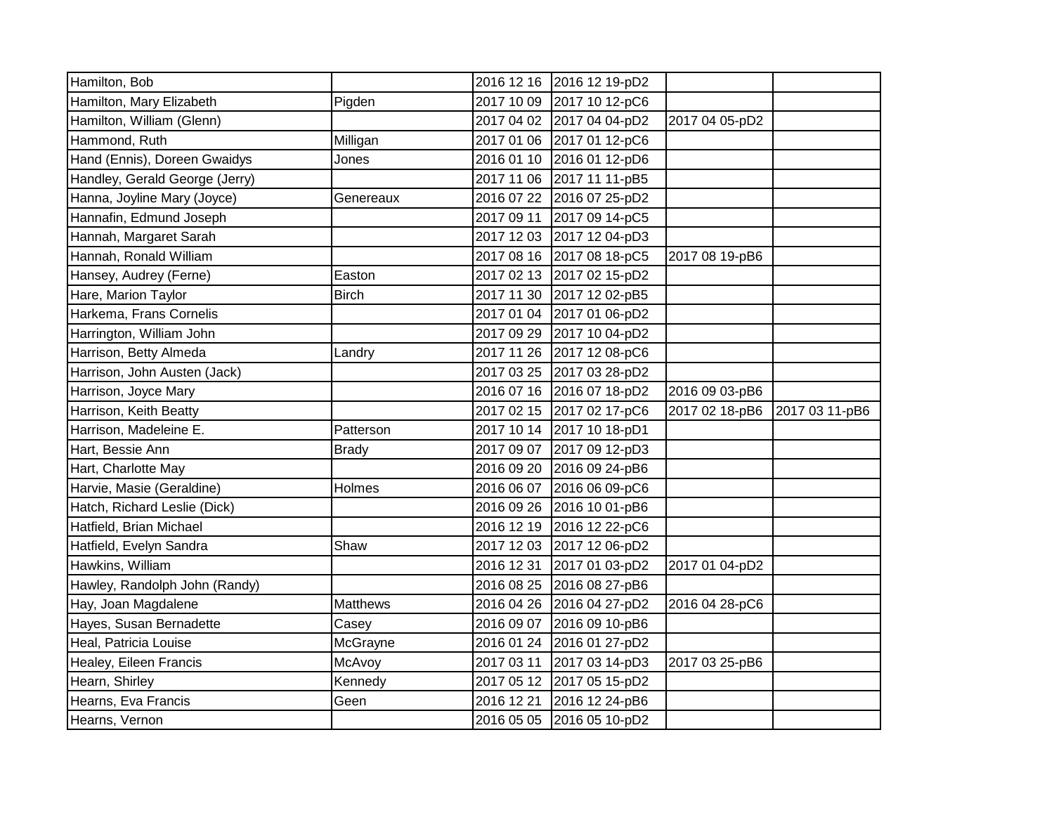| | | | | | |
|---|---|---|---|---|---|
| Hamilton, Bob | | 2016 12 16 | 2016 12 19-pD2 | | |
| Hamilton, Mary Elizabeth | Pigden | 2017 10 09 | 2017 10 12-pC6 | | |
| Hamilton, William (Glenn) | | 2017 04 02 | 2017 04 04-pD2 | 2017 04 05-pD2 | |
| Hammond, Ruth | Milligan | 2017 01 06 | 2017 01 12-pC6 | | |
| Hand (Ennis), Doreen Gwaidys | Jones | 2016 01 10 | 2016 01 12-pD6 | | |
| Handley, Gerald George (Jerry) | | 2017 11 06 | 2017 11 11-pB5 | | |
| Hanna, Joyline Mary (Joyce) | Genereaux | 2016 07 22 | 2016 07 25-pD2 | | |
| Hannafin, Edmund Joseph | | 2017 09 11 | 2017 09 14-pC5 | | |
| Hannah, Margaret Sarah | | 2017 12 03 | 2017 12 04-pD3 | | |
| Hannah, Ronald William | | 2017 08 16 | 2017 08 18-pC5 | 2017 08 19-pB6 | |
| Hansey, Audrey (Ferne) | Easton | 2017 02 13 | 2017 02 15-pD2 | | |
| Hare, Marion Taylor | Birch | 2017 11 30 | 2017 12 02-pB5 | | |
| Harkema, Frans Cornelis | | 2017 01 04 | 2017 01 06-pD2 | | |
| Harrington, William John | | 2017 09 29 | 2017 10 04-pD2 | | |
| Harrison, Betty Almeda | Landry | 2017 11 26 | 2017 12 08-pC6 | | |
| Harrison, John Austen (Jack) | | 2017 03 25 | 2017 03 28-pD2 | | |
| Harrison, Joyce Mary | | 2016 07 16 | 2016 07 18-pD2 | 2016 09 03-pB6 | |
| Harrison, Keith Beatty | | 2017 02 15 | 2017 02 17-pC6 | 2017 02 18-pB6 | 2017 03 11-pB6 |
| Harrison, Madeleine E. | Patterson | 2017 10 14 | 2017 10 18-pD1 | | |
| Hart, Bessie Ann | Brady | 2017 09 07 | 2017 09 12-pD3 | | |
| Hart, Charlotte May | | 2016 09 20 | 2016 09 24-pB6 | | |
| Harvie, Masie (Geraldine) | Holmes | 2016 06 07 | 2016 06 09-pC6 | | |
| Hatch, Richard Leslie (Dick) | | 2016 09 26 | 2016 10 01-pB6 | | |
| Hatfield, Brian Michael | | 2016 12 19 | 2016 12 22-pC6 | | |
| Hatfield, Evelyn Sandra | Shaw | 2017 12 03 | 2017 12 06-pD2 | | |
| Hawkins, William | | 2016 12 31 | 2017 01 03-pD2 | 2017 01 04-pD2 | |
| Hawley, Randolph John (Randy) | | 2016 08 25 | 2016 08 27-pB6 | | |
| Hay, Joan Magdalene | Matthews | 2016 04 26 | 2016 04 27-pD2 | 2016 04 28-pC6 | |
| Hayes, Susan Bernadette | Casey | 2016 09 07 | 2016 09 10-pB6 | | |
| Heal, Patricia Louise | McGrayne | 2016 01 24 | 2016 01 27-pD2 | | |
| Healey, Eileen Francis | McAvoy | 2017 03 11 | 2017 03 14-pD3 | 2017 03 25-pB6 | |
| Hearn, Shirley | Kennedy | 2017 05 12 | 2017 05 15-pD2 | | |
| Hearns, Eva Francis | Geen | 2016 12 21 | 2016 12 24-pB6 | | |
| Hearns, Vernon | | 2016 05 05 | 2016 05 10-pD2 | | |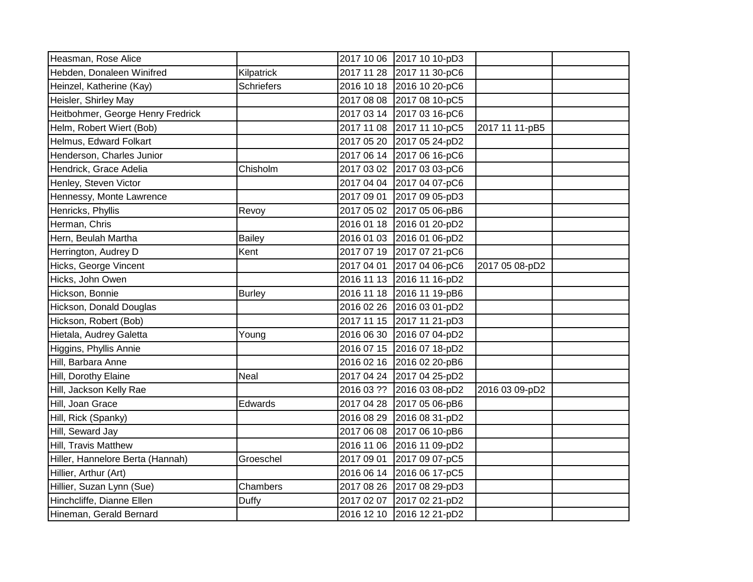| | | | | | |
|---|---|---|---|---|---|
| Heasman, Rose Alice | | 2017 10 06 | 2017 10 10-pD3 | | |
| Hebden, Donaleen Winifred | Kilpatrick | 2017 11 28 | 2017 11 30-pC6 | | |
| Heinzel, Katherine (Kay) | Schriefers | 2016 10 18 | 2016 10 20-pC6 | | |
| Heisler, Shirley May | | 2017 08 08 | 2017 08 10-pC5 | | |
| Heitbohmer, George Henry Fredrick | | 2017 03 14 | 2017 03 16-pC6 | | |
| Helm, Robert Wiert (Bob) | | 2017 11 08 | 2017 11 10-pC5 | 2017 11 11-pB5 | |
| Helmus, Edward Folkart | | 2017 05 20 | 2017 05 24-pD2 | | |
| Henderson, Charles Junior | | 2017 06 14 | 2017 06 16-pC6 | | |
| Hendrick, Grace Adelia | Chisholm | 2017 03 02 | 2017 03 03-pC6 | | |
| Henley, Steven Victor | | 2017 04 04 | 2017 04 07-pC6 | | |
| Hennessy, Monte Lawrence | | 2017 09 01 | 2017 09 05-pD3 | | |
| Henricks, Phyllis | Revoy | 2017 05 02 | 2017 05 06-pB6 | | |
| Herman, Chris | | 2016 01 18 | 2016 01 20-pD2 | | |
| Hern, Beulah Martha | Bailey | 2016 01 03 | 2016 01 06-pD2 | | |
| Herrington, Audrey D | Kent | 2017 07 19 | 2017 07 21-pC6 | | |
| Hicks, George Vincent | | 2017 04 01 | 2017 04 06-pC6 | 2017 05 08-pD2 | |
| Hicks, John Owen | | 2016 11 13 | 2016 11 16-pD2 | | |
| Hickson, Bonnie | Burley | 2016 11 18 | 2016 11 19-pB6 | | |
| Hickson, Donald Douglas | | 2016 02 26 | 2016 03 01-pD2 | | |
| Hickson, Robert (Bob) | | 2017 11 15 | 2017 11 21-pD3 | | |
| Hietala, Audrey Galetta | Young | 2016 06 30 | 2016 07 04-pD2 | | |
| Higgins, Phyllis Annie | | 2016 07 15 | 2016 07 18-pD2 | | |
| Hill, Barbara Anne | | 2016 02 16 | 2016 02 20-pB6 | | |
| Hill, Dorothy Elaine | Neal | 2017 04 24 | 2017 04 25-pD2 | | |
| Hill, Jackson Kelly Rae | | 2016 03 ?? | 2016 03 08-pD2 | 2016 03 09-pD2 | |
| Hill, Joan Grace | Edwards | 2017 04 28 | 2017 05 06-pB6 | | |
| Hill, Rick (Spanky) | | 2016 08 29 | 2016 08 31-pD2 | | |
| Hill, Seward Jay | | 2017 06 08 | 2017 06 10-pB6 | | |
| Hill, Travis Matthew | | 2016 11 06 | 2016 11 09-pD2 | | |
| Hiller, Hannelore Berta (Hannah) | Groeschel | 2017 09 01 | 2017 09 07-pC5 | | |
| Hillier, Arthur (Art) | | 2016 06 14 | 2016 06 17-pC5 | | |
| Hillier, Suzan Lynn (Sue) | Chambers | 2017 08 26 | 2017 08 29-pD3 | | |
| Hinchcliffe, Dianne Ellen | Duffy | 2017 02 07 | 2017 02 21-pD2 | | |
| Hineman, Gerald Bernard | | 2016 12 10 | 2016 12 21-pD2 | | |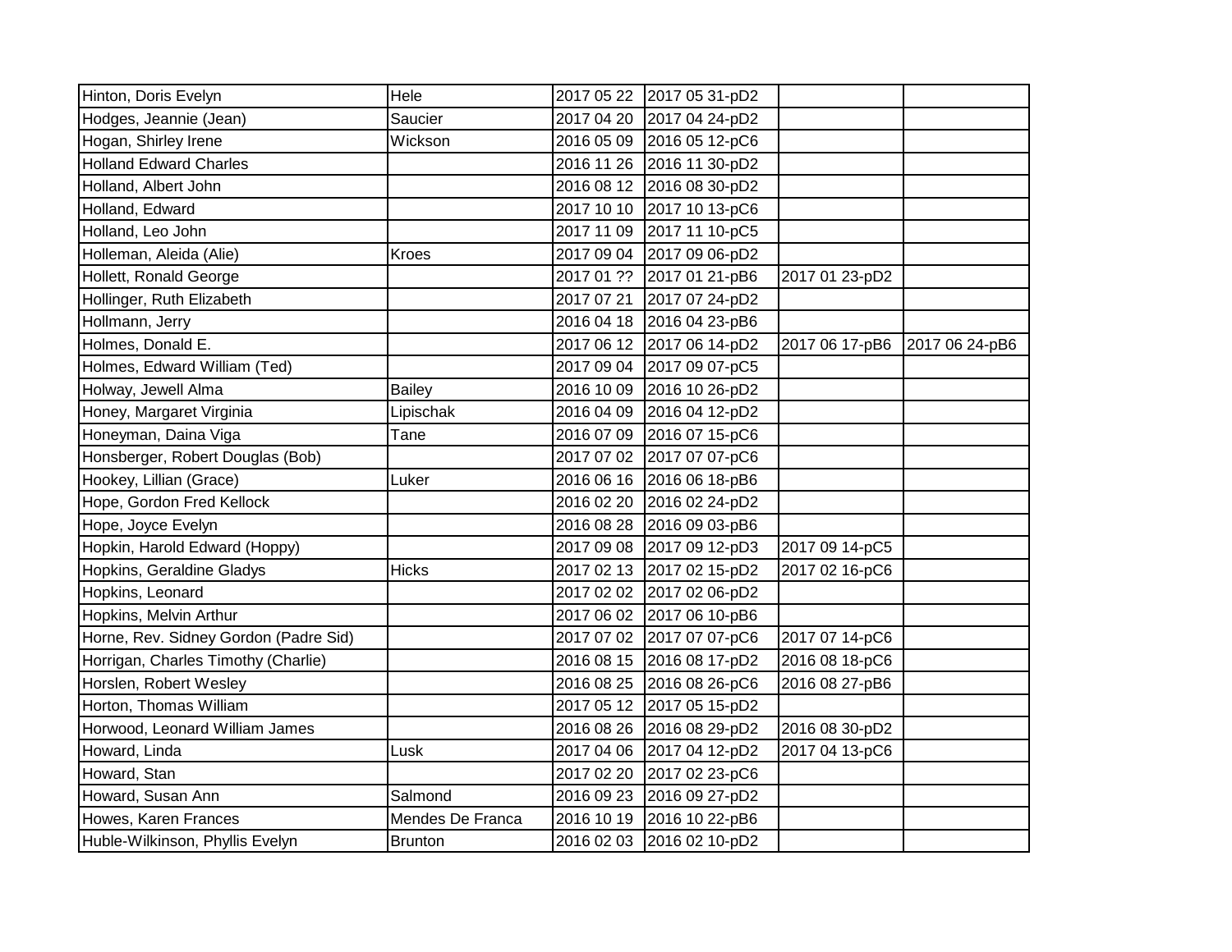| | | | | | |
|---|---|---|---|---|---|
| Hinton, Doris Evelyn | Hele | 2017 05 22 | 2017 05 31-pD2 | | |
| Hodges, Jeannie (Jean) | Saucier | 2017 04 20 | 2017 04 24-pD2 | | |
| Hogan, Shirley Irene | Wickson | 2016 05 09 | 2016 05 12-pC6 | | |
| Holland Edward Charles | | 2016 11 26 | 2016 11 30-pD2 | | |
| Holland, Albert John | | 2016 08 12 | 2016 08 30-pD2 | | |
| Holland, Edward | | 2017 10 10 | 2017 10 13-pC6 | | |
| Holland, Leo John | | 2017 11 09 | 2017 11 10-pC5 | | |
| Holleman, Aleida (Alie) | Kroes | 2017 09 04 | 2017 09 06-pD2 | | |
| Hollett, Ronald George | | 2017 01 ?? | 2017 01 21-pB6 | 2017 01 23-pD2 | |
| Hollinger, Ruth Elizabeth | | 2017 07 21 | 2017 07 24-pD2 | | |
| Hollmann, Jerry | | 2016 04 18 | 2016 04 23-pB6 | | |
| Holmes, Donald E. | | 2017 06 12 | 2017 06 14-pD2 | 2017 06 17-pB6 | 2017 06 24-pB6 |
| Holmes, Edward William (Ted) | | 2017 09 04 | 2017 09 07-pC5 | | |
| Holway, Jewell Alma | Bailey | 2016 10 09 | 2016 10 26-pD2 | | |
| Honey, Margaret Virginia | Lipischak | 2016 04 09 | 2016 04 12-pD2 | | |
| Honeyman, Daina Viga | Tane | 2016 07 09 | 2016 07 15-pC6 | | |
| Honsberger, Robert Douglas (Bob) | | 2017 07 02 | 2017 07 07-pC6 | | |
| Hookey, Lillian (Grace) | Luker | 2016 06 16 | 2016 06 18-pB6 | | |
| Hope, Gordon Fred Kellock | | 2016 02 20 | 2016 02 24-pD2 | | |
| Hope, Joyce Evelyn | | 2016 08 28 | 2016 09 03-pB6 | | |
| Hopkin, Harold Edward (Hoppy) | | 2017 09 08 | 2017 09 12-pD3 | 2017 09 14-pC5 | |
| Hopkins, Geraldine Gladys | Hicks | 2017 02 13 | 2017 02 15-pD2 | 2017 02 16-pC6 | |
| Hopkins, Leonard | | 2017 02 02 | 2017 02 06-pD2 | | |
| Hopkins, Melvin Arthur | | 2017 06 02 | 2017 06 10-pB6 | | |
| Horne, Rev. Sidney Gordon (Padre Sid) | | 2017 07 02 | 2017 07 07-pC6 | 2017 07 14-pC6 | |
| Horrigan, Charles Timothy (Charlie) | | 2016 08 15 | 2016 08 17-pD2 | 2016 08 18-pC6 | |
| Horslen, Robert Wesley | | 2016 08 25 | 2016 08 26-pC6 | 2016 08 27-pB6 | |
| Horton, Thomas William | | 2017 05 12 | 2017 05 15-pD2 | | |
| Horwood, Leonard William James | | 2016 08 26 | 2016 08 29-pD2 | 2016 08 30-pD2 | |
| Howard, Linda | Lusk | 2017 04 06 | 2017 04 12-pD2 | 2017 04 13-pC6 | |
| Howard, Stan | | 2017 02 20 | 2017 02 23-pC6 | | |
| Howard, Susan Ann | Salmond | 2016 09 23 | 2016 09 27-pD2 | | |
| Howes, Karen Frances | Mendes De Franca | 2016 10 19 | 2016 10 22-pB6 | | |
| Huble-Wilkinson, Phyllis Evelyn | Brunton | 2016 02 03 | 2016 02 10-pD2 | | |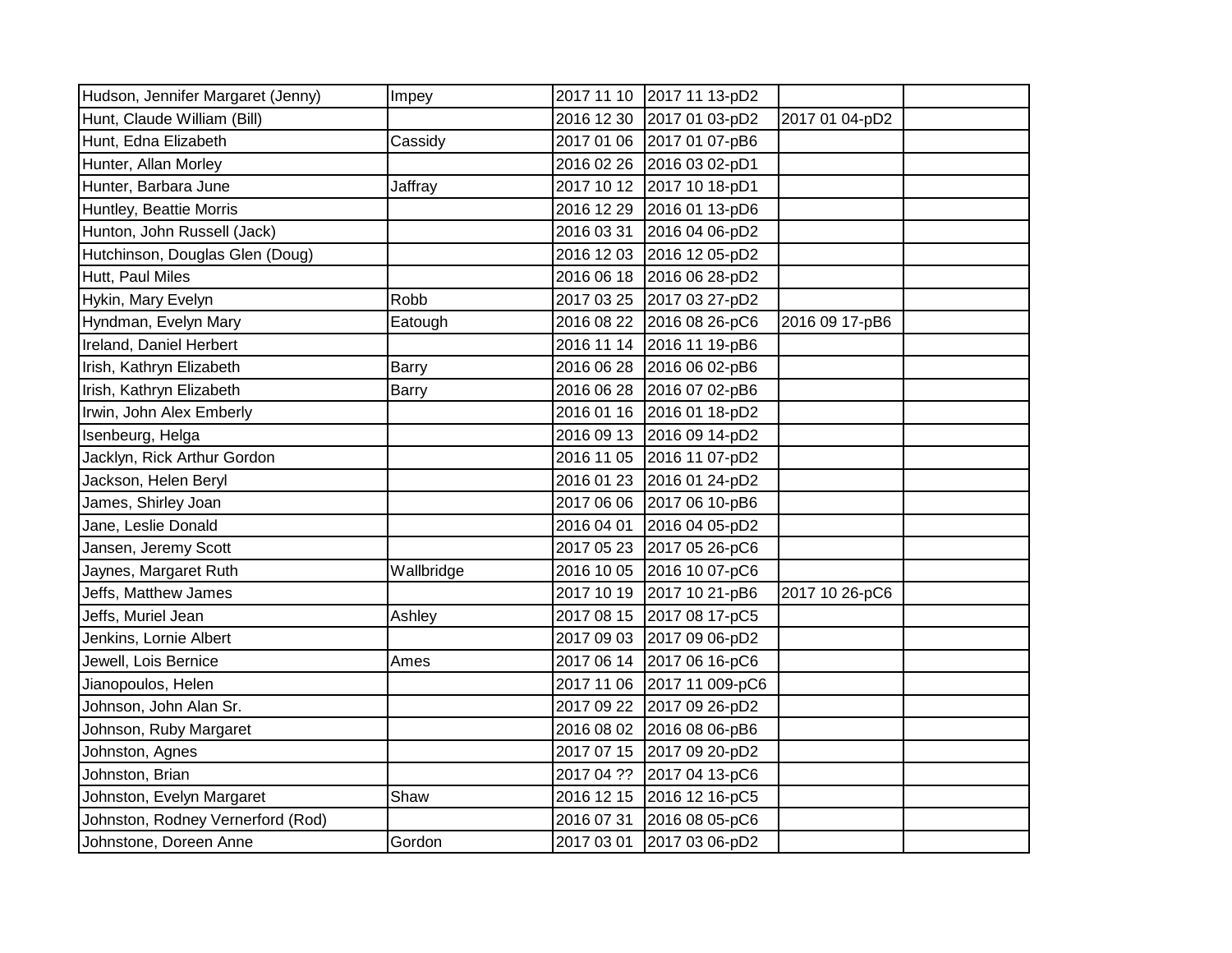| | | | | | |
|---|---|---|---|---|---|
| Hudson, Jennifer Margaret (Jenny) | Impey | 2017 11 10 | 2017 11 13-pD2 | | |
| Hunt, Claude William (Bill) | | 2016 12 30 | 2017 01 03-pD2 | 2017 01 04-pD2 | |
| Hunt, Edna Elizabeth | Cassidy | 2017 01 06 | 2017 01 07-pB6 | | |
| Hunter, Allan Morley | | 2016 02 26 | 2016 03 02-pD1 | | |
| Hunter, Barbara June | Jaffray | 2017 10 12 | 2017 10 18-pD1 | | |
| Huntley, Beattie Morris | | 2016 12 29 | 2016 01 13-pD6 | | |
| Hunton, John Russell (Jack) | | 2016 03 31 | 2016 04 06-pD2 | | |
| Hutchinson, Douglas Glen (Doug) | | 2016 12 03 | 2016 12 05-pD2 | | |
| Hutt, Paul Miles | | 2016 06 18 | 2016 06 28-pD2 | | |
| Hykin, Mary Evelyn | Robb | 2017 03 25 | 2017 03 27-pD2 | | |
| Hyndman, Evelyn Mary | Eatough | 2016 08 22 | 2016 08 26-pC6 | 2016 09 17-pB6 | |
| Ireland, Daniel Herbert | | 2016 11 14 | 2016 11 19-pB6 | | |
| Irish, Kathryn Elizabeth | Barry | 2016 06 28 | 2016 06 02-pB6 | | |
| Irish, Kathryn Elizabeth | Barry | 2016 06 28 | 2016 07 02-pB6 | | |
| Irwin, John Alex Emberly | | 2016 01 16 | 2016 01 18-pD2 | | |
| Isenbeurg, Helga | | 2016 09 13 | 2016 09 14-pD2 | | |
| Jacklyn, Rick Arthur Gordon | | 2016 11 05 | 2016 11 07-pD2 | | |
| Jackson, Helen Beryl | | 2016 01 23 | 2016 01 24-pD2 | | |
| James, Shirley Joan | | 2017 06 06 | 2017 06 10-pB6 | | |
| Jane, Leslie Donald | | 2016 04 01 | 2016 04 05-pD2 | | |
| Jansen, Jeremy Scott | | 2017 05 23 | 2017 05 26-pC6 | | |
| Jaynes, Margaret Ruth | Wallbridge | 2016 10 05 | 2016 10 07-pC6 | | |
| Jeffs, Matthew James | | 2017 10 19 | 2017 10 21-pB6 | 2017 10 26-pC6 | |
| Jeffs, Muriel Jean | Ashley | 2017 08 15 | 2017 08 17-pC5 | | |
| Jenkins, Lornie Albert | | 2017 09 03 | 2017 09 06-pD2 | | |
| Jewell, Lois Bernice | Ames | 2017 06 14 | 2017 06 16-pC6 | | |
| Jianopoulos, Helen | | 2017 11 06 | 2017 11 009-pC6 | | |
| Johnson, John Alan Sr. | | 2017 09 22 | 2017 09 26-pD2 | | |
| Johnson, Ruby Margaret | | 2016 08 02 | 2016 08 06-pB6 | | |
| Johnston, Agnes | | 2017 07 15 | 2017 09 20-pD2 | | |
| Johnston, Brian | | 2017 04 ?? | 2017 04 13-pC6 | | |
| Johnston, Evelyn Margaret | Shaw | 2016 12 15 | 2016 12 16-pC5 | | |
| Johnston, Rodney Vernerford (Rod) | | 2016 07 31 | 2016 08 05-pC6 | | |
| Johnstone, Doreen Anne | Gordon | 2017 03 01 | 2017 03 06-pD2 | | |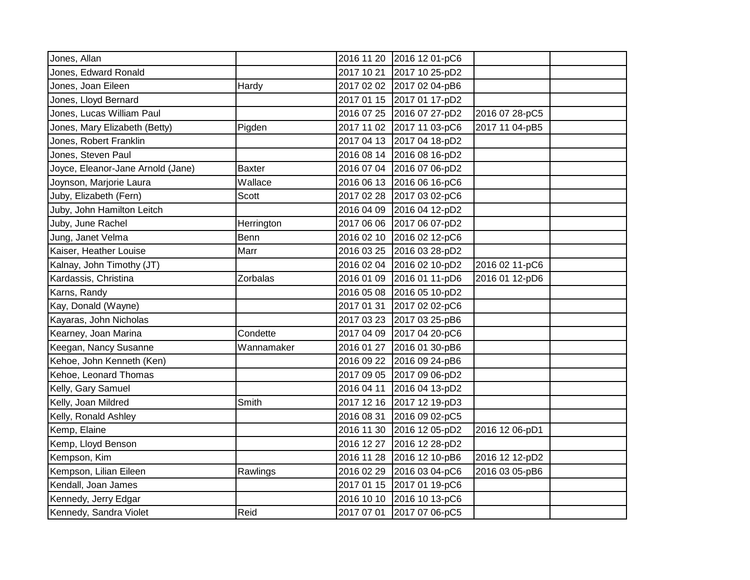| | | | | | |
|---|---|---|---|---|---|
| Jones, Allan | | 2016 11 20 | 2016 12 01-pC6 | | |
| Jones, Edward Ronald | | 2017 10 21 | 2017 10 25-pD2 | | |
| Jones, Joan Eileen | Hardy | 2017 02 02 | 2017 02 04-pB6 | | |
| Jones, Lloyd Bernard | | 2017 01 15 | 2017 01 17-pD2 | | |
| Jones, Lucas William Paul | | 2016 07 25 | 2016 07 27-pD2 | 2016 07 28-pC5 | |
| Jones, Mary Elizabeth (Betty) | Pigden | 2017 11 02 | 2017 11 03-pC6 | 2017 11 04-pB5 | |
| Jones, Robert Franklin | | 2017 04 13 | 2017 04 18-pD2 | | |
| Jones, Steven Paul | | 2016 08 14 | 2016 08 16-pD2 | | |
| Joyce, Eleanor-Jane Arnold (Jane) | Baxter | 2016 07 04 | 2016 07 06-pD2 | | |
| Joynson, Marjorie Laura | Wallace | 2016 06 13 | 2016 06 16-pC6 | | |
| Juby, Elizabeth (Fern) | Scott | 2017 02 28 | 2017 03 02-pC6 | | |
| Juby, John Hamilton Leitch | | 2016 04 09 | 2016 04 12-pD2 | | |
| Juby, June Rachel | Herrington | 2017 06 06 | 2017 06 07-pD2 | | |
| Jung, Janet Velma | Benn | 2016 02 10 | 2016 02 12-pC6 | | |
| Kaiser, Heather Louise | Marr | 2016 03 25 | 2016 03 28-pD2 | | |
| Kalnay, John Timothy (JT) | | 2016 02 04 | 2016 02 10-pD2 | 2016 02 11-pC6 | |
| Kardassis, Christina | Zorbalas | 2016 01 09 | 2016 01 11-pD6 | 2016 01 12-pD6 | |
| Karns, Randy | | 2016 05 08 | 2016 05 10-pD2 | | |
| Kay, Donald (Wayne) | | 2017 01 31 | 2017 02 02-pC6 | | |
| Kayaras, John Nicholas | | 2017 03 23 | 2017 03 25-pB6 | | |
| Kearney, Joan Marina | Condette | 2017 04 09 | 2017 04 20-pC6 | | |
| Keegan, Nancy Susanne | Wannamaker | 2016 01 27 | 2016 01 30-pB6 | | |
| Kehoe, John Kenneth (Ken) | | 2016 09 22 | 2016 09 24-pB6 | | |
| Kehoe, Leonard Thomas | | 2017 09 05 | 2017 09 06-pD2 | | |
| Kelly, Gary Samuel | | 2016 04 11 | 2016 04 13-pD2 | | |
| Kelly, Joan Mildred | Smith | 2017 12 16 | 2017 12 19-pD3 | | |
| Kelly, Ronald Ashley | | 2016 08 31 | 2016 09 02-pC5 | | |
| Kemp, Elaine | | 2016 11 30 | 2016 12 05-pD2 | 2016 12 06-pD1 | |
| Kemp, Lloyd Benson | | 2016 12 27 | 2016 12 28-pD2 | | |
| Kempson, Kim | | 2016 11 28 | 2016 12 10-pB6 | 2016 12 12-pD2 | |
| Kempson, Lilian Eileen | Rawlings | 2016 02 29 | 2016 03 04-pC6 | 2016 03 05-pB6 | |
| Kendall, Joan James | | 2017 01 15 | 2017 01 19-pC6 | | |
| Kennedy, Jerry Edgar | | 2016 10 10 | 2016 10 13-pC6 | | |
| Kennedy, Sandra Violet | Reid | 2017 07 01 | 2017 07 06-pC5 | | |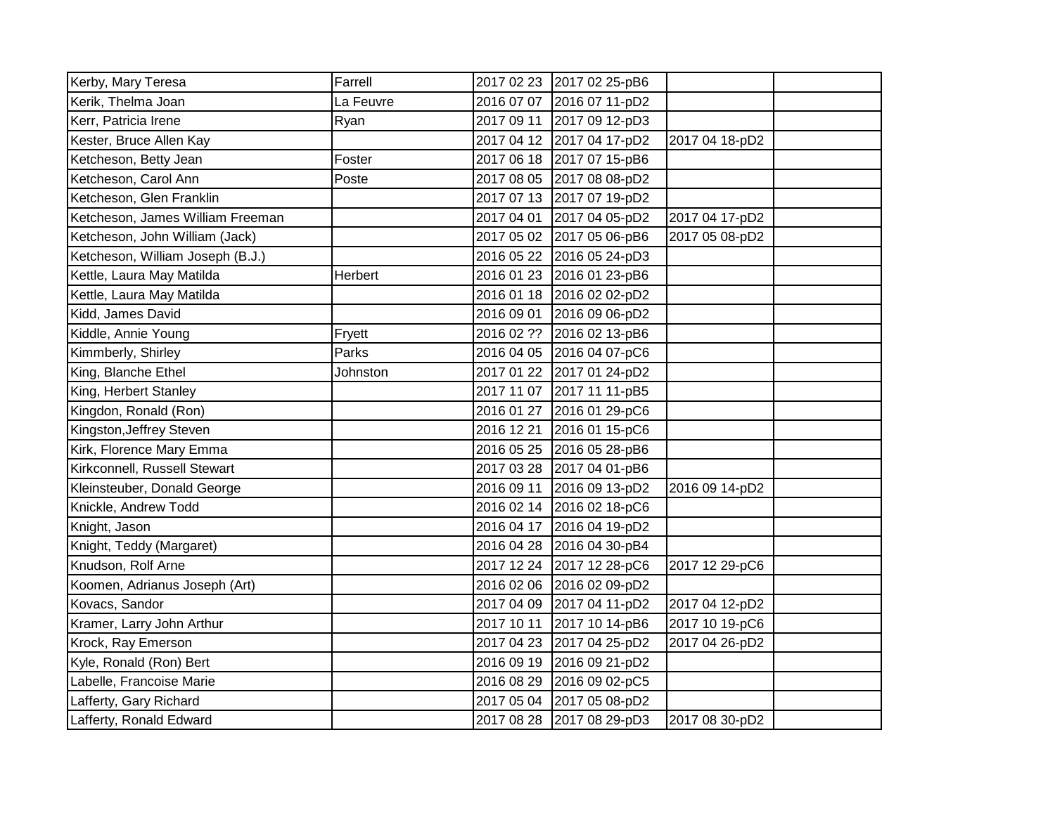| | | | | | |
|---|---|---|---|---|---|
| Kerby, Mary Teresa | Farrell | 2017 02 23 | 2017 02 25-pB6 | | |
| Kerik, Thelma Joan | La Feuvre | 2016 07 07 | 2016 07 11-pD2 | | |
| Kerr, Patricia Irene | Ryan | 2017 09 11 | 2017 09 12-pD3 | | |
| Kester, Bruce Allen Kay | | 2017 04 12 | 2017 04 17-pD2 | 2017 04 18-pD2 | |
| Ketcheson, Betty Jean | Foster | 2017 06 18 | 2017 07 15-pB6 | | |
| Ketcheson, Carol Ann | Poste | 2017 08 05 | 2017 08 08-pD2 | | |
| Ketcheson, Glen Franklin | | 2017 07 13 | 2017 07 19-pD2 | | |
| Ketcheson, James William Freeman | | 2017 04 01 | 2017 04 05-pD2 | 2017 04 17-pD2 | |
| Ketcheson, John William (Jack) | | 2017 05 02 | 2017 05 06-pB6 | 2017 05 08-pD2 | |
| Ketcheson, William Joseph (B.J.) | | 2016 05 22 | 2016 05 24-pD3 | | |
| Kettle, Laura May Matilda | Herbert | 2016 01 23 | 2016 01 23-pB6 | | |
| Kettle, Laura May Matilda | | 2016 01 18 | 2016 02 02-pD2 | | |
| Kidd, James David | | 2016 09 01 | 2016 09 06-pD2 | | |
| Kiddle, Annie Young | Fryett | 2016 02 ?? | 2016 02 13-pB6 | | |
| Kimmberly, Shirley | Parks | 2016 04 05 | 2016 04 07-pC6 | | |
| King, Blanche Ethel | Johnston | 2017 01 22 | 2017 01 24-pD2 | | |
| King, Herbert Stanley | | 2017 11 07 | 2017 11 11-pB5 | | |
| Kingdon, Ronald (Ron) | | 2016 01 27 | 2016 01 29-pC6 | | |
| Kingston,Jeffrey Steven | | 2016 12 21 | 2016 01 15-pC6 | | |
| Kirk, Florence Mary Emma | | 2016 05 25 | 2016 05 28-pB6 | | |
| Kirkconnell, Russell Stewart | | 2017 03 28 | 2017 04 01-pB6 | | |
| Kleinsteuber, Donald George | | 2016 09 11 | 2016 09 13-pD2 | 2016 09 14-pD2 | |
| Knickle, Andrew Todd | | 2016 02 14 | 2016 02 18-pC6 | | |
| Knight, Jason | | 2016 04 17 | 2016 04 19-pD2 | | |
| Knight, Teddy (Margaret) | | 2016 04 28 | 2016 04 30-pB4 | | |
| Knudson, Rolf Arne | | 2017 12 24 | 2017 12 28-pC6 | 2017 12 29-pC6 | |
| Koomen, Adrianus Joseph (Art) | | 2016 02 06 | 2016 02 09-pD2 | | |
| Kovacs, Sandor | | 2017 04 09 | 2017 04 11-pD2 | 2017 04 12-pD2 | |
| Kramer, Larry John Arthur | | 2017 10 11 | 2017 10 14-pB6 | 2017 10 19-pC6 | |
| Krock, Ray Emerson | | 2017 04 23 | 2017 04 25-pD2 | 2017 04 26-pD2 | |
| Kyle, Ronald (Ron) Bert | | 2016 09 19 | 2016 09 21-pD2 | | |
| Labelle, Francoise Marie | | 2016 08 29 | 2016 09 02-pC5 | | |
| Lafferty, Gary Richard | | 2017 05 04 | 2017 05 08-pD2 | | |
| Lafferty, Ronald Edward | | 2017 08 28 | 2017 08 29-pD3 | 2017 08 30-pD2 | |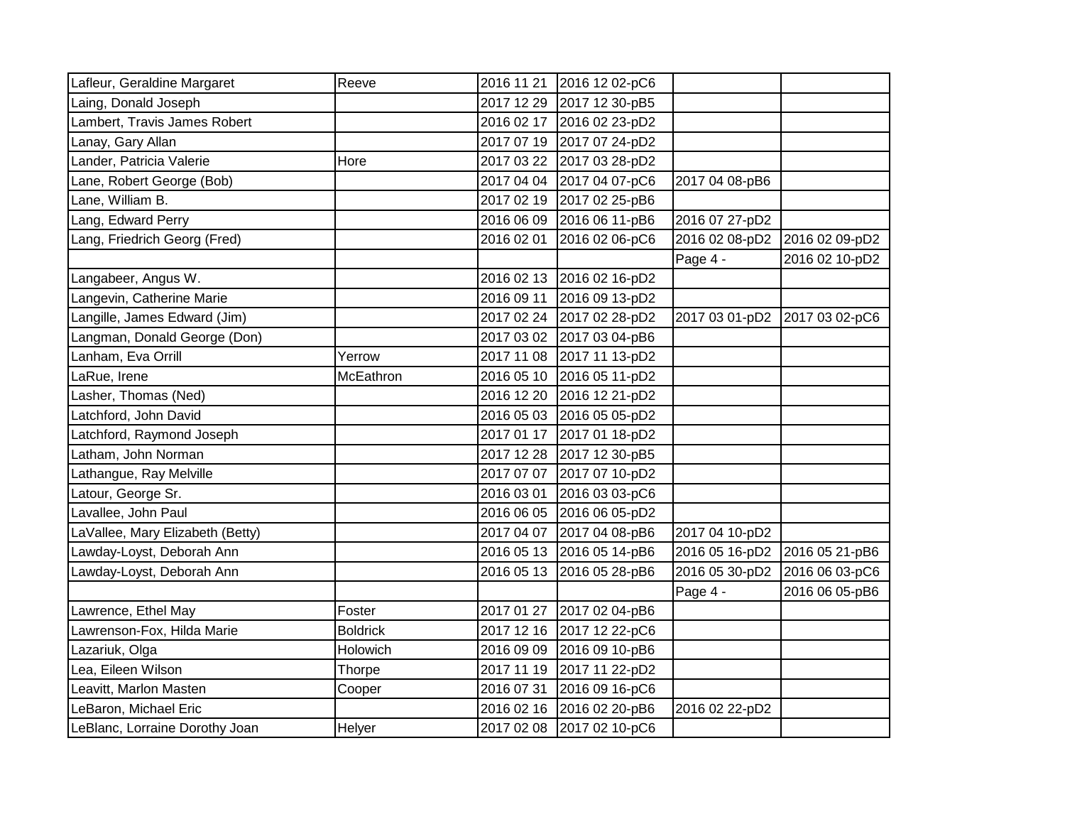| | | | | | |
|---|---|---|---|---|---|
| Lafleur, Geraldine Margaret | Reeve | 2016 11 21 | 2016 12 02-pC6 | | |
| Laing, Donald Joseph | | 2017 12 29 | 2017 12 30-pB5 | | |
| Lambert, Travis James Robert | | 2016 02 17 | 2016 02 23-pD2 | | |
| Lanay, Gary Allan | | 2017 07 19 | 2017 07 24-pD2 | | |
| Lander, Patricia Valerie | Hore | 2017 03 22 | 2017 03 28-pD2 | | |
| Lane, Robert George (Bob) | | 2017 04 04 | 2017 04 07-pC6 | 2017 04 08-pB6 | |
| Lane, William B. | | 2017 02 19 | 2017 02 25-pB6 | | |
| Lang, Edward Perry | | 2016 06 09 | 2016 06 11-pB6 | 2016 07 27-pD2 | |
| Lang, Friedrich Georg (Fred) | | 2016 02 01 | 2016 02 06-pC6 | 2016 02 08-pD2 | 2016 02 09-pD2 |
| | | | | Page 4 - | 2016 02 10-pD2 |
| Langabeer, Angus W. | | 2016 02 13 | 2016 02 16-pD2 | | |
| Langevin, Catherine Marie | | 2016 09 11 | 2016 09 13-pD2 | | |
| Langille, James Edward (Jim) | | 2017 02 24 | 2017 02 28-pD2 | 2017 03 01-pD2 | 2017 03 02-pC6 |
| Langman, Donald George (Don) | | 2017 03 02 | 2017 03 04-pB6 | | |
| Lanham, Eva Orrill | Yerrow | 2017 11 08 | 2017 11 13-pD2 | | |
| LaRue, Irene | McEathron | 2016 05 10 | 2016 05 11-pD2 | | |
| Lasher, Thomas (Ned) | | 2016 12 20 | 2016 12 21-pD2 | | |
| Latchford, John David | | 2016 05 03 | 2016 05 05-pD2 | | |
| Latchford, Raymond Joseph | | 2017 01 17 | 2017 01 18-pD2 | | |
| Latham, John Norman | | 2017 12 28 | 2017 12 30-pB5 | | |
| Lathangue, Ray Melville | | 2017 07 07 | 2017 07 10-pD2 | | |
| Latour, George Sr. | | 2016 03 01 | 2016 03 03-pC6 | | |
| Lavallee, John Paul | | 2016 06 05 | 2016 06 05-pD2 | | |
| LaVallee, Mary Elizabeth (Betty) | | 2017 04 07 | 2017 04 08-pB6 | 2017 04 10-pD2 | |
| Lawday-Loyst, Deborah Ann | | 2016 05 13 | 2016 05 14-pB6 | 2016 05 16-pD2 | 2016 05 21-pB6 |
| Lawday-Loyst, Deborah Ann | | 2016 05 13 | 2016 05 28-pB6 | 2016 05 30-pD2 | 2016 06 03-pC6 |
| | | | | Page 4 - | 2016 06 05-pB6 |
| Lawrence, Ethel May | Foster | 2017 01 27 | 2017 02 04-pB6 | | |
| Lawrenson-Fox, Hilda Marie | Boldrick | 2017 12 16 | 2017 12 22-pC6 | | |
| Lazariuk, Olga | Holowich | 2016 09 09 | 2016 09 10-pB6 | | |
| Lea, Eileen Wilson | Thorpe | 2017 11 19 | 2017 11 22-pD2 | | |
| Leavitt, Marlon Masten | Cooper | 2016 07 31 | 2016 09 16-pC6 | | |
| LeBaron, Michael Eric | | 2016 02 16 | 2016 02 20-pB6 | 2016 02 22-pD2 | |
| LeBlanc, Lorraine Dorothy Joan | Helyer | 2017 02 08 | 2017 02 10-pC6 | | |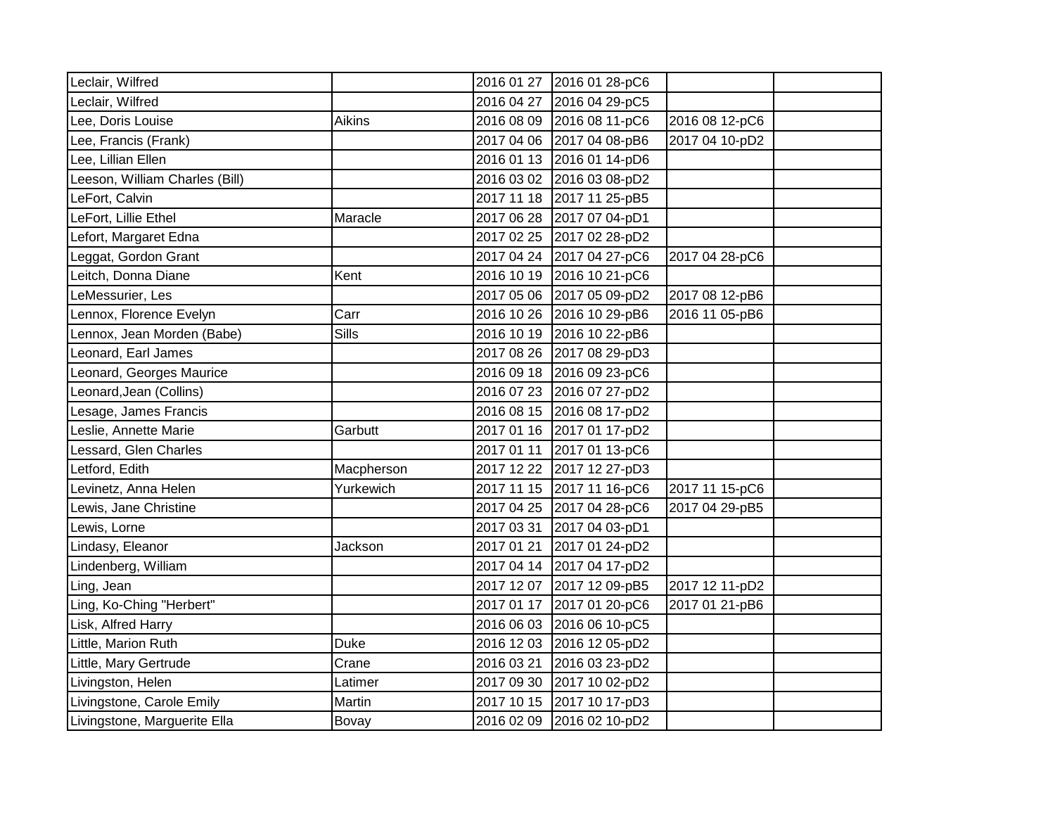| | | | | | |
|---|---|---|---|---|---|
| Leclair, Wilfred | | 2016 01 27 | 2016 01 28-pC6 | | |
| Leclair, Wilfred | | 2016 04 27 | 2016 04 29-pC5 | | |
| Lee, Doris Louise | Aikins | 2016 08 09 | 2016 08 11-pC6 | 2016 08 12-pC6 | |
| Lee, Francis (Frank) | | 2017 04 06 | 2017 04 08-pB6 | 2017 04 10-pD2 | |
| Lee, Lillian Ellen | | 2016 01 13 | 2016 01 14-pD6 | | |
| Leeson, William Charles (Bill) | | 2016 03 02 | 2016 03 08-pD2 | | |
| LeFort, Calvin | | 2017 11 18 | 2017 11 25-pB5 | | |
| LeFort, Lillie Ethel | Maracle | 2017 06 28 | 2017 07 04-pD1 | | |
| Lefort, Margaret Edna | | 2017 02 25 | 2017 02 28-pD2 | | |
| Leggat, Gordon Grant | | 2017 04 24 | 2017 04 27-pC6 | 2017 04 28-pC6 | |
| Leitch, Donna Diane | Kent | 2016 10 19 | 2016 10 21-pC6 | | |
| LeMessurier, Les | | 2017 05 06 | 2017 05 09-pD2 | 2017 08 12-pB6 | |
| Lennox, Florence Evelyn | Carr | 2016 10 26 | 2016 10 29-pB6 | 2016 11 05-pB6 | |
| Lennox, Jean Morden (Babe) | Sills | 2016 10 19 | 2016 10 22-pB6 | | |
| Leonard, Earl James | | 2017 08 26 | 2017 08 29-pD3 | | |
| Leonard, Georges Maurice | | 2016 09 18 | 2016 09 23-pC6 | | |
| Leonard,Jean (Collins) | | 2016 07 23 | 2016 07 27-pD2 | | |
| Lesage, James Francis | | 2016 08 15 | 2016 08 17-pD2 | | |
| Leslie, Annette Marie | Garbutt | 2017 01 16 | 2017 01 17-pD2 | | |
| Lessard, Glen Charles | | 2017 01 11 | 2017 01 13-pC6 | | |
| Letford, Edith | Macpherson | 2017 12 22 | 2017 12 27-pD3 | | |
| Levinetz, Anna Helen | Yurkewich | 2017 11 15 | 2017 11 16-pC6 | 2017 11 15-pC6 | |
| Lewis, Jane Christine | | 2017 04 25 | 2017 04 28-pC6 | 2017 04 29-pB5 | |
| Lewis, Lorne | | 2017 03 31 | 2017 04 03-pD1 | | |
| Lindasy, Eleanor | Jackson | 2017 01 21 | 2017 01 24-pD2 | | |
| Lindenberg, William | | 2017 04 14 | 2017 04 17-pD2 | | |
| Ling, Jean | | 2017 12 07 | 2017 12 09-pB5 | 2017 12 11-pD2 | |
| Ling, Ko-Ching "Herbert" | | 2017 01 17 | 2017 01 20-pC6 | 2017 01 21-pB6 | |
| Lisk, Alfred Harry | | 2016 06 03 | 2016 06 10-pC5 | | |
| Little, Marion Ruth | Duke | 2016 12 03 | 2016 12 05-pD2 | | |
| Little, Mary Gertrude | Crane | 2016 03 21 | 2016 03 23-pD2 | | |
| Livingston, Helen | Latimer | 2017 09 30 | 2017 10 02-pD2 | | |
| Livingstone, Carole Emily | Martin | 2017 10 15 | 2017 10 17-pD3 | | |
| Livingstone, Marguerite Ella | Bovay | 2016 02 09 | 2016 02 10-pD2 | | |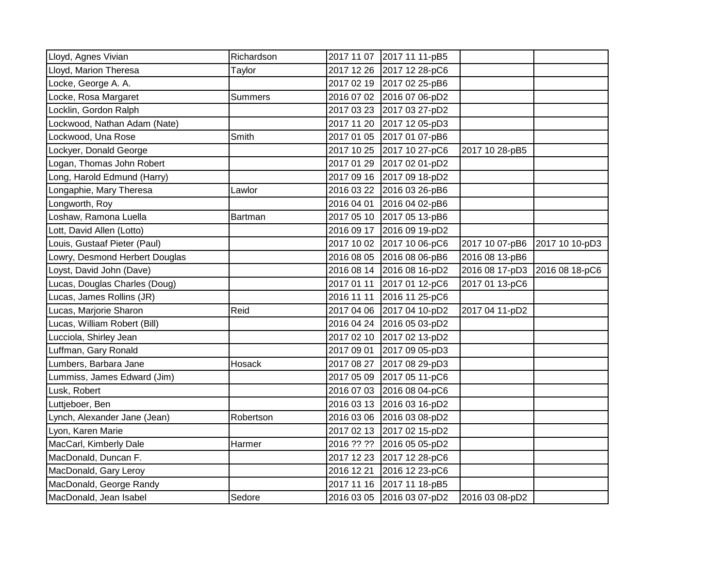| | | | | | |
|---|---|---|---|---|---|
| Lloyd, Agnes Vivian | Richardson | 2017 11 07 | 2017 11 11-pB5 | | |
| Lloyd, Marion Theresa | Taylor | 2017 12 26 | 2017 12 28-pC6 | | |
| Locke, George A. A. | | 2017 02 19 | 2017 02 25-pB6 | | |
| Locke, Rosa Margaret | Summers | 2016 07 02 | 2016 07 06-pD2 | | |
| Locklin, Gordon Ralph | | 2017 03 23 | 2017 03 27-pD2 | | |
| Lockwood, Nathan Adam (Nate) | | 2017 11 20 | 2017 12 05-pD3 | | |
| Lockwood, Una Rose | Smith | 2017 01 05 | 2017 01 07-pB6 | | |
| Lockyer, Donald George | | 2017 10 25 | 2017 10 27-pC6 | 2017 10 28-pB5 | |
| Logan, Thomas John Robert | | 2017 01 29 | 2017 02 01-pD2 | | |
| Long, Harold Edmund (Harry) | | 2017 09 16 | 2017 09 18-pD2 | | |
| Longaphie, Mary Theresa | Lawlor | 2016 03 22 | 2016 03 26-pB6 | | |
| Longworth, Roy | | 2016 04 01 | 2016 04 02-pB6 | | |
| Loshaw, Ramona Luella | Bartman | 2017 05 10 | 2017 05 13-pB6 | | |
| Lott, David Allen (Lotto) | | 2016 09 17 | 2016 09 19-pD2 | | |
| Louis, Gustaaf Pieter (Paul) | | 2017 10 02 | 2017 10 06-pC6 | 2017 10 07-pB6 | 2017 10 10-pD3 |
| Lowry, Desmond Herbert Douglas | | 2016 08 05 | 2016 08 06-pB6 | 2016 08 13-pB6 | |
| Loyst, David John (Dave) | | 2016 08 14 | 2016 08 16-pD2 | 2016 08 17-pD3 | 2016 08 18-pC6 |
| Lucas, Douglas Charles (Doug) | | 2017 01 11 | 2017 01 12-pC6 | 2017 01 13-pC6 | |
| Lucas, James Rollins (JR) | | 2016 11 11 | 2016 11 25-pC6 | | |
| Lucas, Marjorie Sharon | Reid | 2017 04 06 | 2017 04 10-pD2 | 2017 04 11-pD2 | |
| Lucas, William Robert (Bill) | | 2016 04 24 | 2016 05 03-pD2 | | |
| Lucciola, Shirley Jean | | 2017 02 10 | 2017 02 13-pD2 | | |
| Luffman, Gary Ronald | | 2017 09 01 | 2017 09 05-pD3 | | |
| Lumbers, Barbara Jane | Hosack | 2017 08 27 | 2017 08 29-pD3 | | |
| Lummiss, James Edward (Jim) | | 2017 05 09 | 2017 05 11-pC6 | | |
| Lusk, Robert | | 2016 07 03 | 2016 08 04-pC6 | | |
| Luttjeboer, Ben | | 2016 03 13 | 2016 03 16-pD2 | | |
| Lynch, Alexander Jane (Jean) | Robertson | 2016 03 06 | 2016 03 08-pD2 | | |
| Lyon, Karen Marie | | 2017 02 13 | 2017 02 15-pD2 | | |
| MacCarl, Kimberly Dale | Harmer | 2016 ?? ?? | 2016 05 05-pD2 | | |
| MacDonald, Duncan F. | | 2017 12 23 | 2017 12 28-pC6 | | |
| MacDonald, Gary Leroy | | 2016 12 21 | 2016 12 23-pC6 | | |
| MacDonald, George Randy | | 2017 11 16 | 2017 11 18-pB5 | | |
| MacDonald, Jean Isabel | Sedore | 2016 03 05 | 2016 03 07-pD2 | 2016 03 08-pD2 | |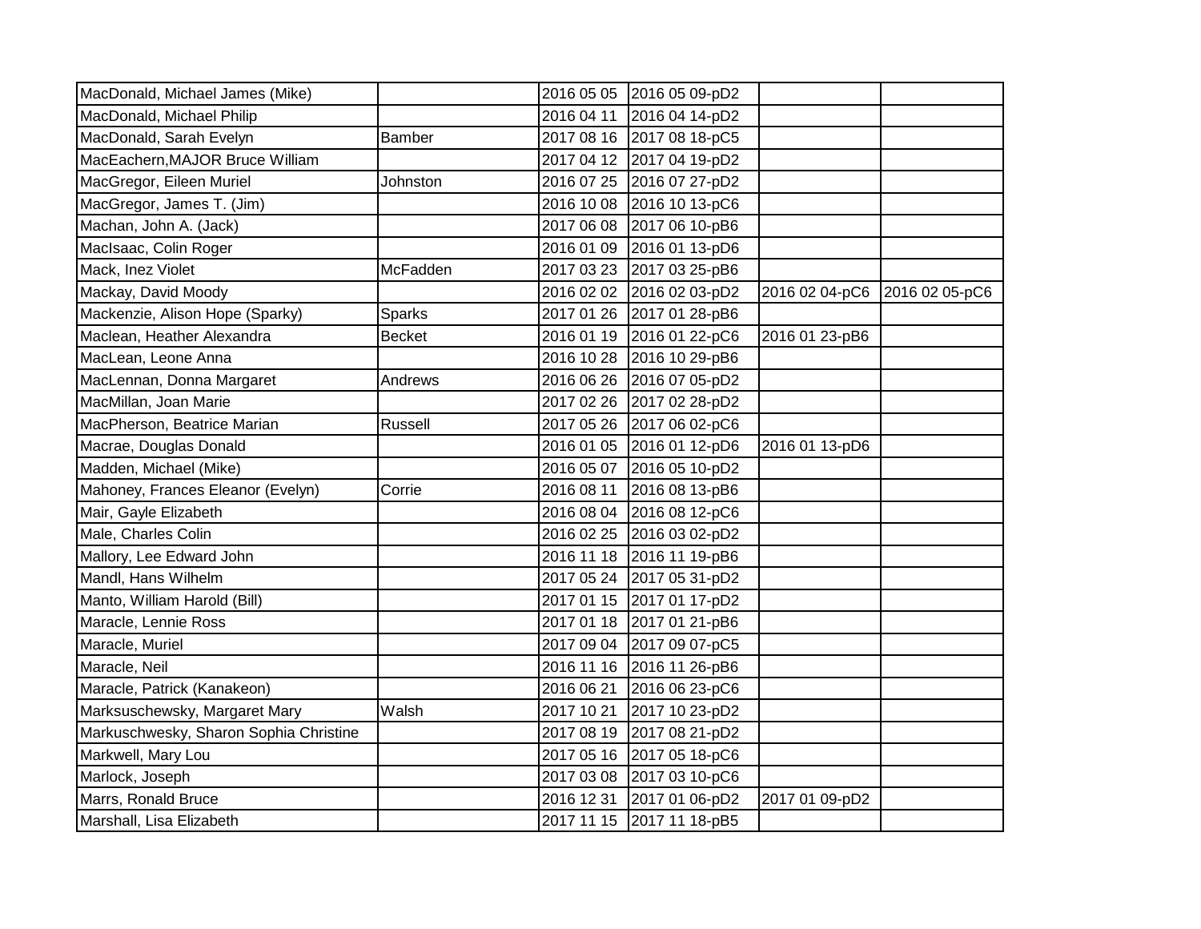| | | | | | |
|---|---|---|---|---|---|
| MacDonald, Michael James (Mike) | | 2016 05 05 | 2016 05 09-pD2 | | |
| MacDonald, Michael Philip | | 2016 04 11 | 2016 04 14-pD2 | | |
| MacDonald, Sarah Evelyn | Bamber | 2017 08 16 | 2017 08 18-pC5 | | |
| MacEachern,MAJOR Bruce William | | 2017 04 12 | 2017 04 19-pD2 | | |
| MacGregor, Eileen Muriel | Johnston | 2016 07 25 | 2016 07 27-pD2 | | |
| MacGregor, James T. (Jim) | | 2016 10 08 | 2016 10 13-pC6 | | |
| Machan, John A. (Jack) | | 2017 06 08 | 2017 06 10-pB6 | | |
| MacIsaac, Colin Roger | | 2016 01 09 | 2016 01 13-pD6 | | |
| Mack, Inez Violet | McFadden | 2017 03 23 | 2017 03 25-pB6 | | |
| Mackay, David Moody | | 2016 02 02 | 2016 02 03-pD2 | 2016 02 04-pC6 | 2016 02 05-pC6 |
| Mackenzie, Alison Hope (Sparky) | Sparks | 2017 01 26 | 2017 01 28-pB6 | | |
| Maclean, Heather Alexandra | Becket | 2016 01 19 | 2016 01 22-pC6 | 2016 01 23-pB6 | |
| MacLean, Leone Anna | | 2016 10 28 | 2016 10 29-pB6 | | |
| MacLennan, Donna Margaret | Andrews | 2016 06 26 | 2016 07 05-pD2 | | |
| MacMillan, Joan Marie | | 2017 02 26 | 2017 02 28-pD2 | | |
| MacPherson, Beatrice Marian | Russell | 2017 05 26 | 2017 06 02-pC6 | | |
| Macrae, Douglas Donald | | 2016 01 05 | 2016 01 12-pD6 | 2016 01 13-pD6 | |
| Madden, Michael (Mike) | | 2016 05 07 | 2016 05 10-pD2 | | |
| Mahoney, Frances Eleanor (Evelyn) | Corrie | 2016 08 11 | 2016 08 13-pB6 | | |
| Mair, Gayle Elizabeth | | 2016 08 04 | 2016 08 12-pC6 | | |
| Male, Charles Colin | | 2016 02 25 | 2016 03 02-pD2 | | |
| Mallory, Lee Edward John | | 2016 11 18 | 2016 11 19-pB6 | | |
| Mandl, Hans Wilhelm | | 2017 05 24 | 2017 05 31-pD2 | | |
| Manto, William Harold (Bill) | | 2017 01 15 | 2017 01 17-pD2 | | |
| Maracle, Lennie Ross | | 2017 01 18 | 2017 01 21-pB6 | | |
| Maracle, Muriel | | 2017 09 04 | 2017 09 07-pC5 | | |
| Maracle, Neil | | 2016 11 16 | 2016 11 26-pB6 | | |
| Maracle, Patrick (Kanakeon) | | 2016 06 21 | 2016 06 23-pC6 | | |
| Marksuschewsky, Margaret Mary | Walsh | 2017 10 21 | 2017 10 23-pD2 | | |
| Markuschwesky, Sharon Sophia Christine | | 2017 08 19 | 2017 08 21-pD2 | | |
| Markwell, Mary Lou | | 2017 05 16 | 2017 05 18-pC6 | | |
| Marlock, Joseph | | 2017 03 08 | 2017 03 10-pC6 | | |
| Marrs, Ronald Bruce | | 2016 12 31 | 2017 01 06-pD2 | 2017 01 09-pD2 | |
| Marshall, Lisa Elizabeth | | 2017 11 15 | 2017 11 18-pB5 | | |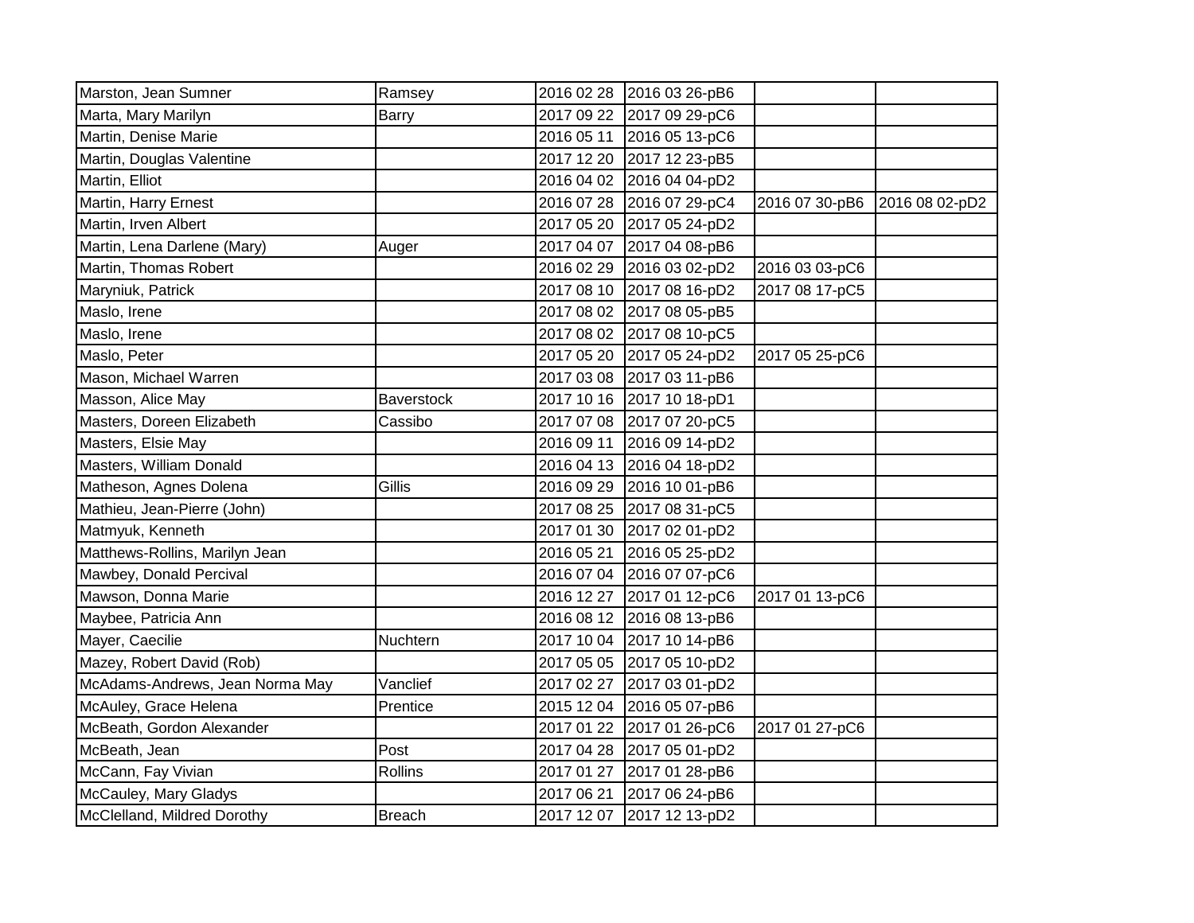| | | | | | |
|---|---|---|---|---|---|
| Marston, Jean Sumner | Ramsey | 2016 02 28 | 2016 03 26-pB6 | | |
| Marta, Mary Marilyn | Barry | 2017 09 22 | 2017 09 29-pC6 | | |
| Martin, Denise Marie | | 2016 05 11 | 2016 05 13-pC6 | | |
| Martin, Douglas Valentine | | 2017 12 20 | 2017 12 23-pB5 | | |
| Martin, Elliot | | 2016 04 02 | 2016 04 04-pD2 | | |
| Martin, Harry Ernest | | 2016 07 28 | 2016 07 29-pC4 | 2016 07 30-pB6 | 2016 08 02-pD2 |
| Martin, Irven Albert | | 2017 05 20 | 2017 05 24-pD2 | | |
| Martin, Lena Darlene (Mary) | Auger | 2017 04 07 | 2017 04 08-pB6 | | |
| Martin, Thomas Robert | | 2016 02 29 | 2016 03 02-pD2 | 2016 03 03-pC6 | |
| Maryniuk, Patrick | | 2017 08 10 | 2017 08 16-pD2 | 2017 08 17-pC5 | |
| Maslo, Irene | | 2017 08 02 | 2017 08 05-pB5 | | |
| Maslo, Irene | | 2017 08 02 | 2017 08 10-pC5 | | |
| Maslo, Peter | | 2017 05 20 | 2017 05 24-pD2 | 2017 05 25-pC6 | |
| Mason, Michael Warren | | 2017 03 08 | 2017 03 11-pB6 | | |
| Masson, Alice May | Baverstock | 2017 10 16 | 2017 10 18-pD1 | | |
| Masters, Doreen Elizabeth | Cassibo | 2017 07 08 | 2017 07 20-pC5 | | |
| Masters, Elsie May | | 2016 09 11 | 2016 09 14-pD2 | | |
| Masters, William Donald | | 2016 04 13 | 2016 04 18-pD2 | | |
| Matheson, Agnes Dolena | Gillis | 2016 09 29 | 2016 10 01-pB6 | | |
| Mathieu, Jean-Pierre (John) | | 2017 08 25 | 2017 08 31-pC5 | | |
| Matmyuk, Kenneth | | 2017 01 30 | 2017 02 01-pD2 | | |
| Matthews-Rollins, Marilyn Jean | | 2016 05 21 | 2016 05 25-pD2 | | |
| Mawbey, Donald Percival | | 2016 07 04 | 2016 07 07-pC6 | | |
| Mawson, Donna Marie | | 2016 12 27 | 2017 01 12-pC6 | 2017 01 13-pC6 | |
| Maybee, Patricia Ann | | 2016 08 12 | 2016 08 13-pB6 | | |
| Mayer, Caecilie | Nuchtern | 2017 10 04 | 2017 10 14-pB6 | | |
| Mazey, Robert David (Rob) | | 2017 05 05 | 2017 05 10-pD2 | | |
| McAdams-Andrews, Jean Norma May | Vanclief | 2017 02 27 | 2017 03 01-pD2 | | |
| McAuley, Grace Helena | Prentice | 2015 12 04 | 2016 05 07-pB6 | | |
| McBeath, Gordon Alexander | | 2017 01 22 | 2017 01 26-pC6 | 2017 01 27-pC6 | |
| McBeath, Jean | Post | 2017 04 28 | 2017 05 01-pD2 | | |
| McCann, Fay Vivian | Rollins | 2017 01 27 | 2017 01 28-pB6 | | |
| McCauley, Mary Gladys | | 2017 06 21 | 2017 06 24-pB6 | | |
| McClelland, Mildred Dorothy | Breach | 2017 12 07 | 2017 12 13-pD2 | | |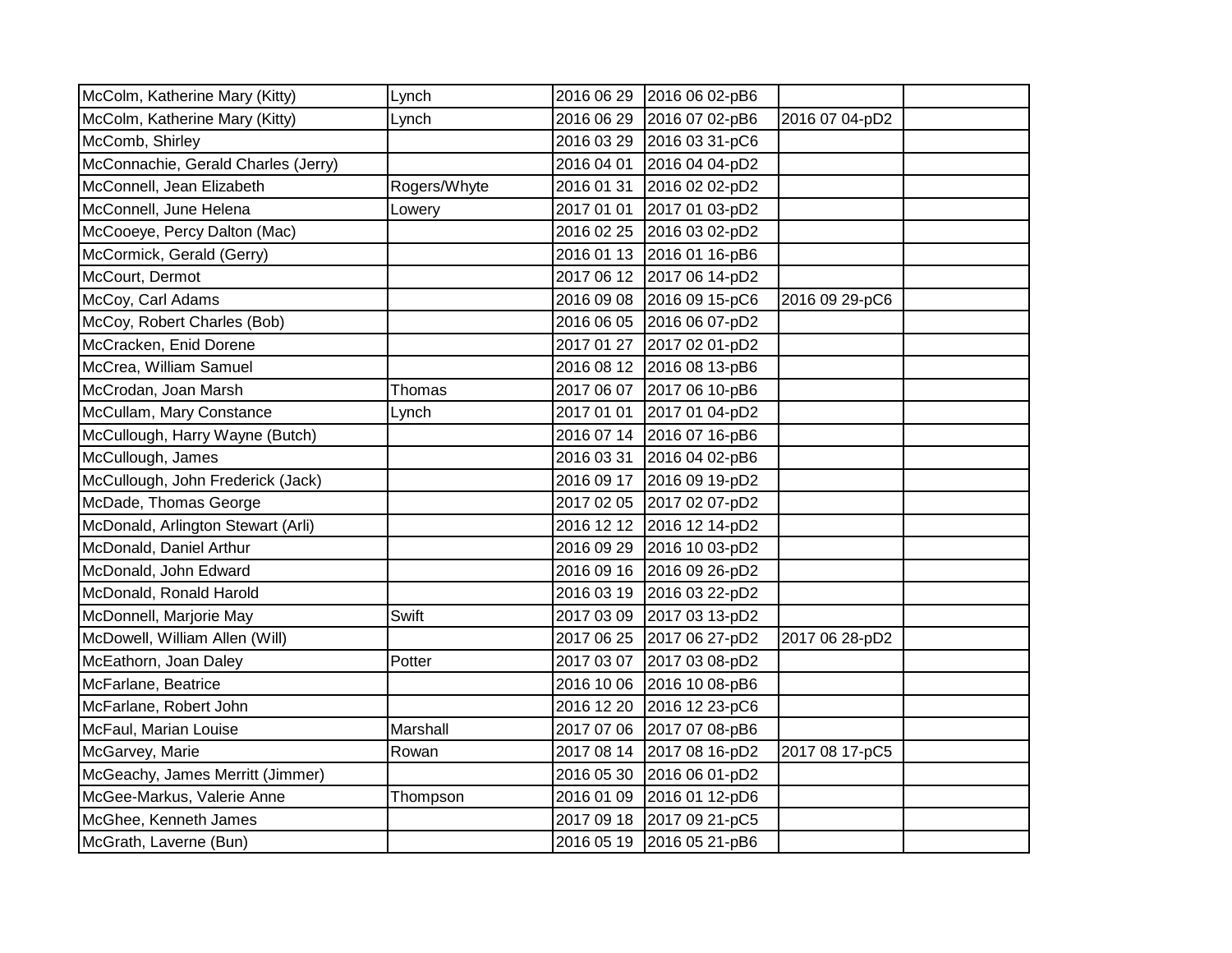| | | | | | |
|---|---|---|---|---|---|
| McColm, Katherine Mary (Kitty) | Lynch | 2016 06 29 | 2016 06 02-pB6 | | |
| McColm, Katherine Mary (Kitty) | Lynch | 2016 06 29 | 2016 07 02-pB6 | 2016 07 04-pD2 | |
| McComb, Shirley | | 2016 03 29 | 2016 03 31-pC6 | | |
| McConnachie, Gerald Charles (Jerry) | | 2016 04 01 | 2016 04 04-pD2 | | |
| McConnell, Jean Elizabeth | Rogers/Whyte | 2016 01 31 | 2016 02 02-pD2 | | |
| McConnell, June Helena | Lowery | 2017 01 01 | 2017 01 03-pD2 | | |
| McCooeye, Percy Dalton (Mac) | | 2016 02 25 | 2016 03 02-pD2 | | |
| McCormick, Gerald (Gerry) | | 2016 01 13 | 2016 01 16-pB6 | | |
| McCourt, Dermot | | 2017 06 12 | 2017 06 14-pD2 | | |
| McCoy, Carl Adams | | 2016 09 08 | 2016 09 15-pC6 | 2016 09 29-pC6 | |
| McCoy, Robert Charles (Bob) | | 2016 06 05 | 2016 06 07-pD2 | | |
| McCracken, Enid Dorene | | 2017 01 27 | 2017 02 01-pD2 | | |
| McCrea, William Samuel | | 2016 08 12 | 2016 08 13-pB6 | | |
| McCrodan, Joan Marsh | Thomas | 2017 06 07 | 2017 06 10-pB6 | | |
| McCullam, Mary Constance | Lynch | 2017 01 01 | 2017 01 04-pD2 | | |
| McCullough, Harry Wayne (Butch) | | 2016 07 14 | 2016 07 16-pB6 | | |
| McCullough, James | | 2016 03 31 | 2016 04 02-pB6 | | |
| McCullough, John Frederick (Jack) | | 2016 09 17 | 2016 09 19-pD2 | | |
| McDade, Thomas George | | 2017 02 05 | 2017 02 07-pD2 | | |
| McDonald, Arlington Stewart (Arli) | | 2016 12 12 | 2016 12 14-pD2 | | |
| McDonald, Daniel Arthur | | 2016 09 29 | 2016 10 03-pD2 | | |
| McDonald, John Edward | | 2016 09 16 | 2016 09 26-pD2 | | |
| McDonald, Ronald Harold | | 2016 03 19 | 2016 03 22-pD2 | | |
| McDonnell, Marjorie May | Swift | 2017 03 09 | 2017 03 13-pD2 | | |
| McDowell, William Allen (Will) | | 2017 06 25 | 2017 06 27-pD2 | 2017 06 28-pD2 | |
| McEathorn, Joan Daley | Potter | 2017 03 07 | 2017 03 08-pD2 | | |
| McFarlane, Beatrice | | 2016 10 06 | 2016 10 08-pB6 | | |
| McFarlane, Robert John | | 2016 12 20 | 2016 12 23-pC6 | | |
| McFaul, Marian Louise | Marshall | 2017 07 06 | 2017 07 08-pB6 | | |
| McGarvey, Marie | Rowan | 2017 08 14 | 2017 08 16-pD2 | 2017 08 17-pC5 | |
| McGeachy, James Merritt (Jimmer) | | 2016 05 30 | 2016 06 01-pD2 | | |
| McGee-Markus, Valerie Anne | Thompson | 2016 01 09 | 2016 01 12-pD6 | | |
| McGhee, Kenneth James | | 2017 09 18 | 2017 09 21-pC5 | | |
| McGrath, Laverne (Bun) | | 2016 05 19 | 2016 05 21-pB6 | | |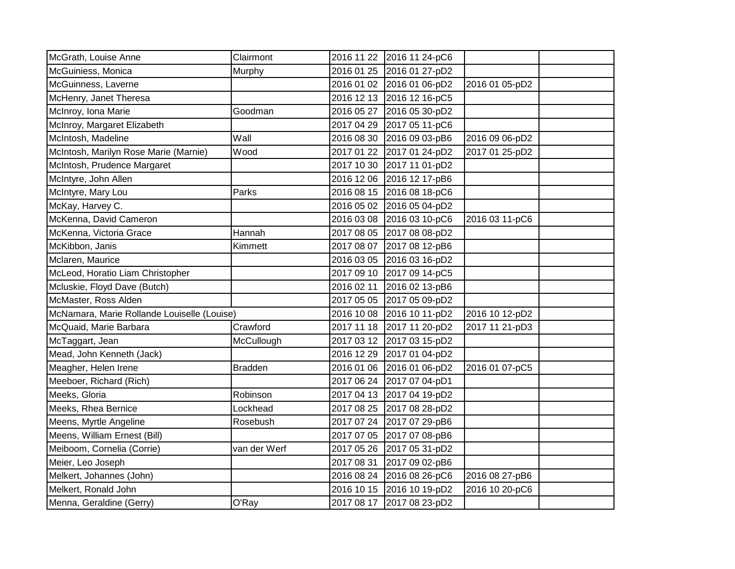| | | | | | |
|---|---|---|---|---|---|
| McGrath, Louise Anne | Clairmont | 2016 11 22 | 2016 11 24-pC6 | | |
| McGuiniess, Monica | Murphy | 2016 01 25 | 2016 01 27-pD2 | | |
| McGuinness, Laverne | | 2016 01 02 | 2016 01 06-pD2 | 2016 01 05-pD2 | |
| McHenry, Janet Theresa | | 2016 12 13 | 2016 12 16-pC5 | | |
| McInroy, Iona Marie | Goodman | 2016 05 27 | 2016 05 30-pD2 | | |
| McInroy, Margaret Elizabeth | | 2017 04 29 | 2017 05 11-pC6 | | |
| McIntosh, Madeline | Wall | 2016 08 30 | 2016 09 03-pB6 | 2016 09 06-pD2 | |
| McIntosh, Marilyn Rose Marie (Marnie) | Wood | 2017 01 22 | 2017 01 24-pD2 | 2017 01 25-pD2 | |
| McIntosh, Prudence Margaret | | 2017 10 30 | 2017 11 01-pD2 | | |
| McIntyre, John Allen | | 2016 12 06 | 2016 12 17-pB6 | | |
| McIntyre, Mary Lou | Parks | 2016 08 15 | 2016 08 18-pC6 | | |
| McKay, Harvey C. | | 2016 05 02 | 2016 05 04-pD2 | | |
| McKenna, David Cameron | | 2016 03 08 | 2016 03 10-pC6 | 2016 03 11-pC6 | |
| McKenna, Victoria Grace | Hannah | 2017 08 05 | 2017 08 08-pD2 | | |
| McKibbon, Janis | Kimmett | 2017 08 07 | 2017 08 12-pB6 | | |
| Mclaren, Maurice | | 2016 03 05 | 2016 03 16-pD2 | | |
| McLeod, Horatio Liam Christopher | | 2017 09 10 | 2017 09 14-pC5 | | |
| Mcluskie, Floyd Dave (Butch) | | 2016 02 11 | 2016 02 13-pB6 | | |
| McMaster, Ross Alden | | 2017 05 05 | 2017 05 09-pD2 | | |
| McNamara, Marie Rollande Louiselle (Louise) | | 2016 10 08 | 2016 10 11-pD2 | 2016 10 12-pD2 | |
| McQuaid, Marie Barbara | Crawford | 2017 11 18 | 2017 11 20-pD2 | 2017 11 21-pD3 | |
| McTaggart, Jean | McCullough | 2017 03 12 | 2017 03 15-pD2 | | |
| Mead, John Kenneth (Jack) | | 2016 12 29 | 2017 01 04-pD2 | | |
| Meagher, Helen Irene | Bradden | 2016 01 06 | 2016 01 06-pD2 | 2016 01 07-pC5 | |
| Meeboer, Richard (Rich) | | 2017 06 24 | 2017 07 04-pD1 | | |
| Meeks, Gloria | Robinson | 2017 04 13 | 2017 04 19-pD2 | | |
| Meeks, Rhea Bernice | Lockhead | 2017 08 25 | 2017 08 28-pD2 | | |
| Meens, Myrtle Angeline | Rosebush | 2017 07 24 | 2017 07 29-pB6 | | |
| Meens, William Ernest (Bill) | | 2017 07 05 | 2017 07 08-pB6 | | |
| Meiboom, Cornelia (Corrie) | van der Werf | 2017 05 26 | 2017 05 31-pD2 | | |
| Meier, Leo Joseph | | 2017 08 31 | 2017 09 02-pB6 | | |
| Melkert, Johannes (John) | | 2016 08 24 | 2016 08 26-pC6 | 2016 08 27-pB6 | |
| Melkert, Ronald John | | 2016 10 15 | 2016 10 19-pD2 | 2016 10 20-pC6 | |
| Menna, Geraldine (Gerry) | O'Ray | 2017 08 17 | 2017 08 23-pD2 | | |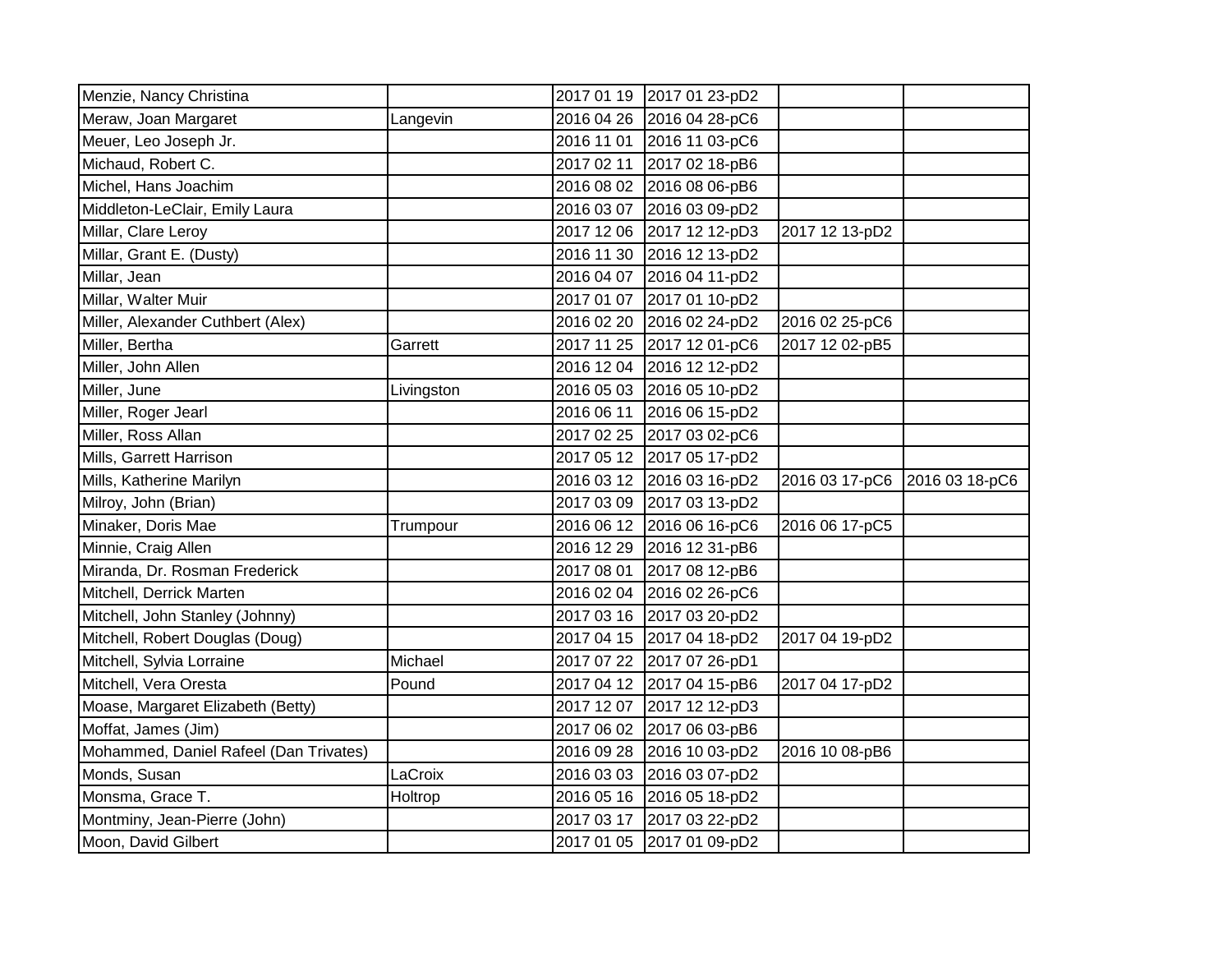| | | | | | |
|---|---|---|---|---|---|
| Menzie, Nancy Christina | | 2017 01 19 | 2017 01 23-pD2 | | |
| Meraw, Joan Margaret | Langevin | 2016 04 26 | 2016 04 28-pC6 | | |
| Meuer, Leo Joseph Jr. | | 2016 11 01 | 2016 11 03-pC6 | | |
| Michaud, Robert C. | | 2017 02 11 | 2017 02 18-pB6 | | |
| Michel, Hans Joachim | | 2016 08 02 | 2016 08 06-pB6 | | |
| Middleton-LeClair, Emily Laura | | 2016 03 07 | 2016 03 09-pD2 | | |
| Millar, Clare Leroy | | 2017 12 06 | 2017 12 12-pD3 | 2017 12 13-pD2 | |
| Millar, Grant E. (Dusty) | | 2016 11 30 | 2016 12 13-pD2 | | |
| Millar, Jean | | 2016 04 07 | 2016 04 11-pD2 | | |
| Millar, Walter Muir | | 2017 01 07 | 2017 01 10-pD2 | | |
| Miller, Alexander Cuthbert (Alex) | | 2016 02 20 | 2016 02 24-pD2 | 2016 02 25-pC6 | |
| Miller, Bertha | Garrett | 2017 11 25 | 2017 12 01-pC6 | 2017 12 02-pB5 | |
| Miller, John Allen | | 2016 12 04 | 2016 12 12-pD2 | | |
| Miller, June | Livingston | 2016 05 03 | 2016 05 10-pD2 | | |
| Miller, Roger Jearl | | 2016 06 11 | 2016 06 15-pD2 | | |
| Miller, Ross Allan | | 2017 02 25 | 2017 03 02-pC6 | | |
| Mills, Garrett Harrison | | 2017 05 12 | 2017 05 17-pD2 | | |
| Mills, Katherine Marilyn | | 2016 03 12 | 2016 03 16-pD2 | 2016 03 17-pC6 | 2016 03 18-pC6 |
| Milroy, John (Brian) | | 2017 03 09 | 2017 03 13-pD2 | | |
| Minaker, Doris Mae | Trumpour | 2016 06 12 | 2016 06 16-pC6 | 2016 06 17-pC5 | |
| Minnie, Craig Allen | | 2016 12 29 | 2016 12 31-pB6 | | |
| Miranda, Dr. Rosman Frederick | | 2017 08 01 | 2017 08 12-pB6 | | |
| Mitchell, Derrick Marten | | 2016 02 04 | 2016 02 26-pC6 | | |
| Mitchell, John Stanley (Johnny) | | 2017 03 16 | 2017 03 20-pD2 | | |
| Mitchell, Robert Douglas (Doug) | | 2017 04 15 | 2017 04 18-pD2 | 2017 04 19-pD2 | |
| Mitchell, Sylvia Lorraine | Michael | 2017 07 22 | 2017 07 26-pD1 | | |
| Mitchell, Vera Oresta | Pound | 2017 04 12 | 2017 04 15-pB6 | 2017 04 17-pD2 | |
| Moase, Margaret Elizabeth (Betty) | | 2017 12 07 | 2017 12 12-pD3 | | |
| Moffat, James (Jim) | | 2017 06 02 | 2017 06 03-pB6 | | |
| Mohammed, Daniel Rafeel (Dan Trivates) | | 2016 09 28 | 2016 10 03-pD2 | 2016 10 08-pB6 | |
| Monds, Susan | LaCroix | 2016 03 03 | 2016 03 07-pD2 | | |
| Monsma, Grace T. | Holtrop | 2016 05 16 | 2016 05 18-pD2 | | |
| Montminy, Jean-Pierre (John) | | 2017 03 17 | 2017 03 22-pD2 | | |
| Moon, David Gilbert | | 2017 01 05 | 2017 01 09-pD2 | | |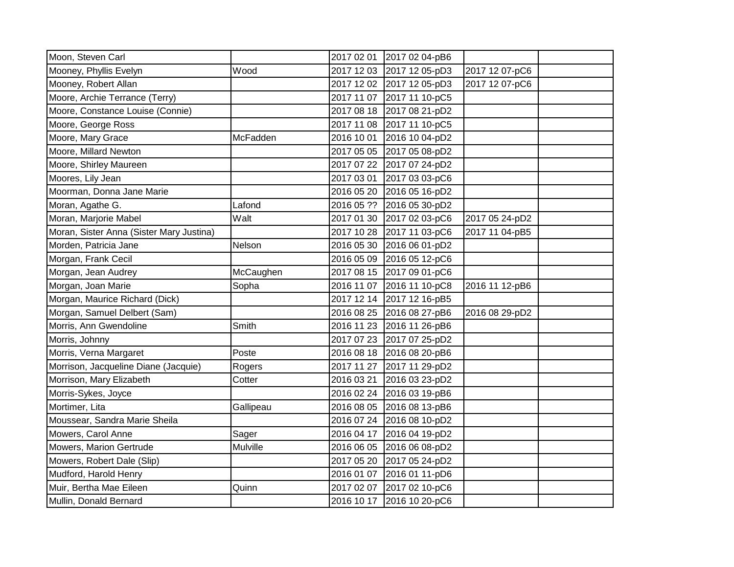| | | | | | |
|---|---|---|---|---|---|
| Moon, Steven Carl | | 2017 02 01 | 2017 02 04-pB6 | | |
| Mooney, Phyllis Evelyn | Wood | 2017 12 03 | 2017 12 05-pD3 | 2017 12 07-pC6 | |
| Mooney, Robert Allan | | 2017 12 02 | 2017 12 05-pD3 | 2017 12 07-pC6 | |
| Moore, Archie Terrance (Terry) | | 2017 11 07 | 2017 11 10-pC5 | | |
| Moore, Constance Louise (Connie) | | 2017 08 18 | 2017 08 21-pD2 | | |
| Moore, George Ross | | 2017 11 08 | 2017 11 10-pC5 | | |
| Moore, Mary Grace | McFadden | 2016 10 01 | 2016 10 04-pD2 | | |
| Moore, Millard Newton | | 2017 05 05 | 2017 05 08-pD2 | | |
| Moore, Shirley Maureen | | 2017 07 22 | 2017 07 24-pD2 | | |
| Moores, Lily Jean | | 2017 03 01 | 2017 03 03-pC6 | | |
| Moorman, Donna Jane Marie | | 2016 05 20 | 2016 05 16-pD2 | | |
| Moran, Agathe G. | Lafond | 2016 05 ?? | 2016 05 30-pD2 | | |
| Moran, Marjorie Mabel | Walt | 2017 01 30 | 2017 02 03-pC6 | 2017 05 24-pD2 | |
| Moran, Sister Anna (Sister Mary Justina) | | 2017 10 28 | 2017 11 03-pC6 | 2017 11 04-pB5 | |
| Morden, Patricia Jane | Nelson | 2016 05 30 | 2016 06 01-pD2 | | |
| Morgan, Frank Cecil | | 2016 05 09 | 2016 05 12-pC6 | | |
| Morgan, Jean Audrey | McCaughen | 2017 08 15 | 2017 09 01-pC6 | | |
| Morgan, Joan Marie | Sopha | 2016 11 07 | 2016 11 10-pC8 | 2016 11 12-pB6 | |
| Morgan, Maurice Richard (Dick) | | 2017 12 14 | 2017 12 16-pB5 | | |
| Morgan, Samuel Delbert (Sam) | | 2016 08 25 | 2016 08 27-pB6 | 2016 08 29-pD2 | |
| Morris, Ann Gwendoline | Smith | 2016 11 23 | 2016 11 26-pB6 | | |
| Morris, Johnny | | 2017 07 23 | 2017 07 25-pD2 | | |
| Morris, Verna Margaret | Poste | 2016 08 18 | 2016 08 20-pB6 | | |
| Morrison, Jacqueline Diane (Jacquie) | Rogers | 2017 11 27 | 2017 11 29-pD2 | | |
| Morrison, Mary Elizabeth | Cotter | 2016 03 21 | 2016 03 23-pD2 | | |
| Morris-Sykes, Joyce | | 2016 02 24 | 2016 03 19-pB6 | | |
| Mortimer, Lita | Gallipeau | 2016 08 05 | 2016 08 13-pB6 | | |
| Moussear, Sandra Marie Sheila | | 2016 07 24 | 2016 08 10-pD2 | | |
| Mowers, Carol Anne | Sager | 2016 04 17 | 2016 04 19-pD2 | | |
| Mowers, Marion Gertrude | Mulville | 2016 06 05 | 2016 06 08-pD2 | | |
| Mowers, Robert Dale (Slip) | | 2017 05 20 | 2017 05 24-pD2 | | |
| Mudford, Harold Henry | | 2016 01 07 | 2016 01 11-pD6 | | |
| Muir, Bertha Mae Eileen | Quinn | 2017 02 07 | 2017 02 10-pC6 | | |
| Mullin, Donald Bernard | | 2016 10 17 | 2016 10 20-pC6 | | |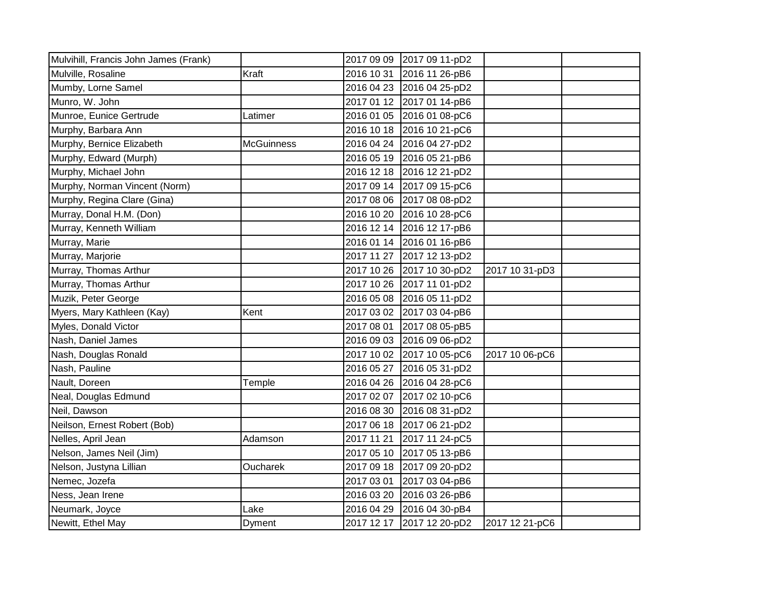| | | | | | |
|---|---|---|---|---|---|
| Mulvihill, Francis John James (Frank) | | 2017 09 09 | 2017 09 11-pD2 | | |
| Mulville, Rosaline | Kraft | 2016 10 31 | 2016 11 26-pB6 | | |
| Mumby, Lorne Samel | | 2016 04 23 | 2016 04 25-pD2 | | |
| Munro, W. John | | 2017 01 12 | 2017 01 14-pB6 | | |
| Munroe, Eunice Gertrude | Latimer | 2016 01 05 | 2016 01 08-pC6 | | |
| Murphy, Barbara Ann | | 2016 10 18 | 2016 10 21-pC6 | | |
| Murphy, Bernice Elizabeth | McGuinness | 2016 04 24 | 2016 04 27-pD2 | | |
| Murphy, Edward (Murph) | | 2016 05 19 | 2016 05 21-pB6 | | |
| Murphy, Michael John | | 2016 12 18 | 2016 12 21-pD2 | | |
| Murphy, Norman Vincent (Norm) | | 2017 09 14 | 2017 09 15-pC6 | | |
| Murphy, Regina Clare (Gina) | | 2017 08 06 | 2017 08 08-pD2 | | |
| Murray, Donal H.M. (Don) | | 2016 10 20 | 2016 10 28-pC6 | | |
| Murray, Kenneth William | | 2016 12 14 | 2016 12 17-pB6 | | |
| Murray, Marie | | 2016 01 14 | 2016 01 16-pB6 | | |
| Murray, Marjorie | | 2017 11 27 | 2017 12 13-pD2 | | |
| Murray, Thomas Arthur | | 2017 10 26 | 2017 10 30-pD2 | 2017 10 31-pD3 | |
| Murray, Thomas Arthur | | 2017 10 26 | 2017 11 01-pD2 | | |
| Muzik, Peter George | | 2016 05 08 | 2016 05 11-pD2 | | |
| Myers, Mary Kathleen (Kay) | Kent | 2017 03 02 | 2017 03 04-pB6 | | |
| Myles, Donald Victor | | 2017 08 01 | 2017 08 05-pB5 | | |
| Nash, Daniel James | | 2016 09 03 | 2016 09 06-pD2 | | |
| Nash, Douglas Ronald | | 2017 10 02 | 2017 10 05-pC6 | 2017 10 06-pC6 | |
| Nash, Pauline | | 2016 05 27 | 2016 05 31-pD2 | | |
| Nault, Doreen | Temple | 2016 04 26 | 2016 04 28-pC6 | | |
| Neal, Douglas Edmund | | 2017 02 07 | 2017 02 10-pC6 | | |
| Neil, Dawson | | 2016 08 30 | 2016 08 31-pD2 | | |
| Neilson, Ernest Robert (Bob) | | 2017 06 18 | 2017 06 21-pD2 | | |
| Nelles, April Jean | Adamson | 2017 11 21 | 2017 11 24-pC5 | | |
| Nelson, James Neil (Jim) | | 2017 05 10 | 2017 05 13-pB6 | | |
| Nelson, Justyna Lillian | Oucharek | 2017 09 18 | 2017 09 20-pD2 | | |
| Nemec, Jozefa | | 2017 03 01 | 2017 03 04-pB6 | | |
| Ness, Jean Irene | | 2016 03 20 | 2016 03 26-pB6 | | |
| Neumark, Joyce | Lake | 2016 04 29 | 2016 04 30-pB4 | | |
| Newitt, Ethel May | Dyment | 2017 12 17 | 2017 12 20-pD2 | 2017 12 21-pC6 | |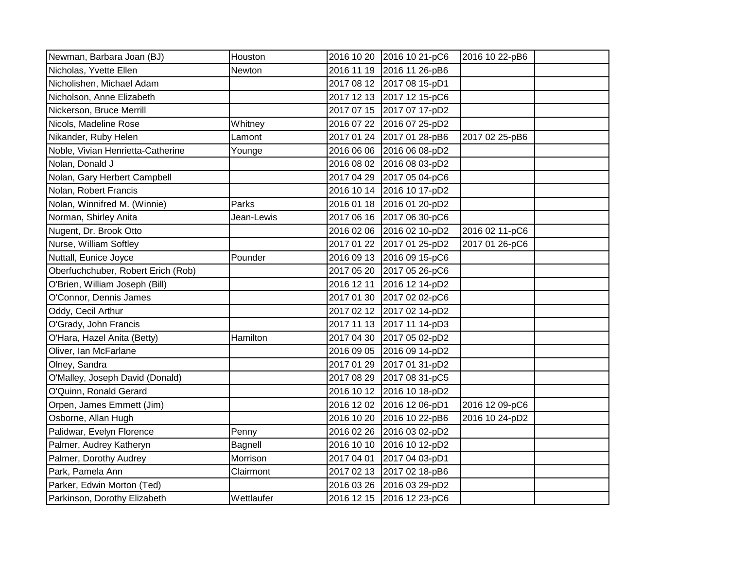| | | | | | |
|---|---|---|---|---|---|
| Newman, Barbara Joan (BJ) | Houston | 2016 10 20 | 2016 10 21-pC6 | 2016 10 22-pB6 | |
| Nicholas, Yvette Ellen | Newton | 2016 11 19 | 2016 11 26-pB6 | | |
| Nicholishen, Michael Adam | | 2017 08 12 | 2017 08 15-pD1 | | |
| Nicholson, Anne Elizabeth | | 2017 12 13 | 2017 12 15-pC6 | | |
| Nickerson, Bruce Merrill | | 2017 07 15 | 2017 07 17-pD2 | | |
| Nicols, Madeline Rose | Whitney | 2016 07 22 | 2016 07 25-pD2 | | |
| Nikander, Ruby Helen | Lamont | 2017 01 24 | 2017 01 28-pB6 | 2017 02 25-pB6 | |
| Noble, Vivian Henrietta-Catherine | Younge | 2016 06 06 | 2016 06 08-pD2 | | |
| Nolan, Donald J | | 2016 08 02 | 2016 08 03-pD2 | | |
| Nolan, Gary Herbert Campbell | | 2017 04 29 | 2017 05 04-pC6 | | |
| Nolan, Robert Francis | | 2016 10 14 | 2016 10 17-pD2 | | |
| Nolan, Winnifred M. (Winnie) | Parks | 2016 01 18 | 2016 01 20-pD2 | | |
| Norman, Shirley Anita | Jean-Lewis | 2017 06 16 | 2017 06 30-pC6 | | |
| Nugent, Dr. Brook Otto | | 2016 02 06 | 2016 02 10-pD2 | 2016 02 11-pC6 | |
| Nurse, William Softley | | 2017 01 22 | 2017 01 25-pD2 | 2017 01 26-pC6 | |
| Nuttall, Eunice Joyce | Pounder | 2016 09 13 | 2016 09 15-pC6 | | |
| Oberfuchchuber, Robert Erich (Rob) | | 2017 05 20 | 2017 05 26-pC6 | | |
| O'Brien, William Joseph (Bill) | | 2016 12 11 | 2016 12 14-pD2 | | |
| O'Connor, Dennis James | | 2017 01 30 | 2017 02 02-pC6 | | |
| Oddy, Cecil Arthur | | 2017 02 12 | 2017 02 14-pD2 | | |
| O'Grady, John Francis | | 2017 11 13 | 2017 11 14-pD3 | | |
| O'Hara, Hazel Anita (Betty) | Hamilton | 2017 04 30 | 2017 05 02-pD2 | | |
| Oliver, Ian McFarlane | | 2016 09 05 | 2016 09 14-pD2 | | |
| Olney, Sandra | | 2017 01 29 | 2017 01 31-pD2 | | |
| O'Malley, Joseph David (Donald) | | 2017 08 29 | 2017 08 31-pC5 | | |
| O'Quinn, Ronald Gerard | | 2016 10 12 | 2016 10 18-pD2 | | |
| Orpen, James Emmett (Jim) | | 2016 12 02 | 2016 12 06-pD1 | 2016 12 09-pC6 | |
| Osborne, Allan Hugh | | 2016 10 20 | 2016 10 22-pB6 | 2016 10 24-pD2 | |
| Palidwar, Evelyn Florence | Penny | 2016 02 26 | 2016 03 02-pD2 | | |
| Palmer, Audrey Katheryn | Bagnell | 2016 10 10 | 2016 10 12-pD2 | | |
| Palmer, Dorothy Audrey | Morrison | 2017 04 01 | 2017 04 03-pD1 | | |
| Park, Pamela Ann | Clairmont | 2017 02 13 | 2017 02 18-pB6 | | |
| Parker, Edwin Morton (Ted) | | 2016 03 26 | 2016 03 29-pD2 | | |
| Parkinson, Dorothy Elizabeth | Wettlaufer | 2016 12 15 | 2016 12 23-pC6 | | |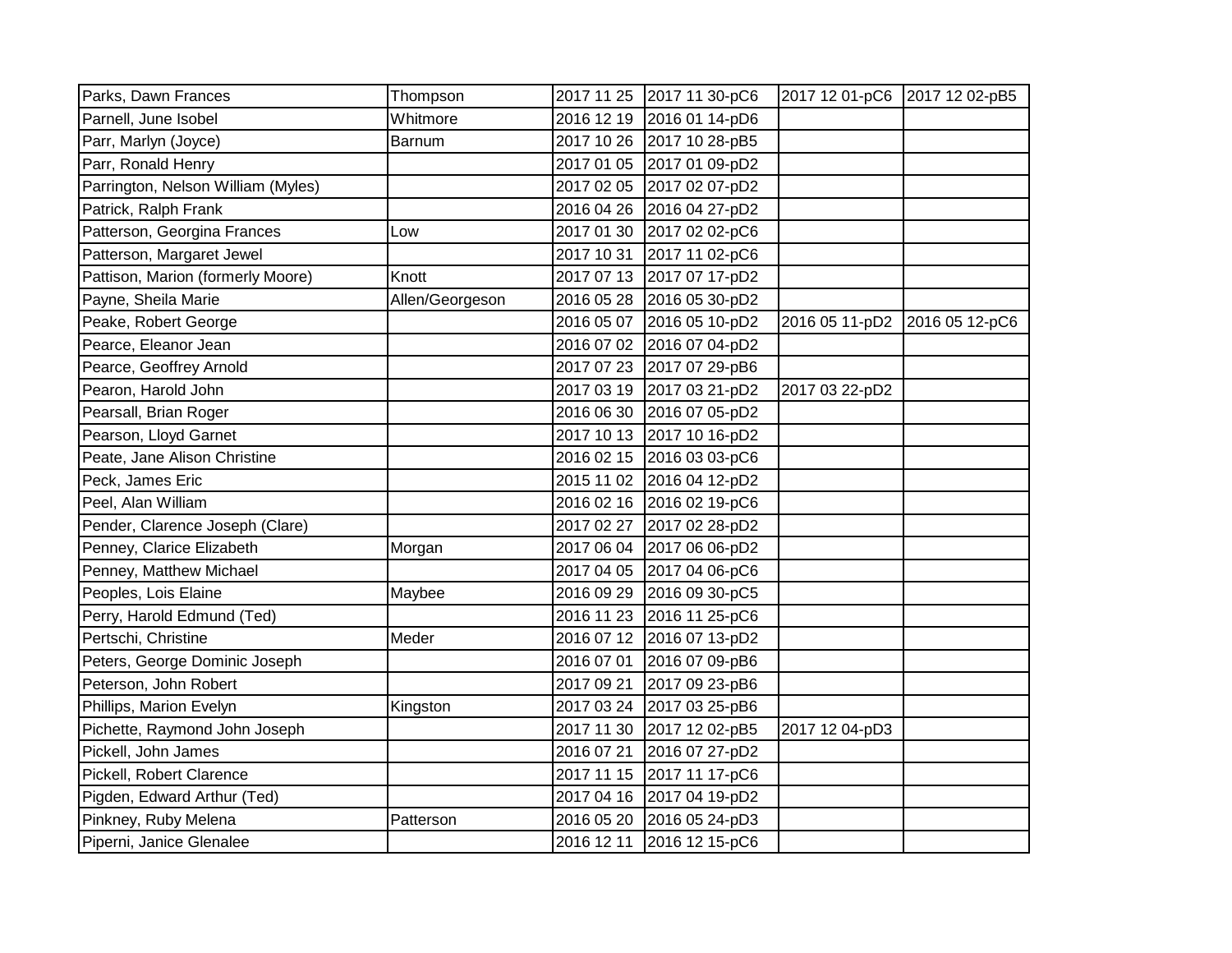| | | | | | |
|---|---|---|---|---|---|
| Parks, Dawn Frances | Thompson | 2017 11 25 | 2017 11 30-pC6 | 2017 12 01-pC6 | 2017 12 02-pB5 |
| Parnell, June Isobel | Whitmore | 2016 12 19 | 2016 01 14-pD6 | | |
| Parr, Marlyn (Joyce) | Barnum | 2017 10 26 | 2017 10 28-pB5 | | |
| Parr, Ronald Henry | | 2017 01 05 | 2017 01 09-pD2 | | |
| Parrington, Nelson William (Myles) | | 2017 02 05 | 2017 02 07-pD2 | | |
| Patrick, Ralph Frank | | 2016 04 26 | 2016 04 27-pD2 | | |
| Patterson, Georgina Frances | Low | 2017 01 30 | 2017 02 02-pC6 | | |
| Patterson, Margaret Jewel | | 2017 10 31 | 2017 11 02-pC6 | | |
| Pattison, Marion (formerly Moore) | Knott | 2017 07 13 | 2017 07 17-pD2 | | |
| Payne, Sheila Marie | Allen/Georgeson | 2016 05 28 | 2016 05 30-pD2 | | |
| Peake, Robert George | | 2016 05 07 | 2016 05 10-pD2 | 2016 05 11-pD2 | 2016 05 12-pC6 |
| Pearce, Eleanor Jean | | 2016 07 02 | 2016 07 04-pD2 | | |
| Pearce, Geoffrey Arnold | | 2017 07 23 | 2017 07 29-pB6 | | |
| Pearon, Harold John | | 2017 03 19 | 2017 03 21-pD2 | 2017 03 22-pD2 | |
| Pearsall, Brian Roger | | 2016 06 30 | 2016 07 05-pD2 | | |
| Pearson, Lloyd Garnet | | 2017 10 13 | 2017 10 16-pD2 | | |
| Peate, Jane Alison Christine | | 2016 02 15 | 2016 03 03-pC6 | | |
| Peck, James Eric | | 2015 11 02 | 2016 04 12-pD2 | | |
| Peel, Alan William | | 2016 02 16 | 2016 02 19-pC6 | | |
| Pender, Clarence Joseph (Clare) | | 2017 02 27 | 2017 02 28-pD2 | | |
| Penney, Clarice Elizabeth | Morgan | 2017 06 04 | 2017 06 06-pD2 | | |
| Penney, Matthew Michael | | 2017 04 05 | 2017 04 06-pC6 | | |
| Peoples, Lois Elaine | Maybee | 2016 09 29 | 2016 09 30-pC5 | | |
| Perry, Harold Edmund (Ted) | | 2016 11 23 | 2016 11 25-pC6 | | |
| Pertschi, Christine | Meder | 2016 07 12 | 2016 07 13-pD2 | | |
| Peters, George Dominic Joseph | | 2016 07 01 | 2016 07 09-pB6 | | |
| Peterson, John Robert | | 2017 09 21 | 2017 09 23-pB6 | | |
| Phillips, Marion Evelyn | Kingston | 2017 03 24 | 2017 03 25-pB6 | | |
| Pichette, Raymond John Joseph | | 2017 11 30 | 2017 12 02-pB5 | 2017 12 04-pD3 | |
| Pickell, John James | | 2016 07 21 | 2016 07 27-pD2 | | |
| Pickell, Robert Clarence | | 2017 11 15 | 2017 11 17-pC6 | | |
| Pigden, Edward Arthur (Ted) | | 2017 04 16 | 2017 04 19-pD2 | | |
| Pinkney, Ruby Melena | Patterson | 2016 05 20 | 2016 05 24-pD3 | | |
| Piperni, Janice Glenalee | | 2016 12 11 | 2016 12 15-pC6 | | |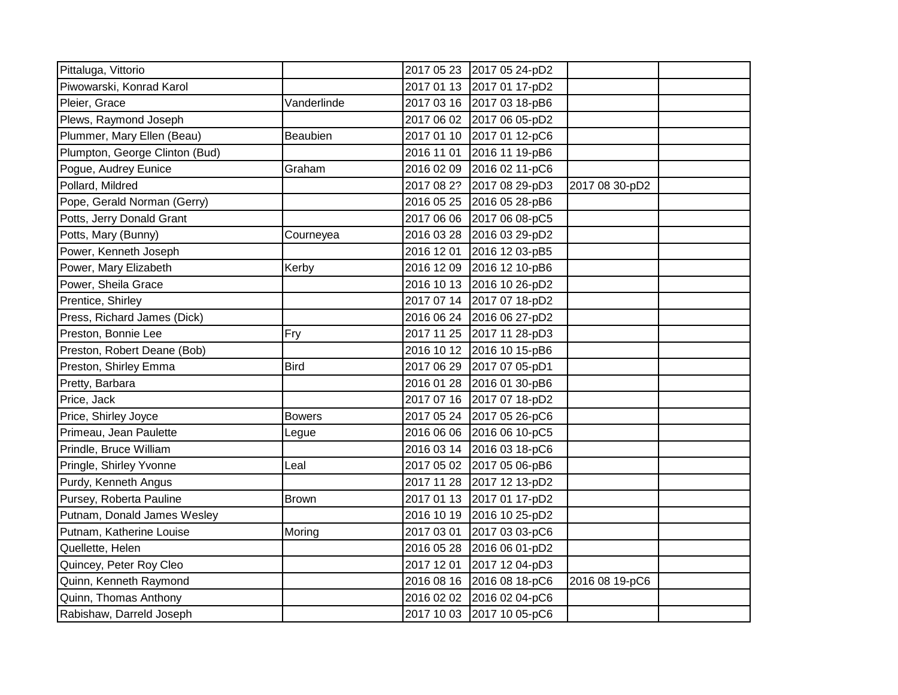| | | | | | |
|---|---|---|---|---|---|
| Pittaluga, Vittorio | | 2017 05 23 | 2017 05 24-pD2 | | |
| Piwowarski, Konrad Karol | | 2017 01 13 | 2017 01 17-pD2 | | |
| Pleier, Grace | Vanderlinde | 2017 03 16 | 2017 03 18-pB6 | | |
| Plews, Raymond Joseph | | 2017 06 02 | 2017 06 05-pD2 | | |
| Plummer, Mary Ellen (Beau) | Beaubien | 2017 01 10 | 2017 01 12-pC6 | | |
| Plumpton, George Clinton (Bud) | | 2016 11 01 | 2016 11 19-pB6 | | |
| Pogue, Audrey Eunice | Graham | 2016 02 09 | 2016 02 11-pC6 | | |
| Pollard, Mildred | | 2017 08 2? | 2017 08 29-pD3 | 2017 08 30-pD2 | |
| Pope, Gerald Norman (Gerry) | | 2016 05 25 | 2016 05 28-pB6 | | |
| Potts, Jerry Donald Grant | | 2017 06 06 | 2017 06 08-pC5 | | |
| Potts, Mary (Bunny) | Courneyea | 2016 03 28 | 2016 03 29-pD2 | | |
| Power, Kenneth Joseph | | 2016 12 01 | 2016 12 03-pB5 | | |
| Power, Mary Elizabeth | Kerby | 2016 12 09 | 2016 12 10-pB6 | | |
| Power, Sheila Grace | | 2016 10 13 | 2016 10 26-pD2 | | |
| Prentice, Shirley | | 2017 07 14 | 2017 07 18-pD2 | | |
| Press, Richard James (Dick) | | 2016 06 24 | 2016 06 27-pD2 | | |
| Preston, Bonnie Lee | Fry | 2017 11 25 | 2017 11 28-pD3 | | |
| Preston, Robert Deane (Bob) | | 2016 10 12 | 2016 10 15-pB6 | | |
| Preston, Shirley Emma | Bird | 2017 06 29 | 2017 07 05-pD1 | | |
| Pretty, Barbara | | 2016 01 28 | 2016 01 30-pB6 | | |
| Price, Jack | | 2017 07 16 | 2017 07 18-pD2 | | |
| Price, Shirley Joyce | Bowers | 2017 05 24 | 2017 05 26-pC6 | | |
| Primeau, Jean Paulette | Legue | 2016 06 06 | 2016 06 10-pC5 | | |
| Prindle, Bruce William | | 2016 03 14 | 2016 03 18-pC6 | | |
| Pringle, Shirley Yvonne | Leal | 2017 05 02 | 2017 05 06-pB6 | | |
| Purdy, Kenneth Angus | | 2017 11 28 | 2017 12 13-pD2 | | |
| Pursey, Roberta Pauline | Brown | 2017 01 13 | 2017 01 17-pD2 | | |
| Putnam, Donald James Wesley | | 2016 10 19 | 2016 10 25-pD2 | | |
| Putnam, Katherine Louise | Moring | 2017 03 01 | 2017 03 03-pC6 | | |
| Quellette, Helen | | 2016 05 28 | 2016 06 01-pD2 | | |
| Quincey, Peter Roy Cleo | | 2017 12 01 | 2017 12 04-pD3 | | |
| Quinn, Kenneth Raymond | | 2016 08 16 | 2016 08 18-pC6 | 2016 08 19-pC6 | |
| Quinn, Thomas Anthony | | 2016 02 02 | 2016 02 04-pC6 | | |
| Rabishaw, Darreld Joseph | | 2017 10 03 | 2017 10 05-pC6 | | |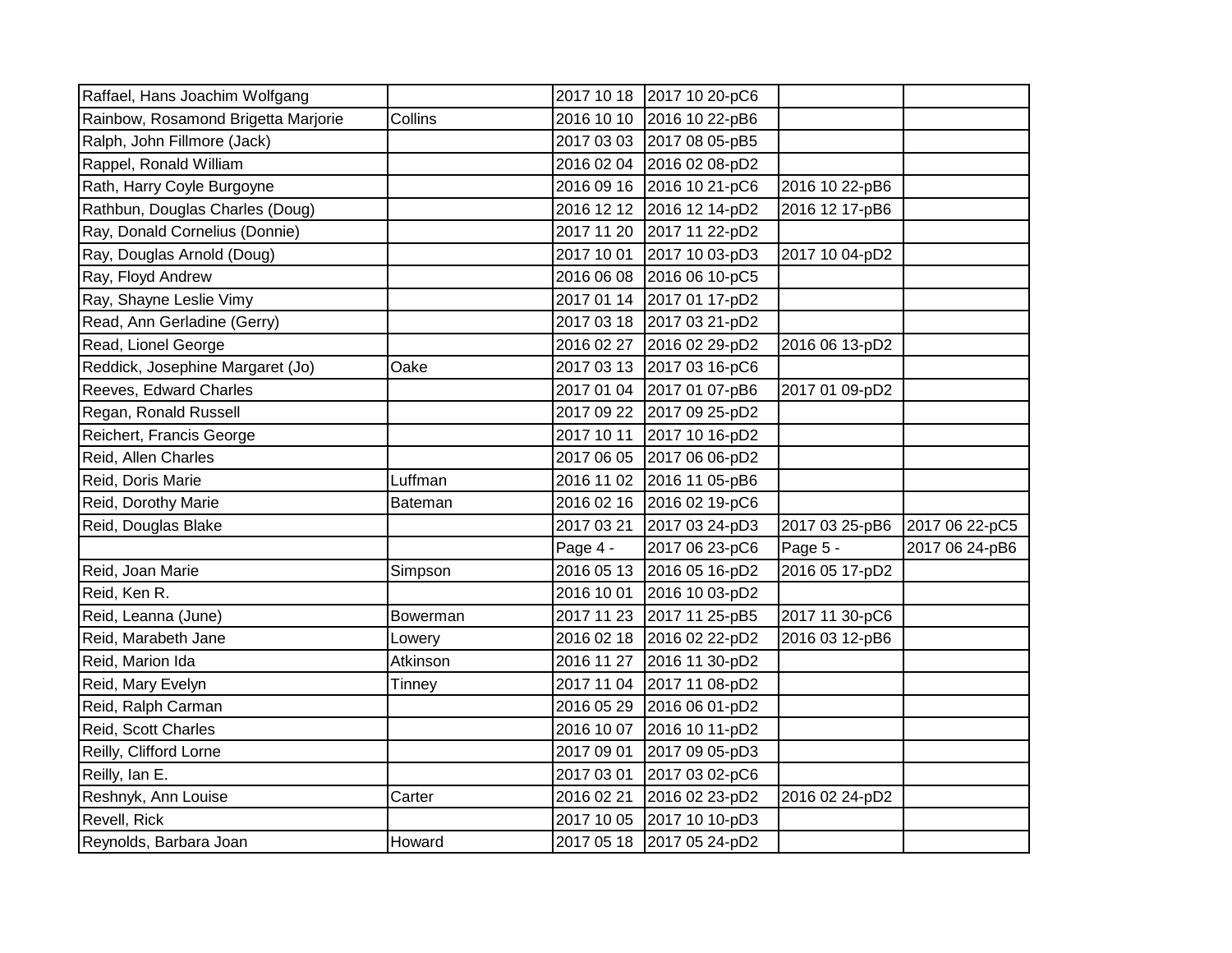| | | | | | |
|---|---|---|---|---|---|
| Raffael, Hans Joachim Wolfgang | | 2017 10 18 | 2017 10 20-pC6 | | |
| Rainbow, Rosamond Brigetta Marjorie | Collins | 2016 10 10 | 2016 10 22-pB6 | | |
| Ralph, John Fillmore (Jack) | | 2017 03 03 | 2017 08 05-pB5 | | |
| Rappel, Ronald William | | 2016 02 04 | 2016 02 08-pD2 | | |
| Rath, Harry Coyle Burgoyne | | 2016 09 16 | 2016 10 21-pC6 | 2016 10 22-pB6 | |
| Rathbun, Douglas Charles (Doug) | | 2016 12 12 | 2016 12 14-pD2 | 2016 12 17-pB6 | |
| Ray, Donald Cornelius (Donnie) | | 2017 11 20 | 2017 11 22-pD2 | | |
| Ray, Douglas Arnold (Doug) | | 2017 10 01 | 2017 10 03-pD3 | 2017 10 04-pD2 | |
| Ray, Floyd Andrew | | 2016 06 08 | 2016 06 10-pC5 | | |
| Ray, Shayne Leslie Vimy | | 2017 01 14 | 2017 01 17-pD2 | | |
| Read, Ann Gerladine (Gerry) | | 2017 03 18 | 2017 03 21-pD2 | | |
| Read, Lionel George | | 2016 02 27 | 2016 02 29-pD2 | 2016 06 13-pD2 | |
| Reddick, Josephine Margaret (Jo) | Oake | 2017 03 13 | 2017 03 16-pC6 | | |
| Reeves, Edward Charles | | 2017 01 04 | 2017 01 07-pB6 | 2017 01 09-pD2 | |
| Regan, Ronald Russell | | 2017 09 22 | 2017 09 25-pD2 | | |
| Reichert, Francis George | | 2017 10 11 | 2017 10 16-pD2 | | |
| Reid, Allen Charles | | 2017 06 05 | 2017 06 06-pD2 | | |
| Reid, Doris Marie | Luffman | 2016 11 02 | 2016 11 05-pB6 | | |
| Reid, Dorothy Marie | Bateman | 2016 02 16 | 2016 02 19-pC6 | | |
| Reid, Douglas Blake | | 2017 03 21 | 2017 03 24-pD3 | 2017 03 25-pB6 | 2017 06 22-pC5 |
| | | Page 4 - | 2017 06 23-pC6 | Page 5 - | 2017 06 24-pB6 |
| Reid, Joan Marie | Simpson | 2016 05 13 | 2016 05 16-pD2 | 2016 05 17-pD2 | |
| Reid, Ken R. | | 2016 10 01 | 2016 10 03-pD2 | | |
| Reid, Leanna (June) | Bowerman | 2017 11 23 | 2017 11 25-pB5 | 2017 11 30-pC6 | |
| Reid, Marabeth Jane | Lowery | 2016 02 18 | 2016 02 22-pD2 | 2016 03 12-pB6 | |
| Reid, Marion Ida | Atkinson | 2016 11 27 | 2016 11 30-pD2 | | |
| Reid, Mary Evelyn | Tinney | 2017 11 04 | 2017 11 08-pD2 | | |
| Reid, Ralph Carman | | 2016 05 29 | 2016 06 01-pD2 | | |
| Reid, Scott Charles | | 2016 10 07 | 2016 10 11-pD2 | | |
| Reilly, Clifford Lorne | | 2017 09 01 | 2017 09 05-pD3 | | |
| Reilly, Ian E. | | 2017 03 01 | 2017 03 02-pC6 | | |
| Reshnyk, Ann Louise | Carter | 2016 02 21 | 2016 02 23-pD2 | 2016 02 24-pD2 | |
| Revell, Rick | | 2017 10 05 | 2017 10 10-pD3 | | |
| Reynolds, Barbara Joan | Howard | 2017 05 18 | 2017 05 24-pD2 | | |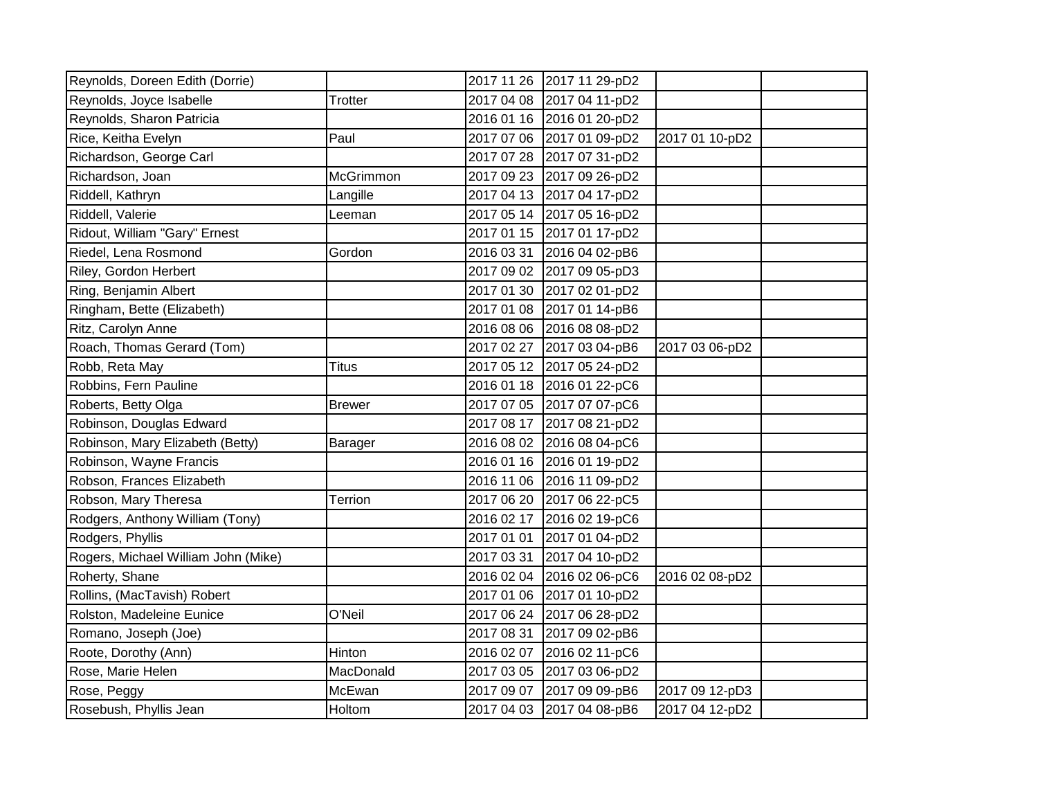| | | | | | |
|---|---|---|---|---|---|
| Reynolds, Doreen Edith (Dorrie) | | 2017 11 26 | 2017 11 29-pD2 | | |
| Reynolds, Joyce Isabelle | Trotter | 2017 04 08 | 2017 04 11-pD2 | | |
| Reynolds, Sharon Patricia | | 2016 01 16 | 2016 01 20-pD2 | | |
| Rice, Keitha Evelyn | Paul | 2017 07 06 | 2017 01 09-pD2 | 2017 01 10-pD2 | |
| Richardson, George Carl | | 2017 07 28 | 2017 07 31-pD2 | | |
| Richardson, Joan | McGrimmon | 2017 09 23 | 2017 09 26-pD2 | | |
| Riddell, Kathryn | Langille | 2017 04 13 | 2017 04 17-pD2 | | |
| Riddell, Valerie | Leeman | 2017 05 14 | 2017 05 16-pD2 | | |
| Ridout, William "Gary" Ernest | | 2017 01 15 | 2017 01 17-pD2 | | |
| Riedel, Lena Rosmond | Gordon | 2016 03 31 | 2016 04 02-pB6 | | |
| Riley, Gordon Herbert | | 2017 09 02 | 2017 09 05-pD3 | | |
| Ring, Benjamin Albert | | 2017 01 30 | 2017 02 01-pD2 | | |
| Ringham, Bette (Elizabeth) | | 2017 01 08 | 2017 01 14-pB6 | | |
| Ritz, Carolyn Anne | | 2016 08 06 | 2016 08 08-pD2 | | |
| Roach, Thomas Gerard (Tom) | | 2017 02 27 | 2017 03 04-pB6 | 2017 03 06-pD2 | |
| Robb, Reta May | Titus | 2017 05 12 | 2017 05 24-pD2 | | |
| Robbins, Fern Pauline | | 2016 01 18 | 2016 01 22-pC6 | | |
| Roberts, Betty Olga | Brewer | 2017 07 05 | 2017 07 07-pC6 | | |
| Robinson, Douglas Edward | | 2017 08 17 | 2017 08 21-pD2 | | |
| Robinson, Mary Elizabeth (Betty) | Barager | 2016 08 02 | 2016 08 04-pC6 | | |
| Robinson, Wayne Francis | | 2016 01 16 | 2016 01 19-pD2 | | |
| Robson, Frances Elizabeth | | 2016 11 06 | 2016 11 09-pD2 | | |
| Robson, Mary Theresa | Terrion | 2017 06 20 | 2017 06 22-pC5 | | |
| Rodgers, Anthony William (Tony) | | 2016 02 17 | 2016 02 19-pC6 | | |
| Rodgers, Phyllis | | 2017 01 01 | 2017 01 04-pD2 | | |
| Rogers, Michael William John (Mike) | | 2017 03 31 | 2017 04 10-pD2 | | |
| Roherty, Shane | | 2016 02 04 | 2016 02 06-pC6 | 2016 02 08-pD2 | |
| Rollins, (MacTavish) Robert | | 2017 01 06 | 2017 01 10-pD2 | | |
| Rolston, Madeleine Eunice | O'Neil | 2017 06 24 | 2017 06 28-pD2 | | |
| Romano, Joseph (Joe) | | 2017 08 31 | 2017 09 02-pB6 | | |
| Roote, Dorothy (Ann) | Hinton | 2016 02 07 | 2016 02 11-pC6 | | |
| Rose, Marie Helen | MacDonald | 2017 03 05 | 2017 03 06-pD2 | | |
| Rose, Peggy | McEwan | 2017 09 07 | 2017 09 09-pB6 | 2017 09 12-pD3 | |
| Rosebush, Phyllis Jean | Holtom | 2017 04 03 | 2017 04 08-pB6 | 2017 04 12-pD2 | |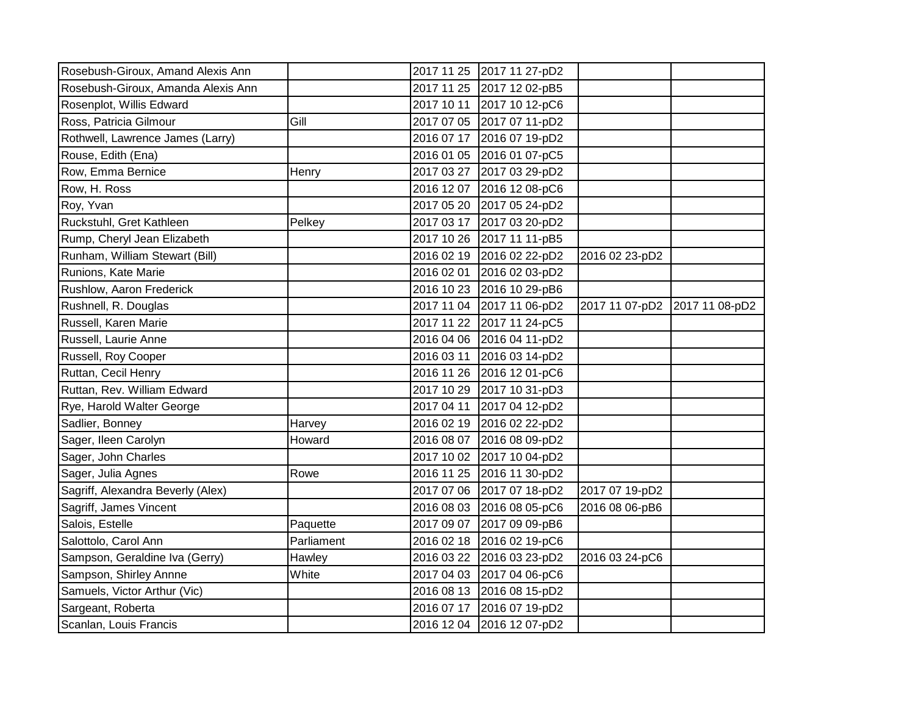| | | | | | |
|---|---|---|---|---|---|
| Rosebush-Giroux, Amand Alexis Ann | | 2017 11 25 | 2017 11 27-pD2 | | |
| Rosebush-Giroux, Amanda Alexis Ann | | 2017 11 25 | 2017 12 02-pB5 | | |
| Rosenplot, Willis Edward | | 2017 10 11 | 2017 10 12-pC6 | | |
| Ross, Patricia Gilmour | Gill | 2017 07 05 | 2017 07 11-pD2 | | |
| Rothwell, Lawrence James (Larry) | | 2016 07 17 | 2016 07 19-pD2 | | |
| Rouse, Edith (Ena) | | 2016 01 05 | 2016 01 07-pC5 | | |
| Row, Emma Bernice | Henry | 2017 03 27 | 2017 03 29-pD2 | | |
| Row, H. Ross | | 2016 12 07 | 2016 12 08-pC6 | | |
| Roy, Yvan | | 2017 05 20 | 2017 05 24-pD2 | | |
| Ruckstuhl, Gret Kathleen | Pelkey | 2017 03 17 | 2017 03 20-pD2 | | |
| Rump, Cheryl Jean Elizabeth | | 2017 10 26 | 2017 11 11-pB5 | | |
| Runham, William Stewart (Bill) | | 2016 02 19 | 2016 02 22-pD2 | 2016 02 23-pD2 | |
| Runions, Kate Marie | | 2016 02 01 | 2016 02 03-pD2 | | |
| Rushlow, Aaron Frederick | | 2016 10 23 | 2016 10 29-pB6 | | |
| Rushnell, R. Douglas | | 2017 11 04 | 2017 11 06-pD2 | 2017 11 07-pD2 | 2017 11 08-pD2 |
| Russell, Karen Marie | | 2017 11 22 | 2017 11 24-pC5 | | |
| Russell, Laurie Anne | | 2016 04 06 | 2016 04 11-pD2 | | |
| Russell, Roy Cooper | | 2016 03 11 | 2016 03 14-pD2 | | |
| Ruttan, Cecil Henry | | 2016 11 26 | 2016 12 01-pC6 | | |
| Ruttan, Rev. William Edward | | 2017 10 29 | 2017 10 31-pD3 | | |
| Rye, Harold Walter George | | 2017 04 11 | 2017 04 12-pD2 | | |
| Sadlier, Bonney | Harvey | 2016 02 19 | 2016 02 22-pD2 | | |
| Sager, Ileen Carolyn | Howard | 2016 08 07 | 2016 08 09-pD2 | | |
| Sager, John Charles | | 2017 10 02 | 2017 10 04-pD2 | | |
| Sager, Julia Agnes | Rowe | 2016 11 25 | 2016 11 30-pD2 | | |
| Sagriff, Alexandra Beverly (Alex) | | 2017 07 06 | 2017 07 18-pD2 | 2017 07 19-pD2 | |
| Sagriff, James Vincent | | 2016 08 03 | 2016 08 05-pC6 | 2016 08 06-pB6 | |
| Salois, Estelle | Paquette | 2017 09 07 | 2017 09 09-pB6 | | |
| Salottolo, Carol Ann | Parliament | 2016 02 18 | 2016 02 19-pC6 | | |
| Sampson, Geraldine Iva (Gerry) | Hawley | 2016 03 22 | 2016 03 23-pD2 | 2016 03 24-pC6 | |
| Sampson, Shirley Annne | White | 2017 04 03 | 2017 04 06-pC6 | | |
| Samuels, Victor Arthur (Vic) | | 2016 08 13 | 2016 08 15-pD2 | | |
| Sargeant, Roberta | | 2016 07 17 | 2016 07 19-pD2 | | |
| Scanlan, Louis Francis | | 2016 12 04 | 2016 12 07-pD2 | | |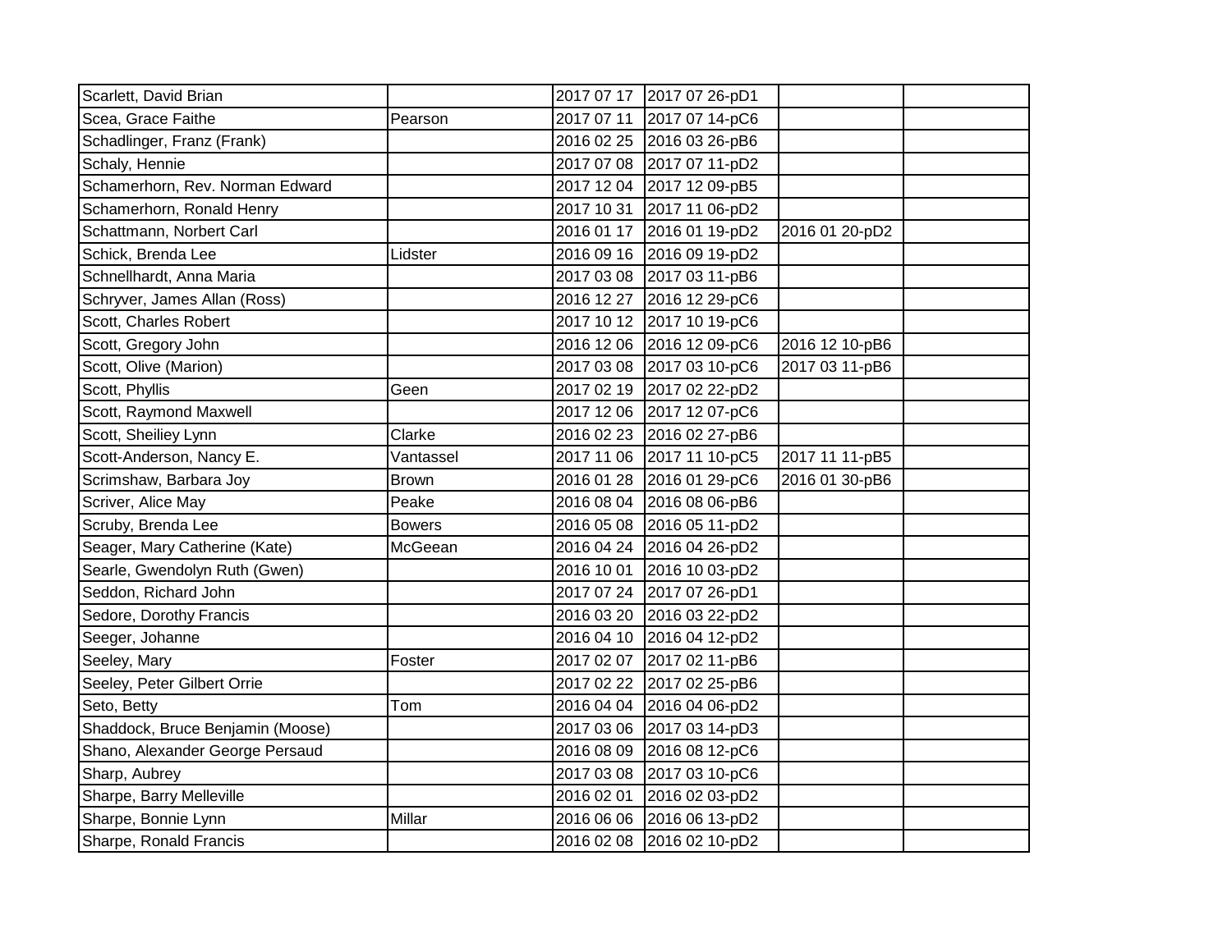| | | | | | |
|---|---|---|---|---|---|
| Scarlett, David Brian | | 2017 07 17 | 2017 07 26-pD1 | | |
| Scea, Grace Faithe | Pearson | 2017 07 11 | 2017 07 14-pC6 | | |
| Schadlinger, Franz (Frank) | | 2016 02 25 | 2016 03 26-pB6 | | |
| Schaly, Hennie | | 2017 07 08 | 2017 07 11-pD2 | | |
| Schamerhorn, Rev. Norman Edward | | 2017 12 04 | 2017 12 09-pB5 | | |
| Schamerhorn, Ronald Henry | | 2017 10 31 | 2017 11 06-pD2 | | |
| Schattmann, Norbert Carl | | 2016 01 17 | 2016 01 19-pD2 | 2016 01 20-pD2 | |
| Schick, Brenda Lee | Lidster | 2016 09 16 | 2016 09 19-pD2 | | |
| Schnellhardt, Anna Maria | | 2017 03 08 | 2017 03 11-pB6 | | |
| Schryver, James Allan (Ross) | | 2016 12 27 | 2016 12 29-pC6 | | |
| Scott, Charles Robert | | 2017 10 12 | 2017 10 19-pC6 | | |
| Scott, Gregory John | | 2016 12 06 | 2016 12 09-pC6 | 2016 12 10-pB6 | |
| Scott, Olive (Marion) | | 2017 03 08 | 2017 03 10-pC6 | 2017 03 11-pB6 | |
| Scott, Phyllis | Geen | 2017 02 19 | 2017 02 22-pD2 | | |
| Scott, Raymond Maxwell | | 2017 12 06 | 2017 12 07-pC6 | | |
| Scott, Sheiliey Lynn | Clarke | 2016 02 23 | 2016 02 27-pB6 | | |
| Scott-Anderson, Nancy E. | Vantassel | 2017 11 06 | 2017 11 10-pC5 | 2017 11 11-pB5 | |
| Scrimshaw, Barbara Joy | Brown | 2016 01 28 | 2016 01 29-pC6 | 2016 01 30-pB6 | |
| Scriver, Alice May | Peake | 2016 08 04 | 2016 08 06-pB6 | | |
| Scruby, Brenda Lee | Bowers | 2016 05 08 | 2016 05 11-pD2 | | |
| Seager, Mary Catherine (Kate) | McGeean | 2016 04 24 | 2016 04 26-pD2 | | |
| Searle, Gwendolyn Ruth (Gwen) | | 2016 10 01 | 2016 10 03-pD2 | | |
| Seddon, Richard John | | 2017 07 24 | 2017 07 26-pD1 | | |
| Sedore, Dorothy Francis | | 2016 03 20 | 2016 03 22-pD2 | | |
| Seeger, Johanne | | 2016 04 10 | 2016 04 12-pD2 | | |
| Seeley, Mary | Foster | 2017 02 07 | 2017 02 11-pB6 | | |
| Seeley, Peter Gilbert Orrie | | 2017 02 22 | 2017 02 25-pB6 | | |
| Seto, Betty | Tom | 2016 04 04 | 2016 04 06-pD2 | | |
| Shaddock, Bruce Benjamin (Moose) | | 2017 03 06 | 2017 03 14-pD3 | | |
| Shano, Alexander George Persaud | | 2016 08 09 | 2016 08 12-pC6 | | |
| Sharp, Aubrey | | 2017 03 08 | 2017 03 10-pC6 | | |
| Sharpe, Barry Melleville | | 2016 02 01 | 2016 02 03-pD2 | | |
| Sharpe, Bonnie Lynn | Millar | 2016 06 06 | 2016 06 13-pD2 | | |
| Sharpe, Ronald Francis | | 2016 02 08 | 2016 02 10-pD2 | | |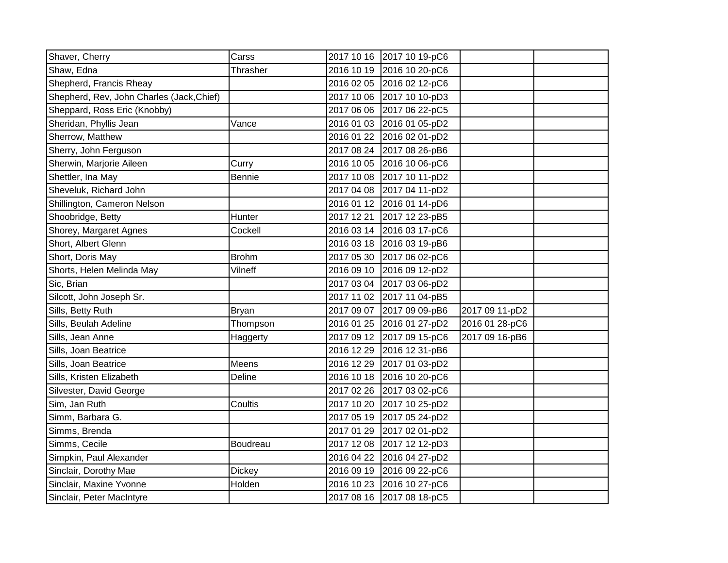| | | | | | |
|---|---|---|---|---|---|
| Shaver, Cherry | Carss | 2017 10 16 | 2017 10 19-pC6 | | |
| Shaw, Edna | Thrasher | 2016 10 19 | 2016 10 20-pC6 | | |
| Shepherd, Francis Rheay | | 2016 02 05 | 2016 02 12-pC6 | | |
| Shepherd, Rev, John Charles (Jack,Chief) | | 2017 10 06 | 2017 10 10-pD3 | | |
| Sheppard, Ross Eric (Knobby) | | 2017 06 06 | 2017 06 22-pC5 | | |
| Sheridan, Phyllis Jean | Vance | 2016 01 03 | 2016 01 05-pD2 | | |
| Sherrow, Matthew | | 2016 01 22 | 2016 02 01-pD2 | | |
| Sherry, John Ferguson | | 2017 08 24 | 2017 08 26-pB6 | | |
| Sherwin, Marjorie Aileen | Curry | 2016 10 05 | 2016 10 06-pC6 | | |
| Shettler, Ina May | Bennie | 2017 10 08 | 2017 10 11-pD2 | | |
| Sheveluk, Richard John | | 2017 04 08 | 2017 04 11-pD2 | | |
| Shillington, Cameron Nelson | | 2016 01 12 | 2016 01 14-pD6 | | |
| Shoobridge, Betty | Hunter | 2017 12 21 | 2017 12 23-pB5 | | |
| Shorey, Margaret Agnes | Cockell | 2016 03 14 | 2016 03 17-pC6 | | |
| Short, Albert Glenn | | 2016 03 18 | 2016 03 19-pB6 | | |
| Short, Doris May | Brohm | 2017 05 30 | 2017 06 02-pC6 | | |
| Shorts, Helen Melinda May | Vilneff | 2016 09 10 | 2016 09 12-pD2 | | |
| Sic, Brian | | 2017 03 04 | 2017 03 06-pD2 | | |
| Silcott, John Joseph Sr. | | 2017 11 02 | 2017 11 04-pB5 | | |
| Sills, Betty Ruth | Bryan | 2017 09 07 | 2017 09 09-pB6 | 2017 09 11-pD2 | |
| Sills, Beulah Adeline | Thompson | 2016 01 25 | 2016 01 27-pD2 | 2016 01 28-pC6 | |
| Sills, Jean Anne | Haggerty | 2017 09 12 | 2017 09 15-pC6 | 2017 09 16-pB6 | |
| Sills, Joan Beatrice | | 2016 12 29 | 2016 12 31-pB6 | | |
| Sills, Joan Beatrice | Meens | 2016 12 29 | 2017 01 03-pD2 | | |
| Sills, Kristen Elizabeth | Deline | 2016 10 18 | 2016 10 20-pC6 | | |
| Silvester, David George | | 2017 02 26 | 2017 03 02-pC6 | | |
| Sim, Jan Ruth | Coultis | 2017 10 20 | 2017 10 25-pD2 | | |
| Simm, Barbara G. | | 2017 05 19 | 2017 05 24-pD2 | | |
| Simms, Brenda | | 2017 01 29 | 2017 02 01-pD2 | | |
| Simms, Cecile | Boudreau | 2017 12 08 | 2017 12 12-pD3 | | |
| Simpkin, Paul Alexander | | 2016 04 22 | 2016 04 27-pD2 | | |
| Sinclair, Dorothy Mae | Dickey | 2016 09 19 | 2016 09 22-pC6 | | |
| Sinclair, Maxine Yvonne | Holden | 2016 10 23 | 2016 10 27-pC6 | | |
| Sinclair, Peter MacIntyre | | 2017 08 16 | 2017 08 18-pC5 | | |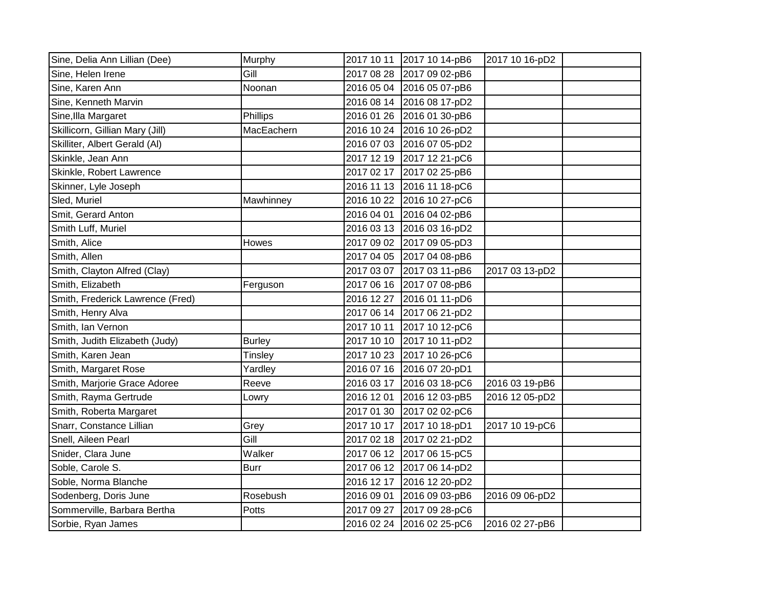| | | | | | |
|---|---|---|---|---|---|
| Sine, Delia Ann Lillian (Dee) | Murphy | 2017 10 11 | 2017 10 14-pB6 | 2017 10 16-pD2 | |
| Sine, Helen Irene | Gill | 2017 08 28 | 2017 09 02-pB6 | | |
| Sine, Karen Ann | Noonan | 2016 05 04 | 2016 05 07-pB6 | | |
| Sine, Kenneth Marvin | | 2016 08 14 | 2016 08 17-pD2 | | |
| Sine,Illa Margaret | Phillips | 2016 01 26 | 2016 01 30-pB6 | | |
| Skillicorn, Gillian Mary (Jill) | MacEachern | 2016 10 24 | 2016 10 26-pD2 | | |
| Skilliter, Albert Gerald (Al) | | 2016 07 03 | 2016 07 05-pD2 | | |
| Skinkle, Jean Ann | | 2017 12 19 | 2017 12 21-pC6 | | |
| Skinkle, Robert Lawrence | | 2017 02 17 | 2017 02 25-pB6 | | |
| Skinner, Lyle Joseph | | 2016 11 13 | 2016 11 18-pC6 | | |
| Sled, Muriel | Mawhinney | 2016 10 22 | 2016 10 27-pC6 | | |
| Smit, Gerard Anton | | 2016 04 01 | 2016 04 02-pB6 | | |
| Smith Luff, Muriel | | 2016 03 13 | 2016 03 16-pD2 | | |
| Smith, Alice | Howes | 2017 09 02 | 2017 09 05-pD3 | | |
| Smith, Allen | | 2017 04 05 | 2017 04 08-pB6 | | |
| Smith, Clayton Alfred (Clay) | | 2017 03 07 | 2017 03 11-pB6 | 2017 03 13-pD2 | |
| Smith, Elizabeth | Ferguson | 2017 06 16 | 2017 07 08-pB6 | | |
| Smith, Frederick Lawrence (Fred) | | 2016 12 27 | 2016 01 11-pD6 | | |
| Smith, Henry Alva | | 2017 06 14 | 2017 06 21-pD2 | | |
| Smith, Ian Vernon | | 2017 10 11 | 2017 10 12-pC6 | | |
| Smith, Judith Elizabeth (Judy) | Burley | 2017 10 10 | 2017 10 11-pD2 | | |
| Smith, Karen Jean | Tinsley | 2017 10 23 | 2017 10 26-pC6 | | |
| Smith, Margaret Rose | Yardley | 2016 07 16 | 2016 07 20-pD1 | | |
| Smith, Marjorie Grace Adoree | Reeve | 2016 03 17 | 2016 03 18-pC6 | 2016 03 19-pB6 | |
| Smith, Rayma Gertrude | Lowry | 2016 12 01 | 2016 12 03-pB5 | 2016 12 05-pD2 | |
| Smith, Roberta Margaret | | 2017 01 30 | 2017 02 02-pC6 | | |
| Snarr, Constance Lillian | Grey | 2017 10 17 | 2017 10 18-pD1 | 2017 10 19-pC6 | |
| Snell, Aileen Pearl | Gill | 2017 02 18 | 2017 02 21-pD2 | | |
| Snider, Clara June | Walker | 2017 06 12 | 2017 06 15-pC5 | | |
| Soble, Carole S. | Burr | 2017 06 12 | 2017 06 14-pD2 | | |
| Soble, Norma Blanche | | 2016 12 17 | 2016 12 20-pD2 | | |
| Sodenberg, Doris June | Rosebush | 2016 09 01 | 2016 09 03-pB6 | 2016 09 06-pD2 | |
| Sommerville, Barbara Bertha | Potts | 2017 09 27 | 2017 09 28-pC6 | | |
| Sorbie, Ryan James | | 2016 02 24 | 2016 02 25-pC6 | 2016 02 27-pB6 | |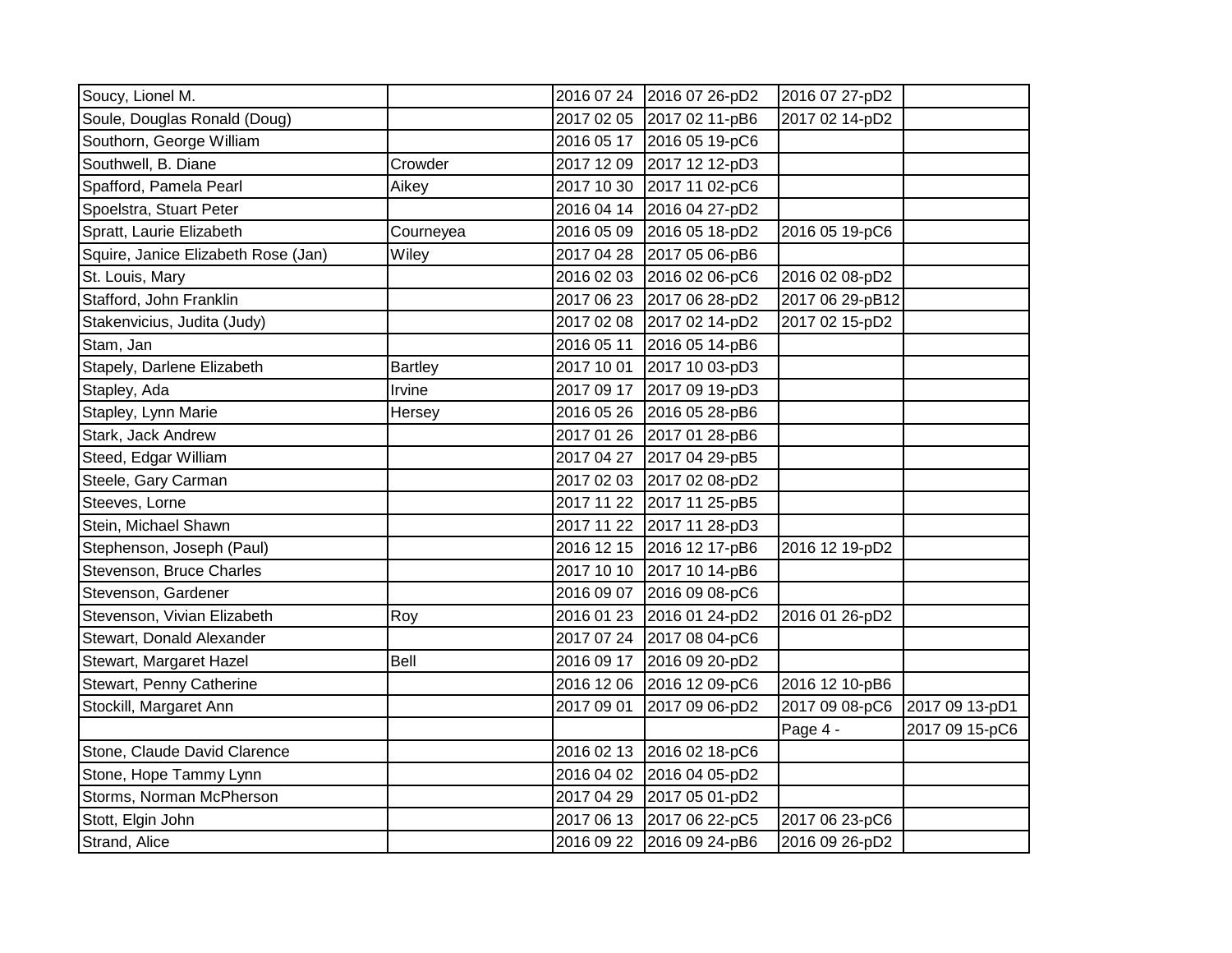| | | | | | |
|---|---|---|---|---|---|
| Soucy, Lionel M. | | 2016 07 24 | 2016 07 26-pD2 | 2016 07 27-pD2 | |
| Soule, Douglas Ronald (Doug) | | 2017 02 05 | 2017 02 11-pB6 | 2017 02 14-pD2 | |
| Southorn, George William | | 2016 05 17 | 2016 05 19-pC6 | | |
| Southwell, B. Diane | Crowder | 2017 12 09 | 2017 12 12-pD3 | | |
| Spafford, Pamela Pearl | Aikey | 2017 10 30 | 2017 11 02-pC6 | | |
| Spoelstra, Stuart Peter | | 2016 04 14 | 2016 04 27-pD2 | | |
| Spratt, Laurie Elizabeth | Courneyea | 2016 05 09 | 2016 05 18-pD2 | 2016 05 19-pC6 | |
| Squire, Janice Elizabeth Rose (Jan) | Wiley | 2017 04 28 | 2017 05 06-pB6 | | |
| St. Louis, Mary | | 2016 02 03 | 2016 02 06-pC6 | 2016 02 08-pD2 | |
| Stafford, John Franklin | | 2017 06 23 | 2017 06 28-pD2 | 2017 06 29-pB12 | |
| Stakenvicius, Judita (Judy) | | 2017 02 08 | 2017 02 14-pD2 | 2017 02 15-pD2 | |
| Stam, Jan | | 2016 05 11 | 2016 05 14-pB6 | | |
| Stapely, Darlene Elizabeth | Bartley | 2017 10 01 | 2017 10 03-pD3 | | |
| Stapley, Ada | Irvine | 2017 09 17 | 2017 09 19-pD3 | | |
| Stapley, Lynn Marie | Hersey | 2016 05 26 | 2016 05 28-pB6 | | |
| Stark, Jack Andrew | | 2017 01 26 | 2017 01 28-pB6 | | |
| Steed, Edgar William | | 2017 04 27 | 2017 04 29-pB5 | | |
| Steele, Gary Carman | | 2017 02 03 | 2017 02 08-pD2 | | |
| Steeves, Lorne | | 2017 11 22 | 2017 11 25-pB5 | | |
| Stein, Michael Shawn | | 2017 11 22 | 2017 11 28-pD3 | | |
| Stephenson, Joseph (Paul) | | 2016 12 15 | 2016 12 17-pB6 | 2016 12 19-pD2 | |
| Stevenson, Bruce Charles | | 2017 10 10 | 2017 10 14-pB6 | | |
| Stevenson, Gardener | | 2016 09 07 | 2016 09 08-pC6 | | |
| Stevenson, Vivian Elizabeth | Roy | 2016 01 23 | 2016 01 24-pD2 | 2016 01 26-pD2 | |
| Stewart, Donald Alexander | | 2017 07 24 | 2017 08 04-pC6 | | |
| Stewart, Margaret Hazel | Bell | 2016 09 17 | 2016 09 20-pD2 | | |
| Stewart, Penny Catherine | | 2016 12 06 | 2016 12 09-pC6 | 2016 12 10-pB6 | |
| Stockill, Margaret Ann | | 2017 09 01 | 2017 09 06-pD2 | 2017 09 08-pC6 | 2017 09 13-pD1 |
| | | | | Page 4 - | 2017 09 15-pC6 |
| Stone, Claude David Clarence | | 2016 02 13 | 2016 02 18-pC6 | | |
| Stone, Hope Tammy Lynn | | 2016 04 02 | 2016 04 05-pD2 | | |
| Storms, Norman McPherson | | 2017 04 29 | 2017 05 01-pD2 | | |
| Stott, Elgin John | | 2017 06 13 | 2017 06 22-pC5 | 2017 06 23-pC6 | |
| Strand, Alice | | 2016 09 22 | 2016 09 24-pB6 | 2016 09 26-pD2 | |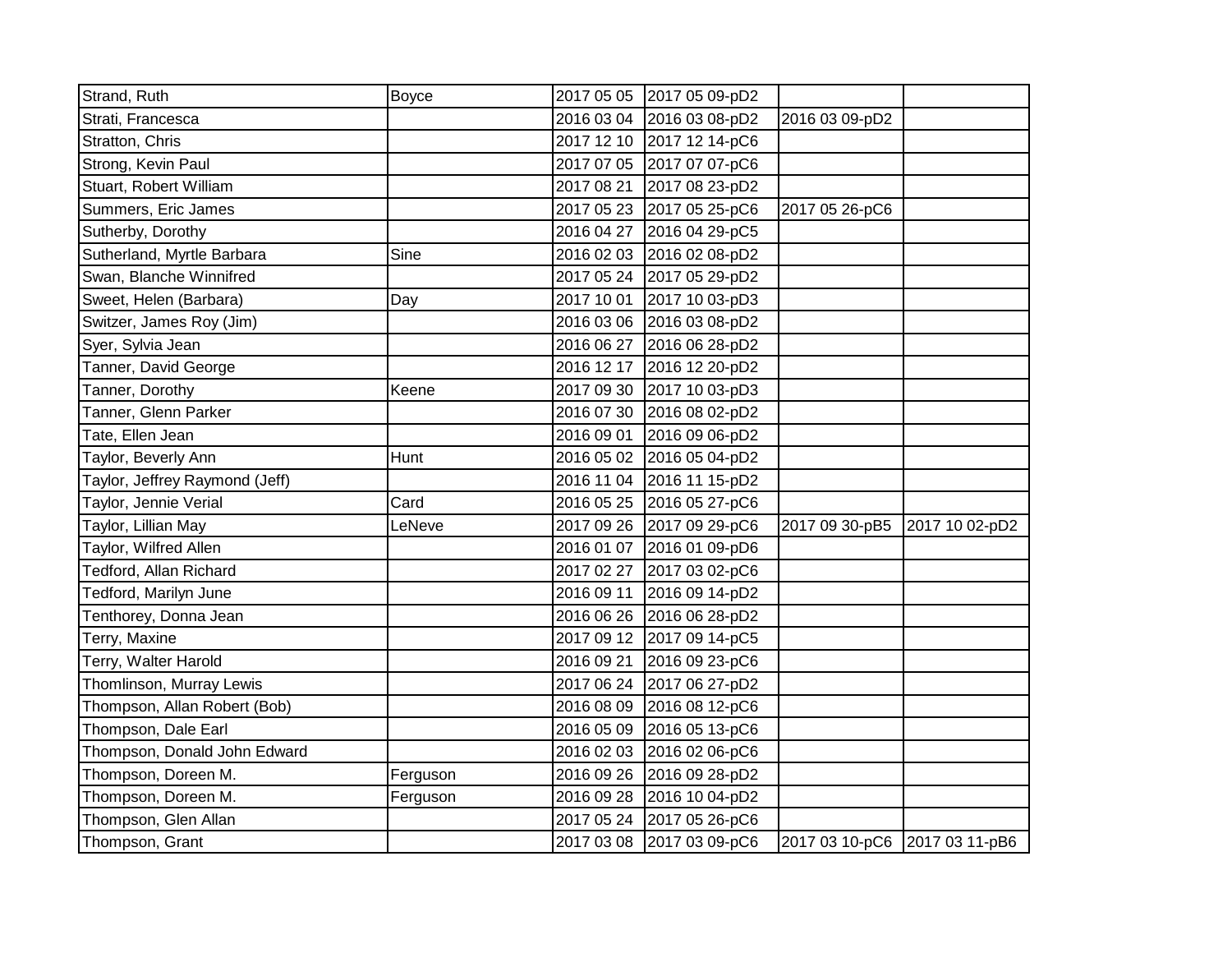| | | | | | |
|---|---|---|---|---|---|
| Strand, Ruth | Boyce | 2017 05 05 | 2017 05 09-pD2 | | |
| Strati, Francesca | | 2016 03 04 | 2016 03 08-pD2 | 2016 03 09-pD2 | |
| Stratton, Chris | | 2017 12 10 | 2017 12 14-pC6 | | |
| Strong, Kevin Paul | | 2017 07 05 | 2017 07 07-pC6 | | |
| Stuart, Robert William | | 2017 08 21 | 2017 08 23-pD2 | | |
| Summers, Eric James | | 2017 05 23 | 2017 05 25-pC6 | 2017 05 26-pC6 | |
| Sutherby, Dorothy | | 2016 04 27 | 2016 04 29-pC5 | | |
| Sutherland, Myrtle Barbara | Sine | 2016 02 03 | 2016 02 08-pD2 | | |
| Swan, Blanche Winnifred | | 2017 05 24 | 2017 05 29-pD2 | | |
| Sweet, Helen (Barbara) | Day | 2017 10 01 | 2017 10 03-pD3 | | |
| Switzer, James Roy (Jim) | | 2016 03 06 | 2016 03 08-pD2 | | |
| Syer, Sylvia Jean | | 2016 06 27 | 2016 06 28-pD2 | | |
| Tanner, David George | | 2016 12 17 | 2016 12 20-pD2 | | |
| Tanner, Dorothy | Keene | 2017 09 30 | 2017 10 03-pD3 | | |
| Tanner, Glenn Parker | | 2016 07 30 | 2016 08 02-pD2 | | |
| Tate, Ellen Jean | | 2016 09 01 | 2016 09 06-pD2 | | |
| Taylor, Beverly Ann | Hunt | 2016 05 02 | 2016 05 04-pD2 | | |
| Taylor, Jeffrey Raymond (Jeff) | | 2016 11 04 | 2016 11 15-pD2 | | |
| Taylor, Jennie Verial | Card | 2016 05 25 | 2016 05 27-pC6 | | |
| Taylor, Lillian May | LeNeve | 2017 09 26 | 2017 09 29-pC6 | 2017 09 30-pB5 | 2017 10 02-pD2 |
| Taylor, Wilfred Allen | | 2016 01 07 | 2016 01 09-pD6 | | |
| Tedford, Allan Richard | | 2017 02 27 | 2017 03 02-pC6 | | |
| Tedford, Marilyn June | | 2016 09 11 | 2016 09 14-pD2 | | |
| Tenthorey, Donna Jean | | 2016 06 26 | 2016 06 28-pD2 | | |
| Terry, Maxine | | 2017 09 12 | 2017 09 14-pC5 | | |
| Terry, Walter Harold | | 2016 09 21 | 2016 09 23-pC6 | | |
| Thomlinson, Murray Lewis | | 2017 06 24 | 2017 06 27-pD2 | | |
| Thompson, Allan Robert (Bob) | | 2016 08 09 | 2016 08 12-pC6 | | |
| Thompson, Dale Earl | | 2016 05 09 | 2016 05 13-pC6 | | |
| Thompson, Donald John Edward | | 2016 02 03 | 2016 02 06-pC6 | | |
| Thompson, Doreen M. | Ferguson | 2016 09 26 | 2016 09 28-pD2 | | |
| Thompson, Doreen M. | Ferguson | 2016 09 28 | 2016 10 04-pD2 | | |
| Thompson, Glen Allan | | 2017 05 24 | 2017 05 26-pC6 | | |
| Thompson, Grant | | 2017 03 08 | 2017 03 09-pC6 | 2017 03 10-pC6 | 2017 03 11-pB6 |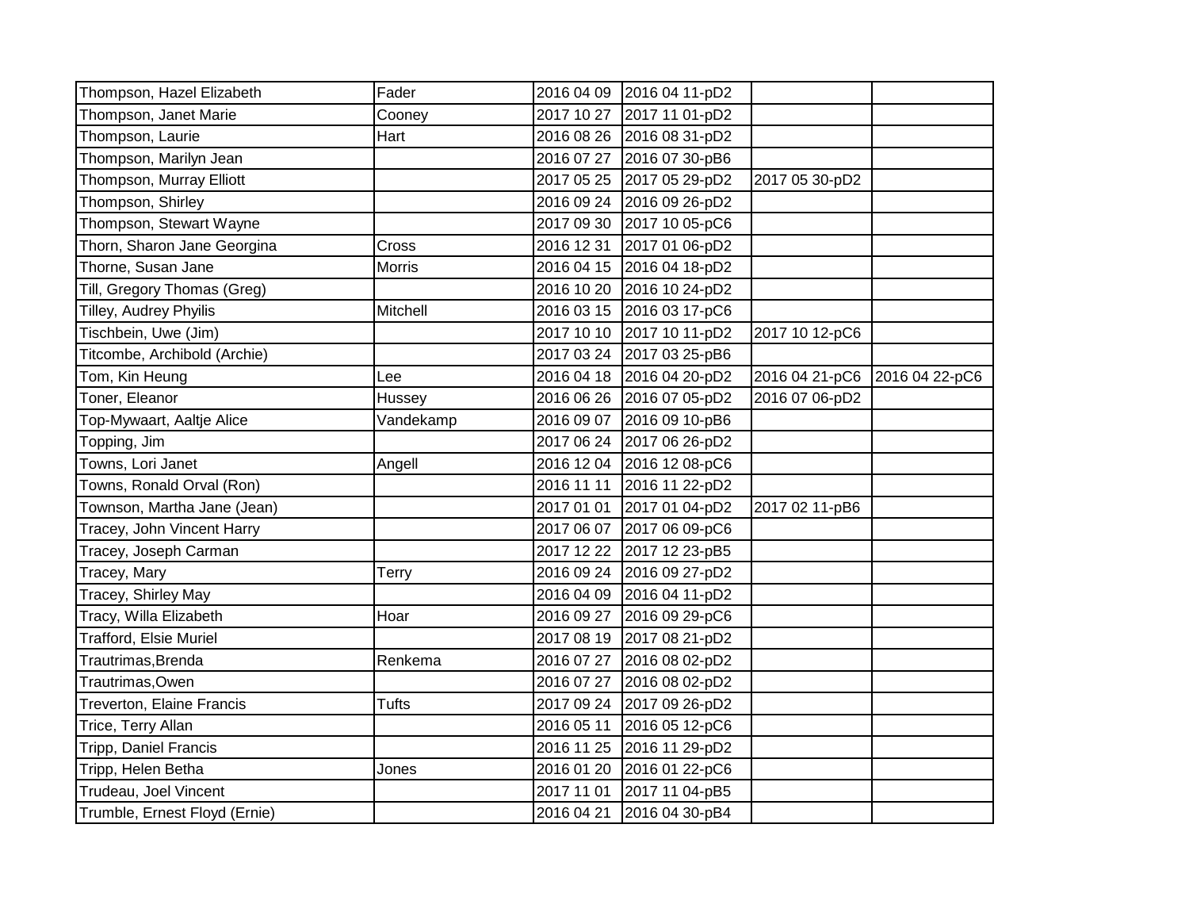| | | | | | |
|---|---|---|---|---|---|
| Thompson, Hazel Elizabeth | Fader | 2016 04 09 | 2016 04 11-pD2 | | |
| Thompson, Janet Marie | Cooney | 2017 10 27 | 2017 11 01-pD2 | | |
| Thompson, Laurie | Hart | 2016 08 26 | 2016 08 31-pD2 | | |
| Thompson, Marilyn Jean | | 2016 07 27 | 2016 07 30-pB6 | | |
| Thompson, Murray Elliott | | 2017 05 25 | 2017 05 29-pD2 | 2017 05 30-pD2 | |
| Thompson, Shirley | | 2016 09 24 | 2016 09 26-pD2 | | |
| Thompson, Stewart Wayne | | 2017 09 30 | 2017 10 05-pC6 | | |
| Thorn, Sharon Jane Georgina | Cross | 2016 12 31 | 2017 01 06-pD2 | | |
| Thorne, Susan Jane | Morris | 2016 04 15 | 2016 04 18-pD2 | | |
| Till, Gregory Thomas (Greg) | | 2016 10 20 | 2016 10 24-pD2 | | |
| Tilley, Audrey Phyilis | Mitchell | 2016 03 15 | 2016 03 17-pC6 | | |
| Tischbein, Uwe (Jim) | | 2017 10 10 | 2017 10 11-pD2 | 2017 10 12-pC6 | |
| Titcombe, Archibold (Archie) | | 2017 03 24 | 2017 03 25-pB6 | | |
| Tom, Kin Heung | Lee | 2016 04 18 | 2016 04 20-pD2 | 2016 04 21-pC6 | 2016 04 22-pC6 |
| Toner, Eleanor | Hussey | 2016 06 26 | 2016 07 05-pD2 | 2016 07 06-pD2 | |
| Top-Mywaart, Aaltje Alice | Vandekamp | 2016 09 07 | 2016 09 10-pB6 | | |
| Topping, Jim | | 2017 06 24 | 2017 06 26-pD2 | | |
| Towns, Lori Janet | Angell | 2016 12 04 | 2016 12 08-pC6 | | |
| Towns, Ronald Orval (Ron) | | 2016 11 11 | 2016 11 22-pD2 | | |
| Townson, Martha Jane (Jean) | | 2017 01 01 | 2017 01 04-pD2 | 2017 02 11-pB6 | |
| Tracey, John Vincent Harry | | 2017 06 07 | 2017 06 09-pC6 | | |
| Tracey, Joseph Carman | | 2017 12 22 | 2017 12 23-pB5 | | |
| Tracey, Mary | Terry | 2016 09 24 | 2016 09 27-pD2 | | |
| Tracey, Shirley May | | 2016 04 09 | 2016 04 11-pD2 | | |
| Tracy, Willa Elizabeth | Hoar | 2016 09 27 | 2016 09 29-pC6 | | |
| Trafford, Elsie Muriel | | 2017 08 19 | 2017 08 21-pD2 | | |
| Trautrimas,Brenda | Renkema | 2016 07 27 | 2016 08 02-pD2 | | |
| Trautrimas,Owen | | 2016 07 27 | 2016 08 02-pD2 | | |
| Treverton, Elaine Francis | Tufts | 2017 09 24 | 2017 09 26-pD2 | | |
| Trice, Terry Allan | | 2016 05 11 | 2016 05 12-pC6 | | |
| Tripp, Daniel Francis | | 2016 11 25 | 2016 11 29-pD2 | | |
| Tripp, Helen Betha | Jones | 2016 01 20 | 2016 01 22-pC6 | | |
| Trudeau, Joel Vincent | | 2017 11 01 | 2017 11 04-pB5 | | |
| Trumble, Ernest Floyd (Ernie) | | 2016 04 21 | 2016 04 30-pB4 | | |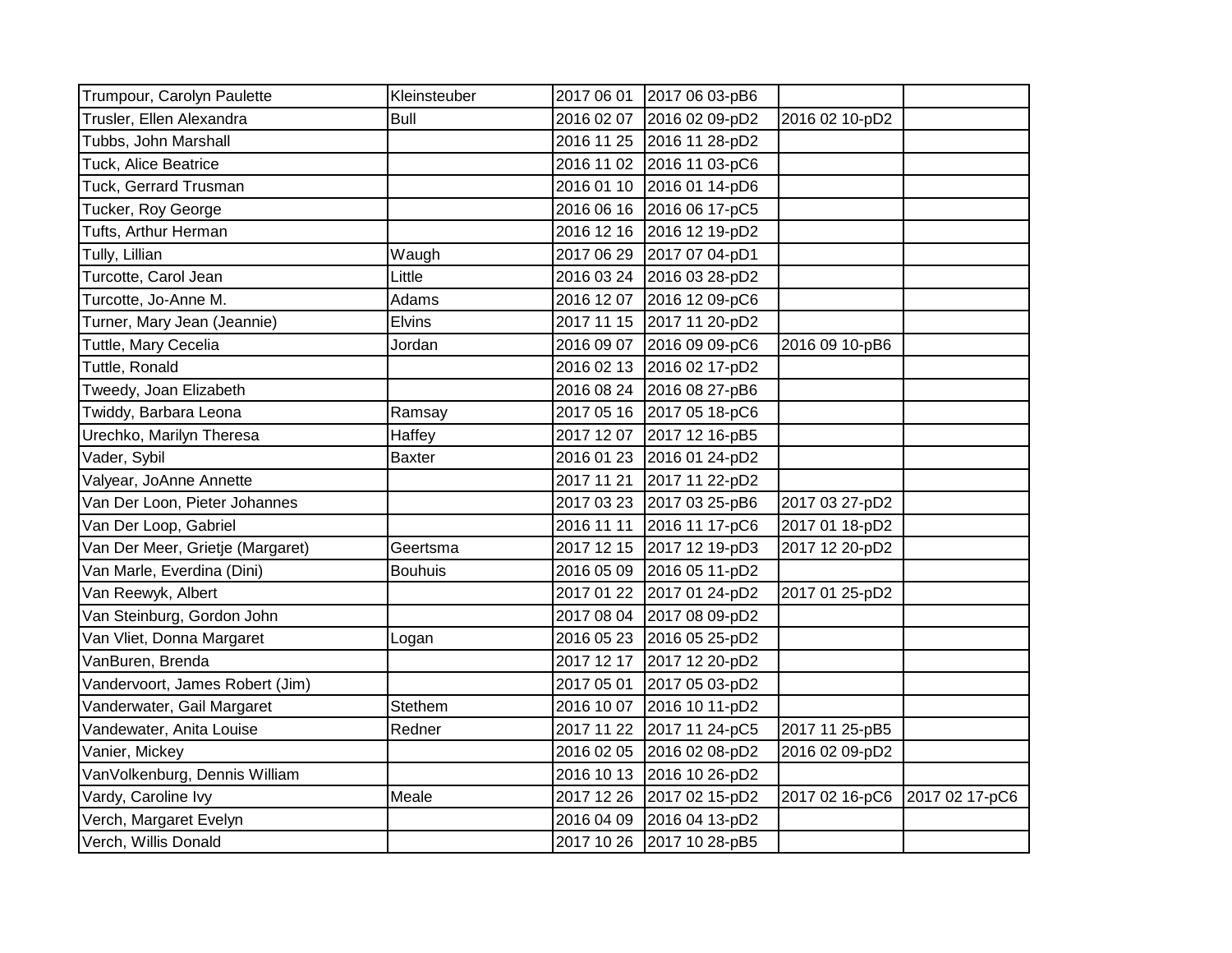| Trumpour, Carolyn Paulette | Kleinsteuber | 2017 06 01 | 2017 06 03-pB6 | | |
|---|---|---|---|---|---|
| Trusler, Ellen Alexandra | Bull | 2016 02 07 | 2016 02 09-pD2 | 2016 02 10-pD2 | |
| Tubbs, John Marshall | | 2016 11 25 | 2016 11 28-pD2 | | |
| Tuck, Alice Beatrice | | 2016 11 02 | 2016 11 03-pC6 | | |
| Tuck, Gerrard Trusman | | 2016 01 10 | 2016 01 14-pD6 | | |
| Tucker, Roy George | | 2016 06 16 | 2016 06 17-pC5 | | |
| Tufts, Arthur Herman | | 2016 12 16 | 2016 12 19-pD2 | | |
| Tully, Lillian | Waugh | 2017 06 29 | 2017 07 04-pD1 | | |
| Turcotte, Carol Jean | Little | 2016 03 24 | 2016 03 28-pD2 | | |
| Turcotte, Jo-Anne M. | Adams | 2016 12 07 | 2016 12 09-pC6 | | |
| Turner, Mary Jean (Jeannie) | Elvins | 2017 11 15 | 2017 11 20-pD2 | | |
| Tuttle, Mary Cecelia | Jordan | 2016 09 07 | 2016 09 09-pC6 | 2016 09 10-pB6 | |
| Tuttle, Ronald | | 2016 02 13 | 2016 02 17-pD2 | | |
| Tweedy, Joan Elizabeth | | 2016 08 24 | 2016 08 27-pB6 | | |
| Twiddy, Barbara Leona | Ramsay | 2017 05 16 | 2017 05 18-pC6 | | |
| Urechko, Marilyn Theresa | Haffey | 2017 12 07 | 2017 12 16-pB5 | | |
| Vader, Sybil | Baxter | 2016 01 23 | 2016 01 24-pD2 | | |
| Valyear, JoAnne Annette | | 2017 11 21 | 2017 11 22-pD2 | | |
| Van Der Loon, Pieter Johannes | | 2017 03 23 | 2017 03 25-pB6 | 2017 03 27-pD2 | |
| Van Der Loop, Gabriel | | 2016 11 11 | 2016 11 17-pC6 | 2017 01 18-pD2 | |
| Van Der Meer, Grietje (Margaret) | Geertsma | 2017 12 15 | 2017 12 19-pD3 | 2017 12 20-pD2 | |
| Van Marle, Everdina (Dini) | Bouhuis | 2016 05 09 | 2016 05 11-pD2 | | |
| Van Reewyk, Albert | | 2017 01 22 | 2017 01 24-pD2 | 2017 01 25-pD2 | |
| Van Steinburg, Gordon John | | 2017 08 04 | 2017 08 09-pD2 | | |
| Van Vliet, Donna Margaret | Logan | 2016 05 23 | 2016 05 25-pD2 | | |
| VanBuren, Brenda | | 2017 12 17 | 2017 12 20-pD2 | | |
| Vandervoort, James Robert (Jim) | | 2017 05 01 | 2017 05 03-pD2 | | |
| Vanderwater, Gail Margaret | Stethem | 2016 10 07 | 2016 10 11-pD2 | | |
| Vandewater, Anita Louise | Redner | 2017 11 22 | 2017 11 24-pC5 | 2017 11 25-pB5 | |
| Vanier, Mickey | | 2016 02 05 | 2016 02 08-pD2 | 2016 02 09-pD2 | |
| VanVolkenburg, Dennis William | | 2016 10 13 | 2016 10 26-pD2 | | |
| Vardy, Caroline Ivy | Meale | 2017 12 26 | 2017 02 15-pD2 | 2017 02 16-pC6 | 2017 02 17-pC6 |
| Verch, Margaret Evelyn | | 2016 04 09 | 2016 04 13-pD2 | | |
| Verch, Willis Donald | | 2017 10 26 | 2017 10 28-pB5 | | |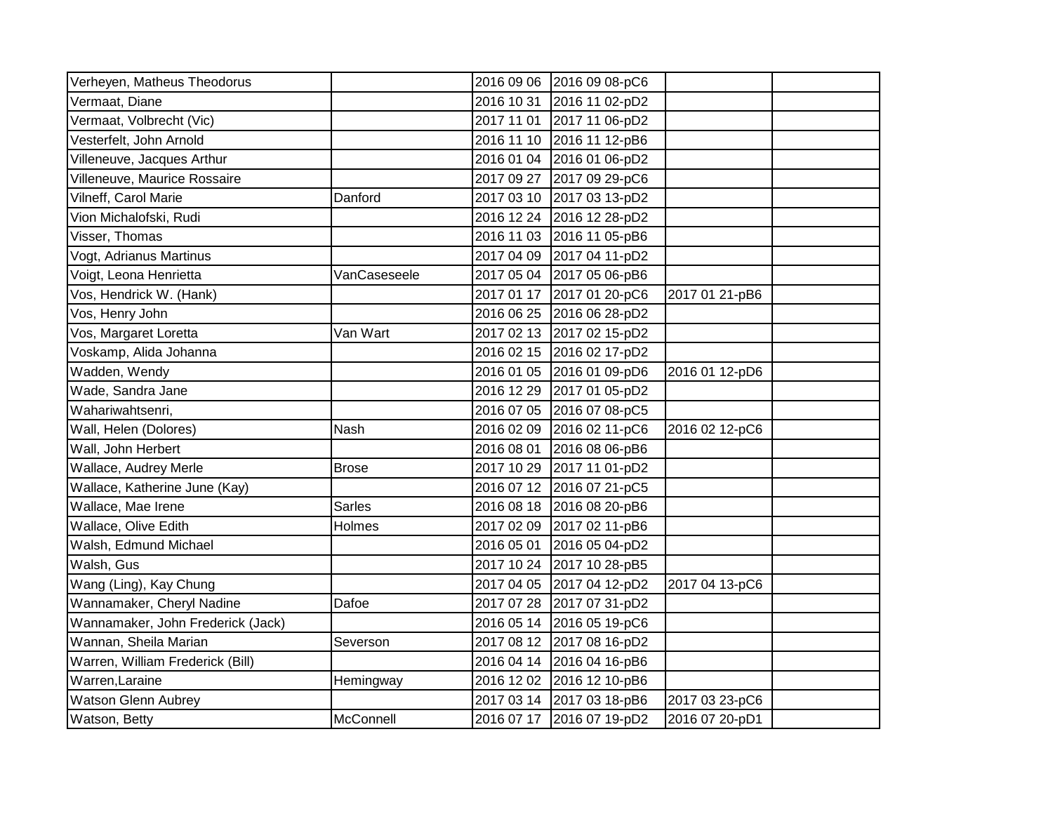| | | | | | |
|---|---|---|---|---|---|
| Verheyen, Matheus Theodorus | | 2016 09 06 | 2016 09 08-pC6 | | |
| Vermaat, Diane | | 2016 10 31 | 2016 11 02-pD2 | | |
| Vermaat, Volbrecht (Vic) | | 2017 11 01 | 2017 11 06-pD2 | | |
| Vesterfelt, John Arnold | | 2016 11 10 | 2016 11 12-pB6 | | |
| Villeneuve, Jacques Arthur | | 2016 01 04 | 2016 01 06-pD2 | | |
| Villeneuve, Maurice Rossaire | | 2017 09 27 | 2017 09 29-pC6 | | |
| Vilneff, Carol Marie | Danford | 2017 03 10 | 2017 03 13-pD2 | | |
| Vion Michalofski, Rudi | | 2016 12 24 | 2016 12 28-pD2 | | |
| Visser, Thomas | | 2016 11 03 | 2016 11 05-pB6 | | |
| Vogt, Adrianus Martinus | | 2017 04 09 | 2017 04 11-pD2 | | |
| Voigt, Leona Henrietta | VanCaseseele | 2017 05 04 | 2017 05 06-pB6 | | |
| Vos, Hendrick W. (Hank) | | 2017 01 17 | 2017 01 20-pC6 | 2017 01 21-pB6 | |
| Vos, Henry John | | 2016 06 25 | 2016 06 28-pD2 | | |
| Vos, Margaret Loretta | Van Wart | 2017 02 13 | 2017 02 15-pD2 | | |
| Voskamp, Alida Johanna | | 2016 02 15 | 2016 02 17-pD2 | | |
| Wadden, Wendy | | 2016 01 05 | 2016 01 09-pD6 | 2016 01 12-pD6 | |
| Wade, Sandra Jane | | 2016 12 29 | 2017 01 05-pD2 | | |
| Wahariwahtsenri, | | 2016 07 05 | 2016 07 08-pC5 | | |
| Wall, Helen (Dolores) | Nash | 2016 02 09 | 2016 02 11-pC6 | 2016 02 12-pC6 | |
| Wall, John Herbert | | 2016 08 01 | 2016 08 06-pB6 | | |
| Wallace, Audrey Merle | Brose | 2017 10 29 | 2017 11 01-pD2 | | |
| Wallace, Katherine June (Kay) | | 2016 07 12 | 2016 07 21-pC5 | | |
| Wallace, Mae Irene | Sarles | 2016 08 18 | 2016 08 20-pB6 | | |
| Wallace, Olive Edith | Holmes | 2017 02 09 | 2017 02 11-pB6 | | |
| Walsh, Edmund Michael | | 2016 05 01 | 2016 05 04-pD2 | | |
| Walsh, Gus | | 2017 10 24 | 2017 10 28-pB5 | | |
| Wang (Ling), Kay Chung | | 2017 04 05 | 2017 04 12-pD2 | 2017 04 13-pC6 | |
| Wannamaker, Cheryl Nadine | Dafoe | 2017 07 28 | 2017 07 31-pD2 | | |
| Wannamaker, John Frederick (Jack) | | 2016 05 14 | 2016 05 19-pC6 | | |
| Wannan, Sheila Marian | Severson | 2017 08 12 | 2017 08 16-pD2 | | |
| Warren, William Frederick (Bill) | | 2016 04 14 | 2016 04 16-pB6 | | |
| Warren,Laraine | Hemingway | 2016 12 02 | 2016 12 10-pB6 | | |
| Watson Glenn Aubrey | | 2017 03 14 | 2017 03 18-pB6 | 2017 03 23-pC6 | |
| Watson, Betty | McConnell | 2016 07 17 | 2016 07 19-pD2 | 2016 07 20-pD1 | |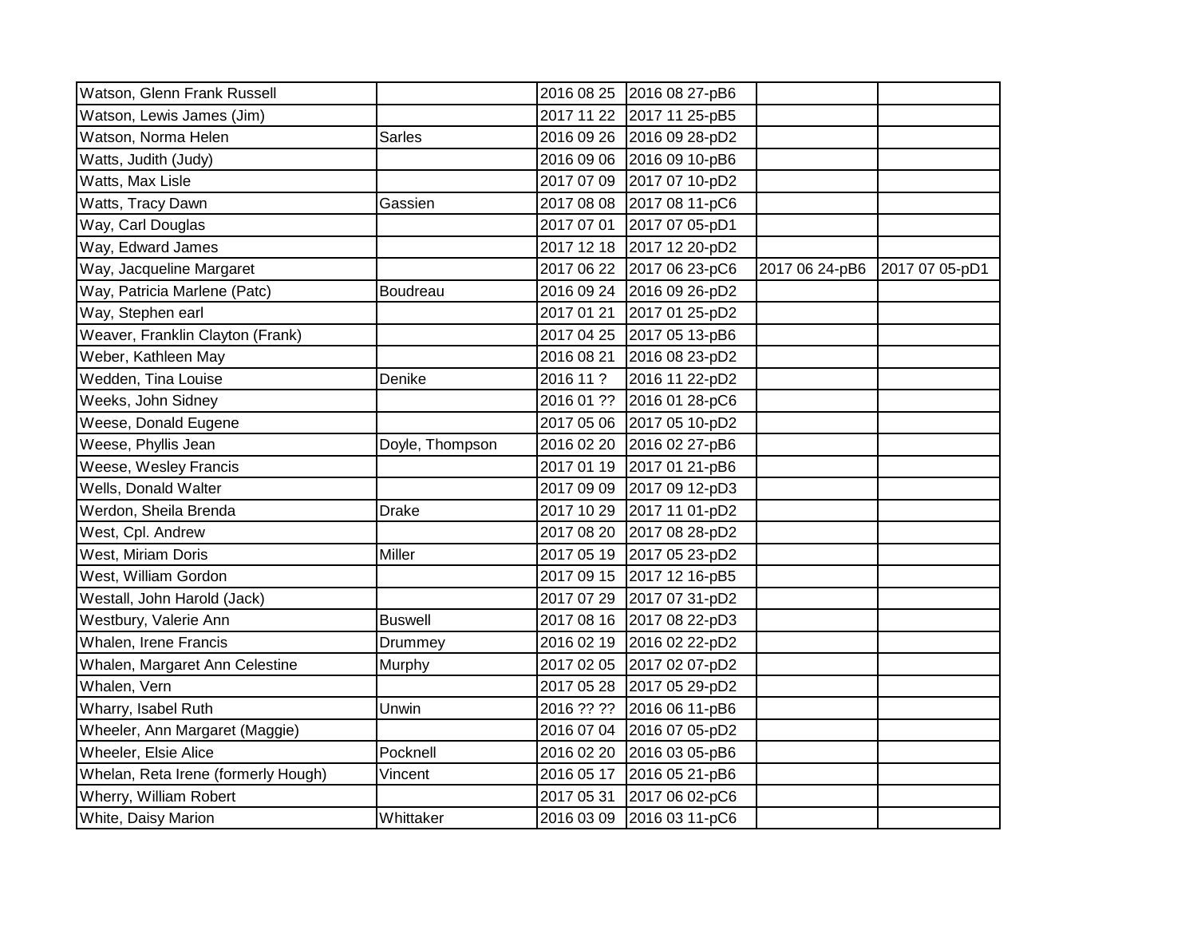| | | | | | |
|---|---|---|---|---|---|
| Watson, Glenn Frank Russell | | 2016 08 25 | 2016 08 27-pB6 | | |
| Watson, Lewis James (Jim) | | 2017 11 22 | 2017 11 25-pB5 | | |
| Watson, Norma Helen | Sarles | 2016 09 26 | 2016 09 28-pD2 | | |
| Watts, Judith (Judy) | | 2016 09 06 | 2016 09 10-pB6 | | |
| Watts, Max Lisle | | 2017 07 09 | 2017 07 10-pD2 | | |
| Watts, Tracy Dawn | Gassien | 2017 08 08 | 2017 08 11-pC6 | | |
| Way, Carl Douglas | | 2017 07 01 | 2017 07 05-pD1 | | |
| Way, Edward James | | 2017 12 18 | 2017 12 20-pD2 | | |
| Way, Jacqueline Margaret | | 2017 06 22 | 2017 06 23-pC6 | 2017 06 24-pB6 | 2017 07 05-pD1 |
| Way, Patricia Marlene (Patc) | Boudreau | 2016 09 24 | 2016 09 26-pD2 | | |
| Way, Stephen earl | | 2017 01 21 | 2017 01 25-pD2 | | |
| Weaver, Franklin Clayton (Frank) | | 2017 04 25 | 2017 05 13-pB6 | | |
| Weber, Kathleen May | | 2016 08 21 | 2016 08 23-pD2 | | |
| Wedden, Tina Louise | Denike | 2016 11 ? | 2016 11 22-pD2 | | |
| Weeks, John Sidney | | 2016 01 ?? | 2016 01 28-pC6 | | |
| Weese, Donald Eugene | | 2017 05 06 | 2017 05 10-pD2 | | |
| Weese, Phyllis Jean | Doyle, Thompson | 2016 02 20 | 2016 02 27-pB6 | | |
| Weese, Wesley Francis | | 2017 01 19 | 2017 01 21-pB6 | | |
| Wells, Donald Walter | | 2017 09 09 | 2017 09 12-pD3 | | |
| Werdon, Sheila Brenda | Drake | 2017 10 29 | 2017 11 01-pD2 | | |
| West, Cpl. Andrew | | 2017 08 20 | 2017 08 28-pD2 | | |
| West, Miriam Doris | Miller | 2017 05 19 | 2017 05 23-pD2 | | |
| West, William Gordon | | 2017 09 15 | 2017 12 16-pB5 | | |
| Westall, John Harold (Jack) | | 2017 07 29 | 2017 07 31-pD2 | | |
| Westbury, Valerie Ann | Buswell | 2017 08 16 | 2017 08 22-pD3 | | |
| Whalen, Irene Francis | Drummey | 2016 02 19 | 2016 02 22-pD2 | | |
| Whalen, Margaret Ann Celestine | Murphy | 2017 02 05 | 2017 02 07-pD2 | | |
| Whalen, Vern | | 2017 05 28 | 2017 05 29-pD2 | | |
| Wharry, Isabel Ruth | Unwin | 2016 ?? ?? | 2016 06 11-pB6 | | |
| Wheeler, Ann Margaret (Maggie) | | 2016 07 04 | 2016 07 05-pD2 | | |
| Wheeler, Elsie Alice | Pocknell | 2016 02 20 | 2016 03 05-pB6 | | |
| Whelan, Reta Irene (formerly Hough) | Vincent | 2016 05 17 | 2016 05 21-pB6 | | |
| Wherry, William Robert | | 2017 05 31 | 2017 06 02-pC6 | | |
| White, Daisy Marion | Whittaker | 2016 03 09 | 2016 03 11-pC6 | | |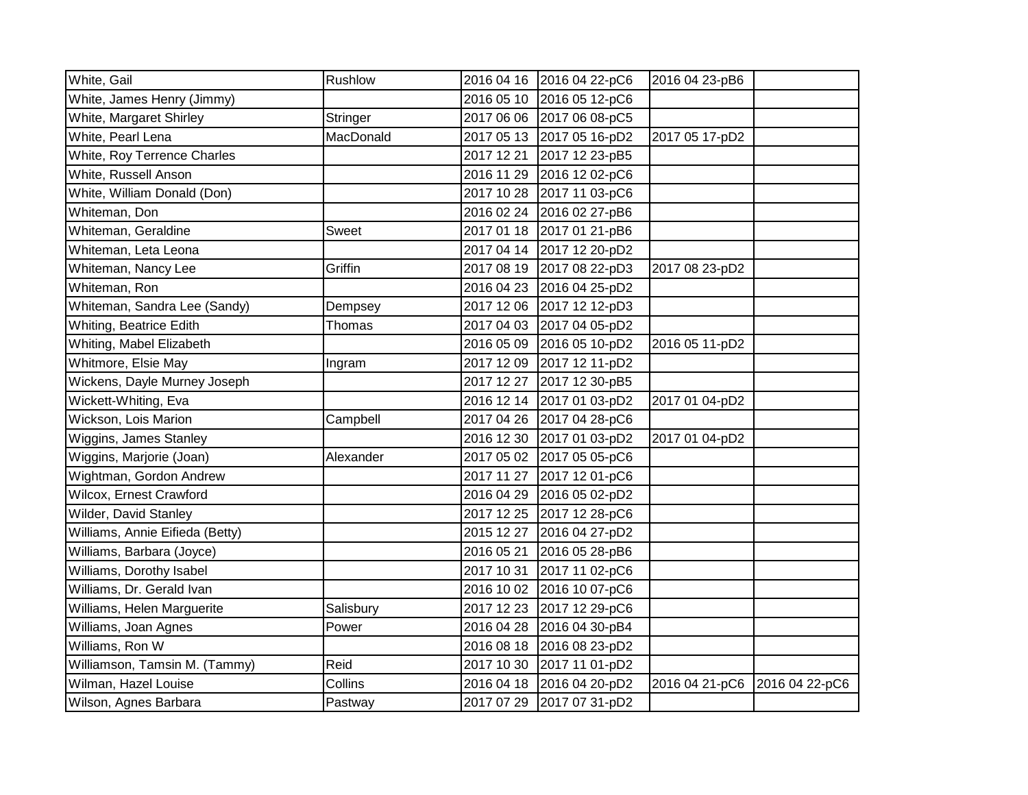| | | | | | |
|---|---|---|---|---|---|
| White, Gail | Rushlow | 2016 04 16 | 2016 04 22-pC6 | 2016 04 23-pB6 | |
| White, James Henry (Jimmy) | | 2016 05 10 | 2016 05 12-pC6 | | |
| White, Margaret Shirley | Stringer | 2017 06 06 | 2017 06 08-pC5 | | |
| White, Pearl Lena | MacDonald | 2017 05 13 | 2017 05 16-pD2 | 2017 05 17-pD2 | |
| White, Roy Terrence Charles | | 2017 12 21 | 2017 12 23-pB5 | | |
| White, Russell Anson | | 2016 11 29 | 2016 12 02-pC6 | | |
| White, William Donald (Don) | | 2017 10 28 | 2017 11 03-pC6 | | |
| Whiteman, Don | | 2016 02 24 | 2016 02 27-pB6 | | |
| Whiteman, Geraldine | Sweet | 2017 01 18 | 2017 01 21-pB6 | | |
| Whiteman, Leta Leona | | 2017 04 14 | 2017 12 20-pD2 | | |
| Whiteman, Nancy Lee | Griffin | 2017 08 19 | 2017 08 22-pD3 | 2017 08 23-pD2 | |
| Whiteman, Ron | | 2016 04 23 | 2016 04 25-pD2 | | |
| Whiteman, Sandra Lee (Sandy) | Dempsey | 2017 12 06 | 2017 12 12-pD3 | | |
| Whiting, Beatrice Edith | Thomas | 2017 04 03 | 2017 04 05-pD2 | | |
| Whiting, Mabel Elizabeth | | 2016 05 09 | 2016 05 10-pD2 | 2016 05 11-pD2 | |
| Whitmore, Elsie May | Ingram | 2017 12 09 | 2017 12 11-pD2 | | |
| Wickens, Dayle Murney Joseph | | 2017 12 27 | 2017 12 30-pB5 | | |
| Wickett-Whiting, Eva | | 2016 12 14 | 2017 01 03-pD2 | 2017 01 04-pD2 | |
| Wickson, Lois Marion | Campbell | 2017 04 26 | 2017 04 28-pC6 | | |
| Wiggins, James Stanley | | 2016 12 30 | 2017 01 03-pD2 | 2017 01 04-pD2 | |
| Wiggins, Marjorie (Joan) | Alexander | 2017 05 02 | 2017 05 05-pC6 | | |
| Wightman, Gordon Andrew | | 2017 11 27 | 2017 12 01-pC6 | | |
| Wilcox, Ernest Crawford | | 2016 04 29 | 2016 05 02-pD2 | | |
| Wilder, David Stanley | | 2017 12 25 | 2017 12 28-pC6 | | |
| Williams, Annie Eifieda (Betty) | | 2015 12 27 | 2016 04 27-pD2 | | |
| Williams, Barbara (Joyce) | | 2016 05 21 | 2016 05 28-pB6 | | |
| Williams, Dorothy Isabel | | 2017 10 31 | 2017 11 02-pC6 | | |
| Williams, Dr. Gerald Ivan | | 2016 10 02 | 2016 10 07-pC6 | | |
| Williams, Helen Marguerite | Salisbury | 2017 12 23 | 2017 12 29-pC6 | | |
| Williams, Joan Agnes | Power | 2016 04 28 | 2016 04 30-pB4 | | |
| Williams, Ron W | | 2016 08 18 | 2016 08 23-pD2 | | |
| Williamson, Tamsin M. (Tammy) | Reid | 2017 10 30 | 2017 11 01-pD2 | | |
| Wilman, Hazel Louise | Collins | 2016 04 18 | 2016 04 20-pD2 | 2016 04 21-pC6 | 2016 04 22-pC6 |
| Wilson, Agnes Barbara | Pastway | 2017 07 29 | 2017 07 31-pD2 | | |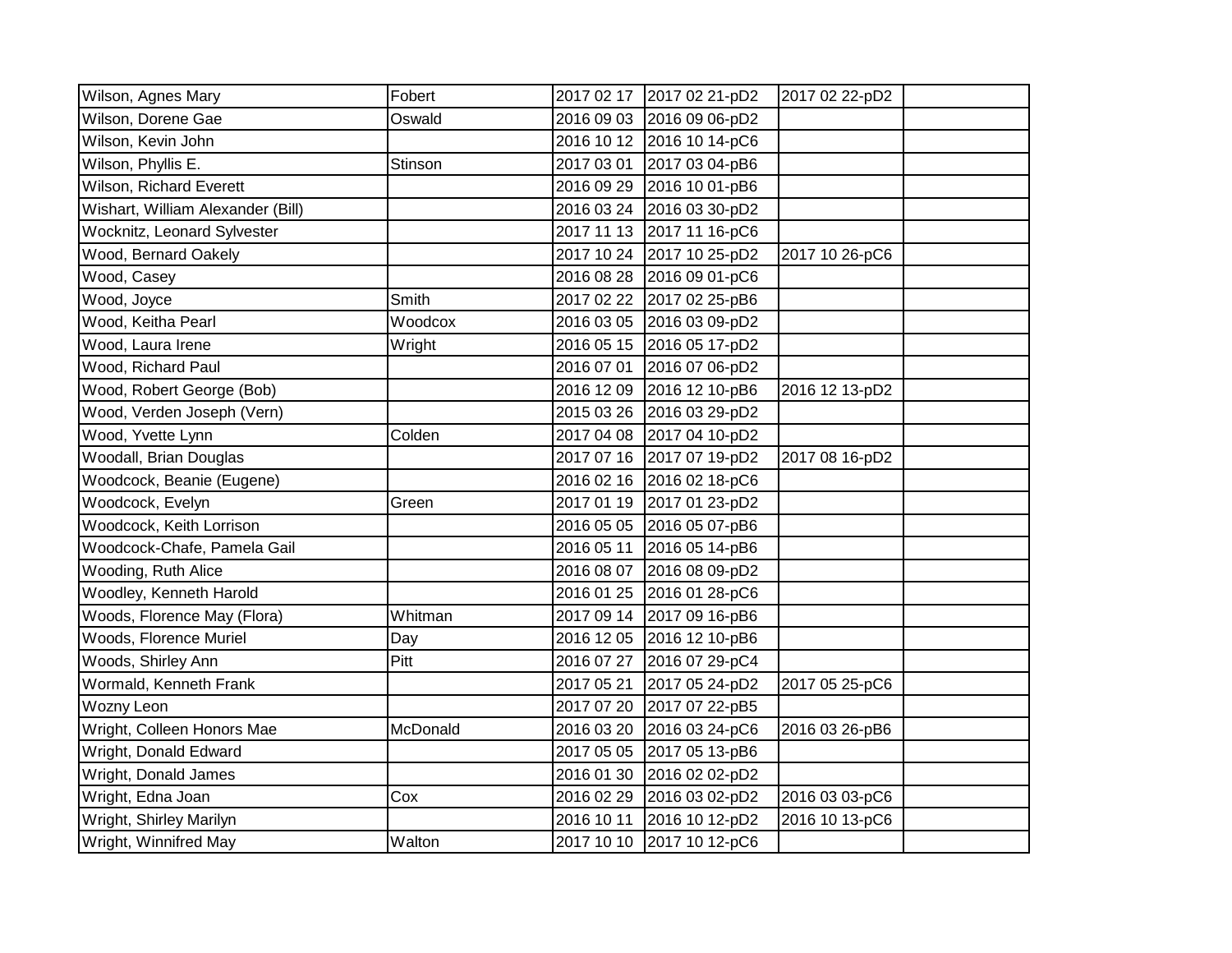| | | | | | |
|---|---|---|---|---|---|
| Wilson, Agnes Mary | Fobert | 2017 02 17 | 2017 02 21-pD2 | 2017 02 22-pD2 | |
| Wilson, Dorene Gae | Oswald | 2016 09 03 | 2016 09 06-pD2 | | |
| Wilson, Kevin John | | 2016 10 12 | 2016 10 14-pC6 | | |
| Wilson, Phyllis E. | Stinson | 2017 03 01 | 2017 03 04-pB6 | | |
| Wilson, Richard Everett | | 2016 09 29 | 2016 10 01-pB6 | | |
| Wishart, William Alexander (Bill) | | 2016 03 24 | 2016 03 30-pD2 | | |
| Wocknitz, Leonard Sylvester | | 2017 11 13 | 2017 11 16-pC6 | | |
| Wood, Bernard Oakely | | 2017 10 24 | 2017 10 25-pD2 | 2017 10 26-pC6 | |
| Wood, Casey | | 2016 08 28 | 2016 09 01-pC6 | | |
| Wood, Joyce | Smith | 2017 02 22 | 2017 02 25-pB6 | | |
| Wood, Keitha Pearl | Woodcox | 2016 03 05 | 2016 03 09-pD2 | | |
| Wood, Laura Irene | Wright | 2016 05 15 | 2016 05 17-pD2 | | |
| Wood, Richard Paul | | 2016 07 01 | 2016 07 06-pD2 | | |
| Wood, Robert George (Bob) | | 2016 12 09 | 2016 12 10-pB6 | 2016 12 13-pD2 | |
| Wood, Verden Joseph (Vern) | | 2015 03 26 | 2016 03 29-pD2 | | |
| Wood, Yvette Lynn | Colden | 2017 04 08 | 2017 04 10-pD2 | | |
| Woodall, Brian Douglas | | 2017 07 16 | 2017 07 19-pD2 | 2017 08 16-pD2 | |
| Woodcock, Beanie (Eugene) | | 2016 02 16 | 2016 02 18-pC6 | | |
| Woodcock, Evelyn | Green | 2017 01 19 | 2017 01 23-pD2 | | |
| Woodcock, Keith Lorrison | | 2016 05 05 | 2016 05 07-pB6 | | |
| Woodcock-Chafe, Pamela Gail | | 2016 05 11 | 2016 05 14-pB6 | | |
| Wooding, Ruth Alice | | 2016 08 07 | 2016 08 09-pD2 | | |
| Woodley, Kenneth Harold | | 2016 01 25 | 2016 01 28-pC6 | | |
| Woods, Florence May (Flora) | Whitman | 2017 09 14 | 2017 09 16-pB6 | | |
| Woods, Florence Muriel | Day | 2016 12 05 | 2016 12 10-pB6 | | |
| Woods, Shirley Ann | Pitt | 2016 07 27 | 2016 07 29-pC4 | | |
| Wormald, Kenneth Frank | | 2017 05 21 | 2017 05 24-pD2 | 2017 05 25-pC6 | |
| Wozny Leon | | 2017 07 20 | 2017 07 22-pB5 | | |
| Wright, Colleen Honors Mae | McDonald | 2016 03 20 | 2016 03 24-pC6 | 2016 03 26-pB6 | |
| Wright, Donald Edward | | 2017 05 05 | 2017 05 13-pB6 | | |
| Wright, Donald James | | 2016 01 30 | 2016 02 02-pD2 | | |
| Wright, Edna Joan | Cox | 2016 02 29 | 2016 03 02-pD2 | 2016 03 03-pC6 | |
| Wright, Shirley Marilyn | | 2016 10 11 | 2016 10 12-pD2 | 2016 10 13-pC6 | |
| Wright, Winnifred May | Walton | 2017 10 10 | 2017 10 12-pC6 | | |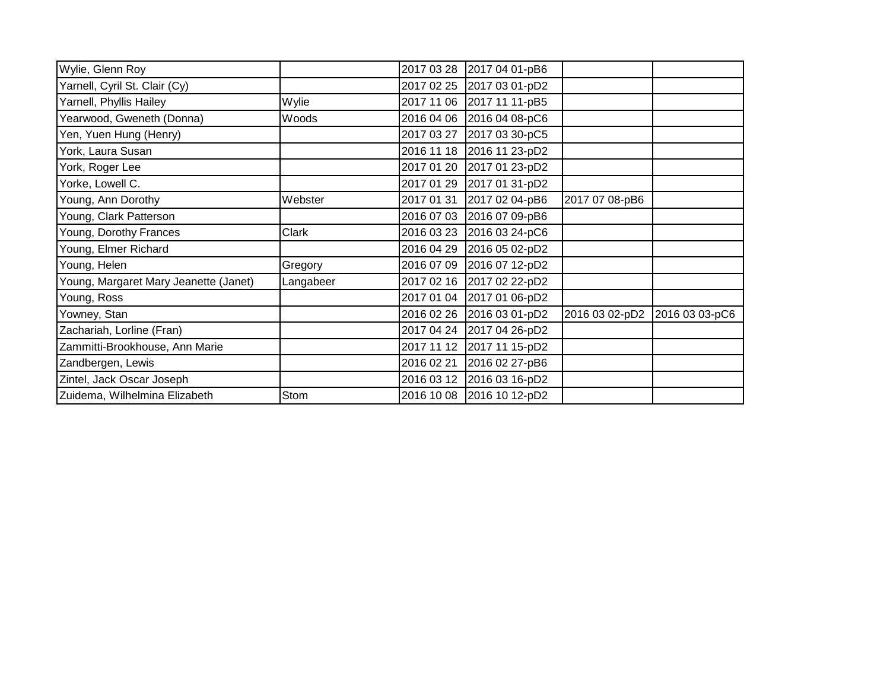| | | | | | |
|---|---|---|---|---|---|
| Wylie, Glenn Roy | | 2017 03 28 | 2017 04 01-pB6 | | |
| Yarnell, Cyril St. Clair (Cy) | | 2017 02 25 | 2017 03 01-pD2 | | |
| Yarnell, Phyllis Hailey | Wylie | 2017 11 06 | 2017 11 11-pB5 | | |
| Yearwood, Gweneth (Donna) | Woods | 2016 04 06 | 2016 04 08-pC6 | | |
| Yen, Yuen Hung (Henry) | | 2017 03 27 | 2017 03 30-pC5 | | |
| York, Laura Susan | | 2016 11 18 | 2016 11 23-pD2 | | |
| York, Roger Lee | | 2017 01 20 | 2017 01 23-pD2 | | |
| Yorke, Lowell C. | | 2017 01 29 | 2017 01 31-pD2 | | |
| Young, Ann Dorothy | Webster | 2017 01 31 | 2017 02 04-pB6 | 2017 07 08-pB6 | |
| Young, Clark Patterson | | 2016 07 03 | 2016 07 09-pB6 | | |
| Young, Dorothy Frances | Clark | 2016 03 23 | 2016 03 24-pC6 | | |
| Young, Elmer Richard | | 2016 04 29 | 2016 05 02-pD2 | | |
| Young, Helen | Gregory | 2016 07 09 | 2016 07 12-pD2 | | |
| Young, Margaret Mary Jeanette (Janet) | Langabeer | 2017 02 16 | 2017 02 22-pD2 | | |
| Young, Ross | | 2017 01 04 | 2017 01 06-pD2 | | |
| Yowney, Stan | | 2016 02 26 | 2016 03 01-pD2 | 2016 03 02-pD2 | 2016 03 03-pC6 |
| Zachariah, Lorline (Fran) | | 2017 04 24 | 2017 04 26-pD2 | | |
| Zammitti-Brookhouse, Ann Marie | | 2017 11 12 | 2017 11 15-pD2 | | |
| Zandbergen, Lewis | | 2016 02 21 | 2016 02 27-pB6 | | |
| Zintel, Jack Oscar Joseph | | 2016 03 12 | 2016 03 16-pD2 | | |
| Zuidema, Wilhelmina Elizabeth | Stom | 2016 10 08 | 2016 10 12-pD2 | | |